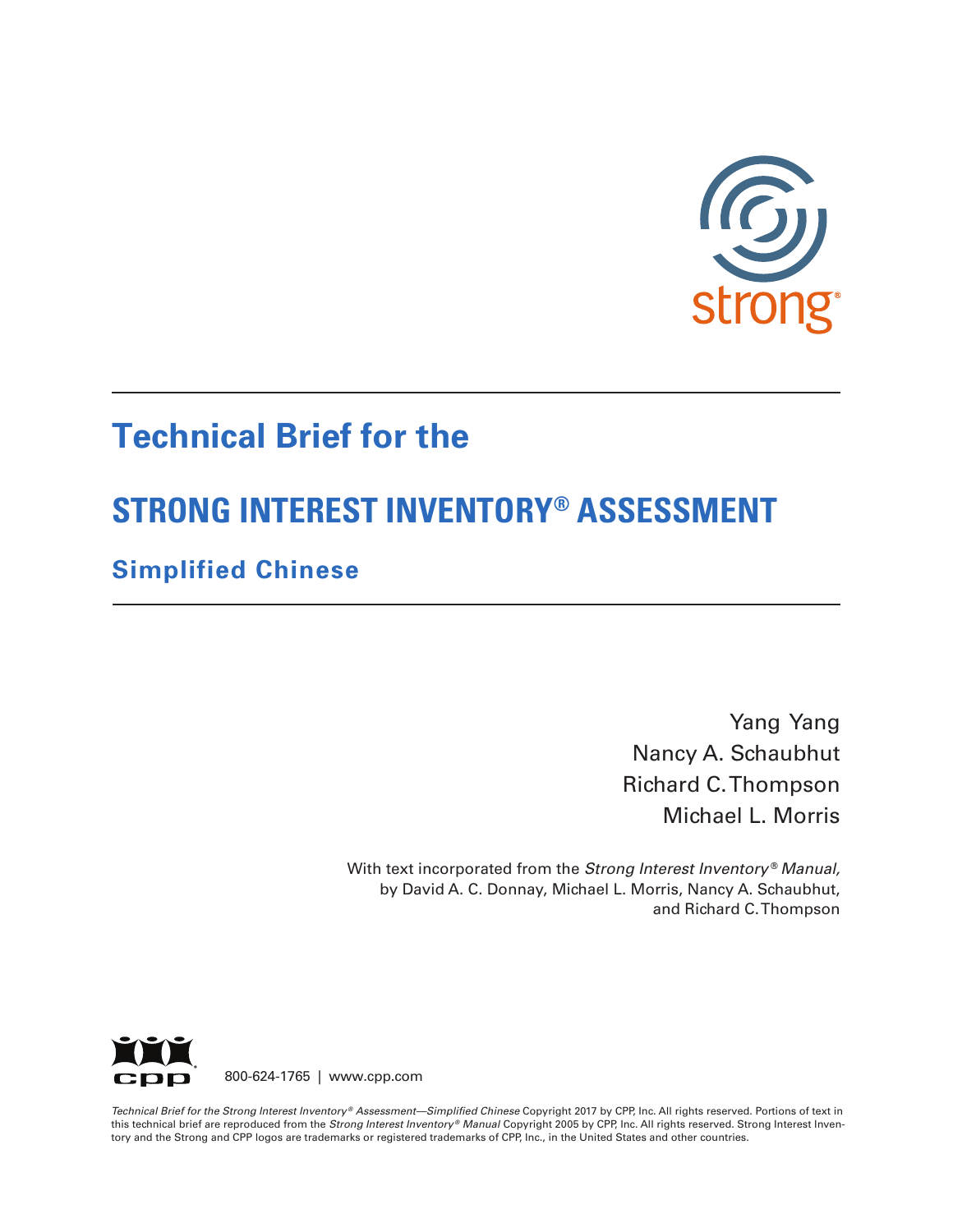strong®

# Technical Brief for the

# STRONG INTEREST INVENTORY® ASSESSMENT

## Simplified Chinese

Yang Yang
Nancy A. Schaubhut
Richard C. Thompson
Michael L. Morris

With text incorporated from the *Strong Interest Inventory® Manual,* by David A. C. Donnay, Michael L. Morris, Nancy A. Schaubhut, and Richard C. Thompson

CPP 800-624-1765 | www.cpp.com

*Technical Brief for the Strong Interest Inventory® Assessment—Simplified Chinese* Copyright 2017 by CPP, Inc. All rights reserved. Portions of text in this technical brief are reproduced from the *Strong Interest Inventory® Manual* Copyright 2005 by CPP, Inc. All rights reserved. Strong Interest Inventory and the Strong and CPP logos are trademarks or registered trademarks of CPP, Inc., in the United States and other countries.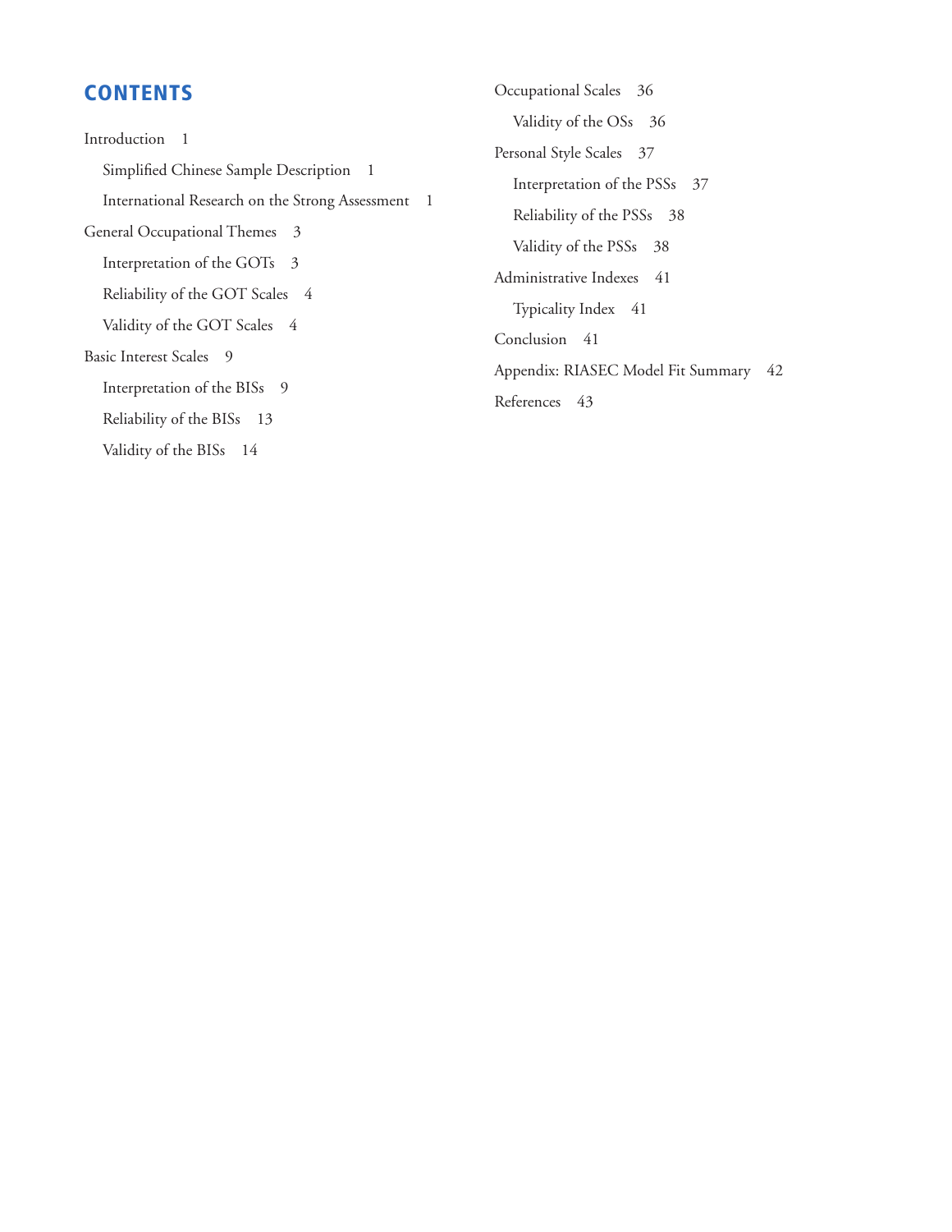# CONTENTS

Introduction 1

- Simplified Chinese Sample Description 1
- International Research on the Strong Assessment 1

General Occupational Themes 3

- Interpretation of the GOTs 3
- Reliability of the GOT Scales 4
- Validity of the GOT Scales 4

Basic Interest Scales 9

- Interpretation of the BISs 9
- Reliability of the BISs 13
- Validity of the BISs 14

Occupational Scales 36

- Validity of the OSs 36

Personal Style Scales 37

- Interpretation of the PSSs 37
- Reliability of the PSSs 38
- Validity of the PSSs 38

Administrative Indexes 41

- Typicality Index 41

Conclusion 41

Appendix: RIASEC Model Fit Summary 42

References 43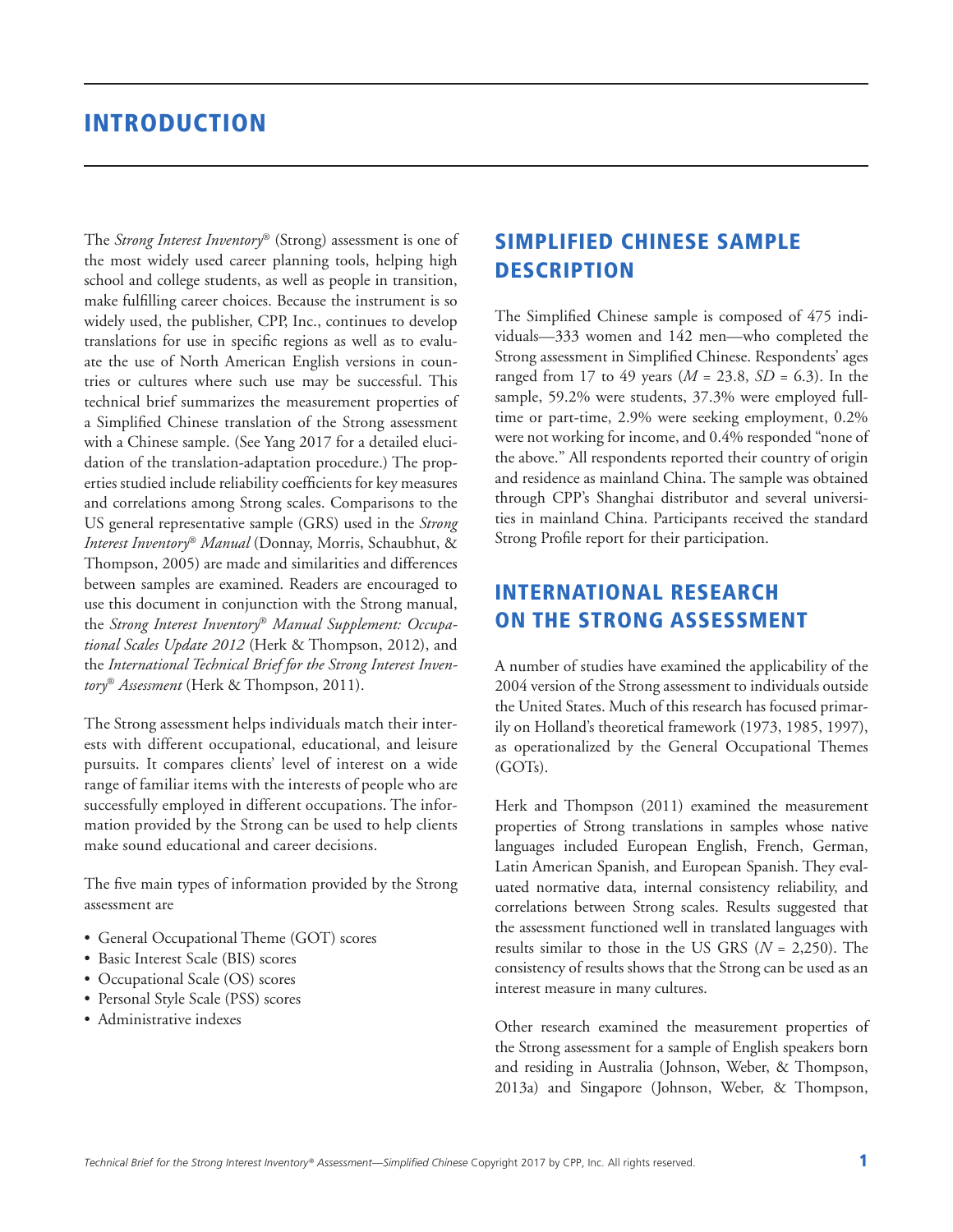# INTRODUCTION

The *Strong Interest Inventory*® (Strong) assessment is one of the most widely used career planning tools, helping high school and college students, as well as people in transition, make fulfilling career choices. Because the instrument is so widely used, the publisher, CPP, Inc., continues to develop translations for use in specific regions as well as to evaluate the use of North American English versions in countries or cultures where such use may be successful. This technical brief summarizes the measurement properties of a Simplified Chinese translation of the Strong assessment with a Chinese sample. (See Yang 2017 for a detailed elucidation of the translation-adaptation procedure.) The properties studied include reliability coefficients for key measures and correlations among Strong scales. Comparisons to the US general representative sample (GRS) used in the *Strong Interest Inventory® Manual* (Donnay, Morris, Schaubhut, & Thompson, 2005) are made and similarities and differences between samples are examined. Readers are encouraged to use this document in conjunction with the Strong manual, the *Strong Interest Inventory® Manual Supplement: Occupational Scales Update 2012* (Herk & Thompson, 2012), and the *International Technical Brief for the Strong Interest Inventory® Assessment* (Herk & Thompson, 2011).

The Strong assessment helps individuals match their interests with different occupational, educational, and leisure pursuits. It compares clients' level of interest on a wide range of familiar items with the interests of people who are successfully employed in different occupations. The information provided by the Strong can be used to help clients make sound educational and career decisions.

The five main types of information provided by the Strong assessment are

- General Occupational Theme (GOT) scores
- Basic Interest Scale (BIS) scores
- Occupational Scale (OS) scores
- Personal Style Scale (PSS) scores
- Administrative indexes

## SIMPLIFIED CHINESE SAMPLE DESCRIPTION

The Simplified Chinese sample is composed of 475 individuals—333 women and 142 men—who completed the Strong assessment in Simplified Chinese. Respondents' ages ranged from 17 to 49 years ($M$ = 23.8, $SD$ = 6.3). In the sample, 59.2% were students, 37.3% were employed full-time or part-time, 2.9% were seeking employment, 0.2% were not working for income, and 0.4% responded "none of the above." All respondents reported their country of origin and residence as mainland China. The sample was obtained through CPP's Shanghai distributor and several universities in mainland China. Participants received the standard Strong Profile report for their participation.

## INTERNATIONAL RESEARCH ON THE STRONG ASSESSMENT

A number of studies have examined the applicability of the 2004 version of the Strong assessment to individuals outside the United States. Much of this research has focused primarily on Holland's theoretical framework (1973, 1985, 1997), as operationalized by the General Occupational Themes (GOTs).

Herk and Thompson (2011) examined the measurement properties of Strong translations in samples whose native languages included European English, French, German, Latin American Spanish, and European Spanish. They evaluated normative data, internal consistency reliability, and correlations between Strong scales. Results suggested that the assessment functioned well in translated languages with results similar to those in the US GRS ($N$ = 2,250). The consistency of results shows that the Strong can be used as an interest measure in many cultures.

Other research examined the measurement properties of the Strong assessment for a sample of English speakers born and residing in Australia (Johnson, Weber, & Thompson, 2013a) and Singapore (Johnson, Weber, & Thompson,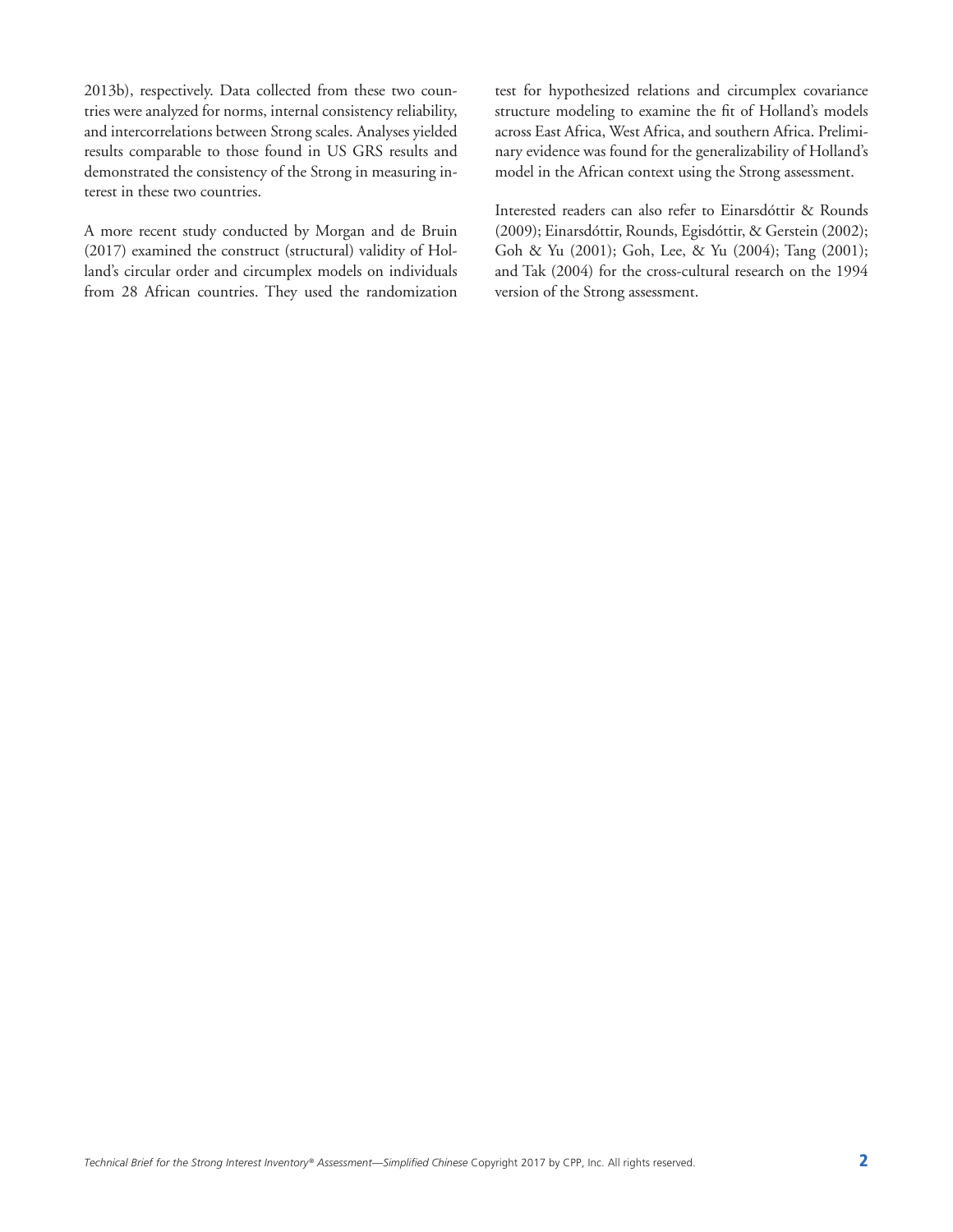2013b), respectively. Data collected from these two countries were analyzed for norms, internal consistency reliability, and intercorrelations between Strong scales. Analyses yielded results comparable to those found in US GRS results and demonstrated the consistency of the Strong in measuring interest in these two countries.

A more recent study conducted by Morgan and de Bruin (2017) examined the construct (structural) validity of Holland's circular order and circumplex models on individuals from 28 African countries. They used the randomization test for hypothesized relations and circumplex covariance structure modeling to examine the fit of Holland's models across East Africa, West Africa, and southern Africa. Preliminary evidence was found for the generalizability of Holland's model in the African context using the Strong assessment.

Interested readers can also refer to Einarsdóttir & Rounds (2009); Einarsdóttir, Rounds, Egisdóttir, & Gerstein (2002); Goh & Yu (2001); Goh, Lee, & Yu (2004); Tang (2001); and Tak (2004) for the cross-cultural research on the 1994 version of the Strong assessment.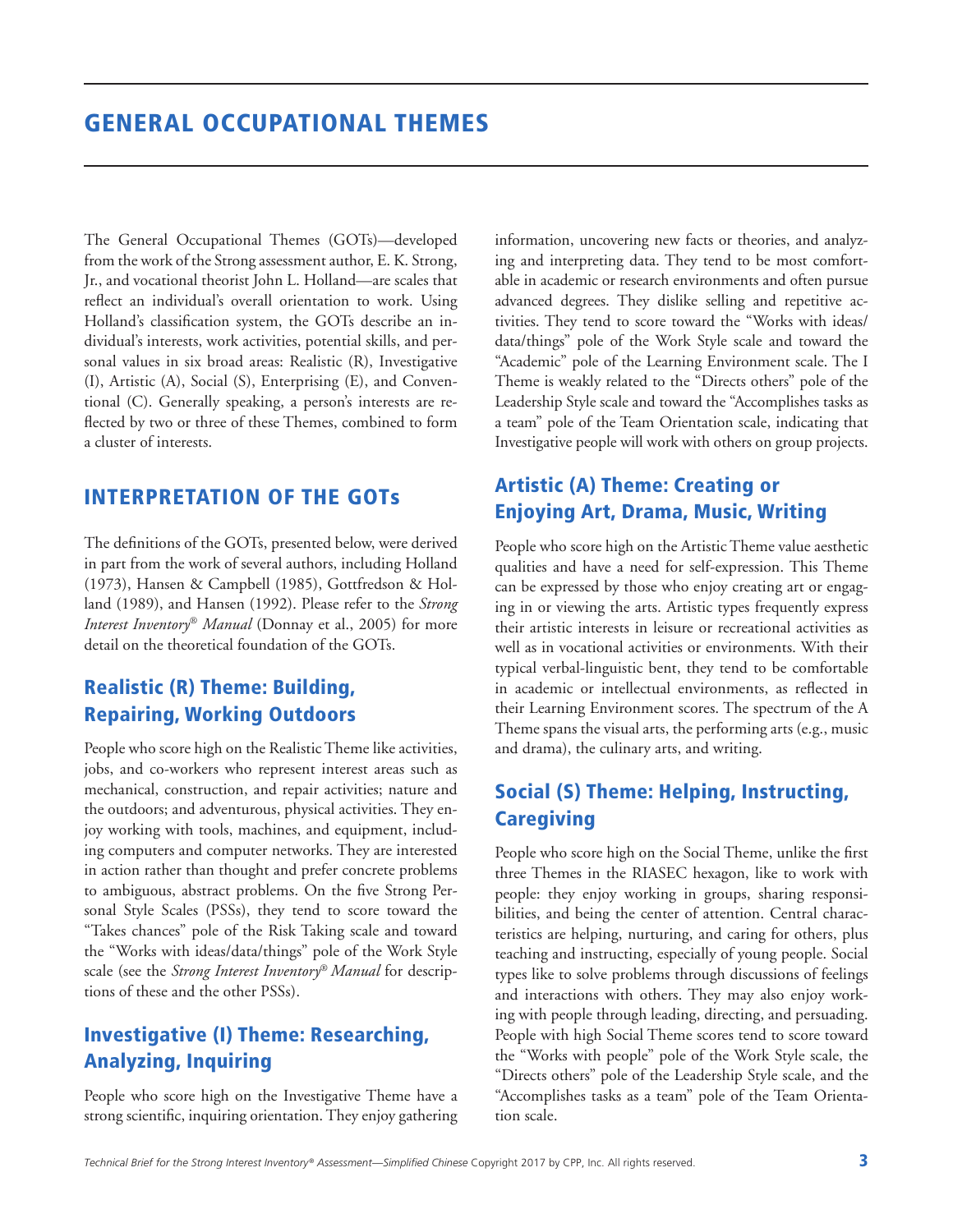# GENERAL OCCUPATIONAL THEMES

The General Occupational Themes (GOTs)—developed from the work of the Strong assessment author, E. K. Strong, Jr., and vocational theorist John L. Holland—are scales that reflect an individual's overall orientation to work. Using Holland's classification system, the GOTs describe an individual's interests, work activities, potential skills, and personal values in six broad areas: Realistic (R), Investigative (I), Artistic (A), Social (S), Enterprising (E), and Conventional (C). Generally speaking, a person's interests are reflected by two or three of these Themes, combined to form a cluster of interests.

## INTERPRETATION OF THE GOTs

The definitions of the GOTs, presented below, were derived in part from the work of several authors, including Holland (1973), Hansen & Campbell (1985), Gottfredson & Holland (1989), and Hansen (1992). Please refer to the *Strong Interest Inventory® Manual* (Donnay et al., 2005) for more detail on the theoretical foundation of the GOTs.

### Realistic (R) Theme: Building, Repairing, Working Outdoors

People who score high on the Realistic Theme like activities, jobs, and co-workers who represent interest areas such as mechanical, construction, and repair activities; nature and the outdoors; and adventurous, physical activities. They enjoy working with tools, machines, and equipment, including computers and computer networks. They are interested in action rather than thought and prefer concrete problems to ambiguous, abstract problems. On the five Strong Personal Style Scales (PSSs), they tend to score toward the "Takes chances" pole of the Risk Taking scale and toward the "Works with ideas/data/things" pole of the Work Style scale (see the *Strong Interest Inventory® Manual* for descriptions of these and the other PSSs).

### Investigative (I) Theme: Researching, Analyzing, Inquiring

People who score high on the Investigative Theme have a strong scientific, inquiring orientation. They enjoy gathering information, uncovering new facts or theories, and analyzing and interpreting data. They tend to be most comfortable in academic or research environments and often pursue advanced degrees. They dislike selling and repetitive activities. They tend to score toward the "Works with ideas/data/things" pole of the Work Style scale and toward the "Academic" pole of the Learning Environment scale. The I Theme is weakly related to the "Directs others" pole of the Leadership Style scale and toward the "Accomplishes tasks as a team" pole of the Team Orientation scale, indicating that Investigative people will work with others on group projects.

### Artistic (A) Theme: Creating or Enjoying Art, Drama, Music, Writing

People who score high on the Artistic Theme value aesthetic qualities and have a need for self-expression. This Theme can be expressed by those who enjoy creating art or engaging in or viewing the arts. Artistic types frequently express their artistic interests in leisure or recreational activities as well as in vocational activities or environments. With their typical verbal-linguistic bent, they tend to be comfortable in academic or intellectual environments, as reflected in their Learning Environment scores. The spectrum of the A Theme spans the visual arts, the performing arts (e.g., music and drama), the culinary arts, and writing.

### Social (S) Theme: Helping, Instructing, Caregiving

People who score high on the Social Theme, unlike the first three Themes in the RIASEC hexagon, like to work with people: they enjoy working in groups, sharing responsibilities, and being the center of attention. Central characteristics are helping, nurturing, and caring for others, plus teaching and instructing, especially of young people. Social types like to solve problems through discussions of feelings and interactions with others. They may also enjoy working with people through leading, directing, and persuading. People with high Social Theme scores tend to score toward the "Works with people" pole of the Work Style scale, the "Directs others" pole of the Leadership Style scale, and the "Accomplishes tasks as a team" pole of the Team Orientation scale.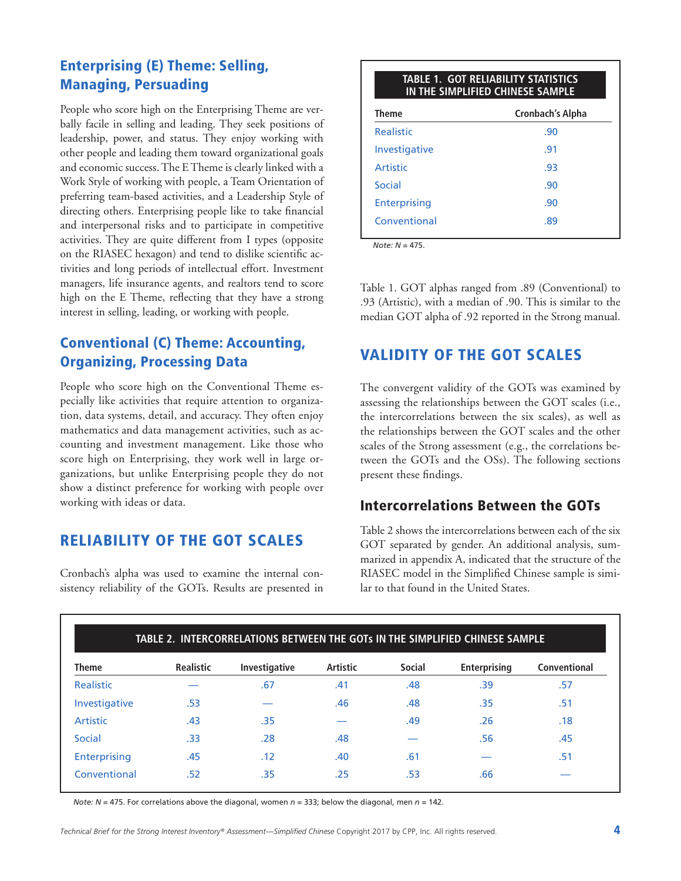## Enterprising (E) Theme: Selling, Managing, Persuading

People who score high on the Enterprising Theme are verbally facile in selling and leading. They seek positions of leadership, power, and status. They enjoy working with other people and leading them toward organizational goals and economic success. The E Theme is clearly linked with a Work Style of working with people, a Team Orientation of preferring team-based activities, and a Leadership Style of directing others. Enterprising people like to take financial and interpersonal risks and to participate in competitive activities. They are quite different from I types (opposite on the RIASEC hexagon) and tend to dislike scientific activities and long periods of intellectual effort. Investment managers, life insurance agents, and realtors tend to score high on the E Theme, reflecting that they have a strong interest in selling, leading, or working with people.

## Conventional (C) Theme: Accounting, Organizing, Processing Data

People who score high on the Conventional Theme especially like activities that require attention to organization, data systems, detail, and accuracy. They often enjoy mathematics and data management activities, such as accounting and investment management. Like those who score high on Enterprising, they work well in large organizations, but unlike Enterprising people they do not show a distinct preference for working with people over working with ideas or data.

# RELIABILITY OF THE GOT SCALES

Cronbach's alpha was used to examine the internal consistency reliability of the GOTs. Results are presented in Table 1. GOT alphas ranged from .89 (Conventional) to .93 (Artistic), with a median of .90. This is similar to the median GOT alpha of .92 reported in the Strong manual.

**TABLE 1. GOT RELIABILITY STATISTICS IN THE SIMPLIFIED CHINESE SAMPLE**

| Theme | Cronbach's Alpha |
|---|---|
| Realistic | .90 |
| Investigative | .91 |
| Artistic | .93 |
| Social | .90 |
| Enterprising | .90 |
| Conventional | .89 |

*Note:* $N = 475$.

# VALIDITY OF THE GOT SCALES

The convergent validity of the GOTs was examined by assessing the relationships between the GOT scales (i.e., the intercorrelations between the six scales), as well as the relationships between the GOT scales and the other scales of the Strong assessment (e.g., the correlations between the GOTs and the OSs). The following sections present these findings.

## Intercorrelations Between the GOTs

Table 2 shows the intercorrelations between each of the six GOT separated by gender. An additional analysis, summarized in appendix A, indicated that the structure of the RIASEC model in the Simplified Chinese sample is similar to that found in the United States.

**TABLE 2. INTERCORRELATIONS BETWEEN THE GOTs IN THE SIMPLIFIED CHINESE SAMPLE**

| Theme | Realistic | Investigative | Artistic | Social | Enterprising | Conventional |
|---|---|---|---|---|---|---|
| Realistic | — | .67 | .41 | .48 | .39 | .57 |
| Investigative | .53 | — | .46 | .48 | .35 | .51 |
| Artistic | .43 | .35 | — | .49 | .26 | .18 |
| Social | .33 | .28 | .48 | — | .56 | .45 |
| Enterprising | .45 | .12 | .40 | .61 | — | .51 |
| Conventional | .52 | .35 | .25 | .53 | .66 | — |

*Note:* $N = 475$. For correlations above the diagonal, women $n = 333$; below the diagonal, men $n = 142$.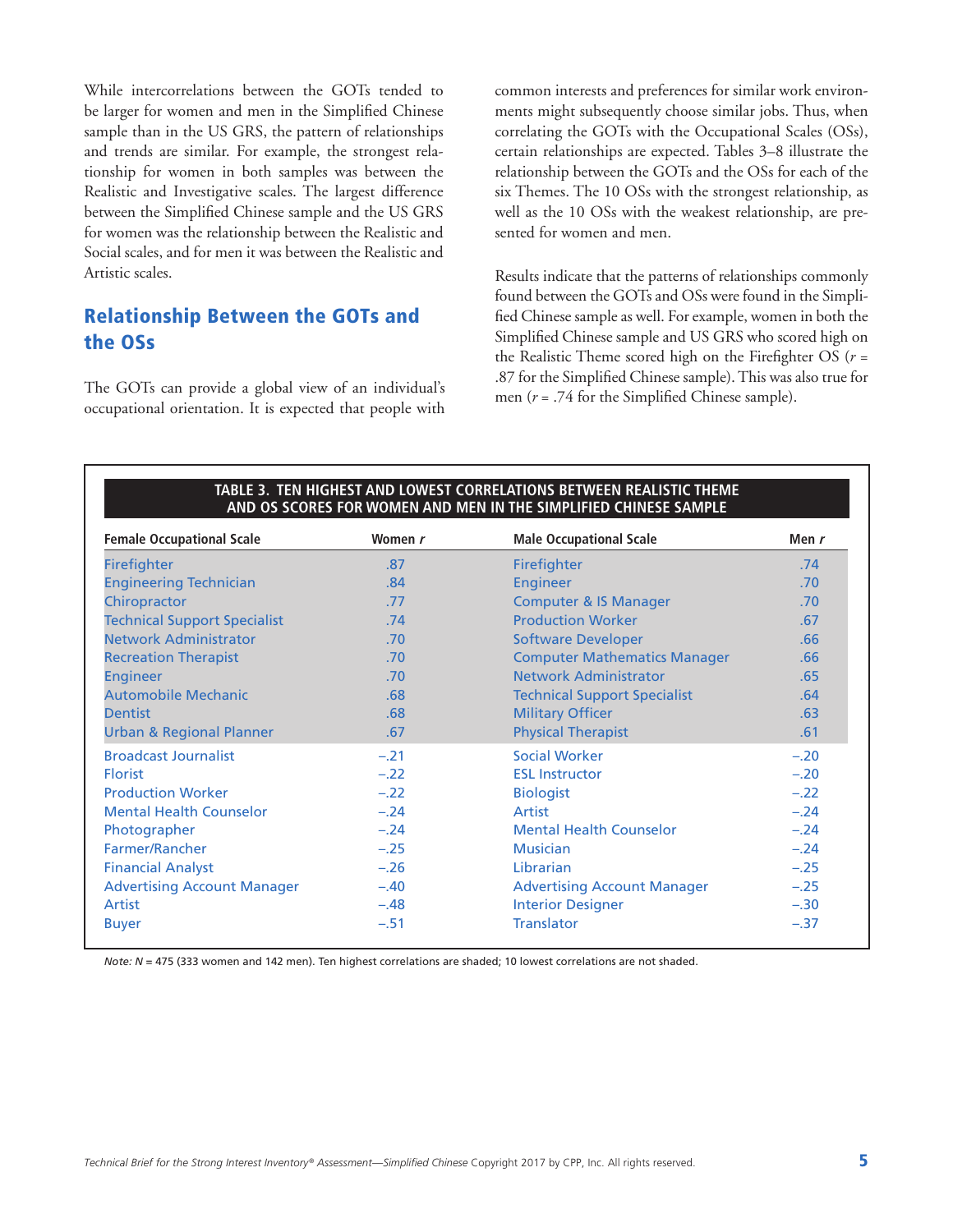While intercorrelations between the GOTs tended to be larger for women and men in the Simplified Chinese sample than in the US GRS, the pattern of relationships and trends are similar. For example, the strongest relationship for women in both samples was between the Realistic and Investigative scales. The largest difference between the Simplified Chinese sample and the US GRS for women was the relationship between the Realistic and Social scales, and for men it was between the Realistic and Artistic scales.

## Relationship Between the GOTs and the OSs

The GOTs can provide a global view of an individual's occupational orientation. It is expected that people with common interests and preferences for similar work environments might subsequently choose similar jobs. Thus, when correlating the GOTs with the Occupational Scales (OSs), certain relationships are expected. Tables 3–8 illustrate the relationship between the GOTs and the OSs for each of the six Themes. The 10 OSs with the strongest relationship, as well as the 10 OSs with the weakest relationship, are presented for women and men.

Results indicate that the patterns of relationships commonly found between the GOTs and OSs were found in the Simplified Chinese sample as well. For example, women in both the Simplified Chinese sample and US GRS who scored high on the Realistic Theme scored high on the Firefighter OS ($r$ = .87 for the Simplified Chinese sample). This was also true for men ($r$ = .74 for the Simplified Chinese sample).

**TABLE 3. TEN HIGHEST AND LOWEST CORRELATIONS BETWEEN REALISTIC THEME AND OS SCORES FOR WOMEN AND MEN IN THE SIMPLIFIED CHINESE SAMPLE**

| Female Occupational Scale | Women *r* | Male Occupational Scale | Men *r* |
|---|---|---|---|
| Firefighter | .87 | Firefighter | .74 |
| Engineering Technician | .84 | Engineer | .70 |
| Chiropractor | .77 | Computer & IS Manager | .70 |
| Technical Support Specialist | .74 | Production Worker | .67 |
| Network Administrator | .70 | Software Developer | .66 |
| Recreation Therapist | .70 | Computer Mathematics Manager | .66 |
| Engineer | .70 | Network Administrator | .65 |
| Automobile Mechanic | .68 | Technical Support Specialist | .64 |
| Dentist | .68 | Military Officer | .63 |
| Urban & Regional Planner | .67 | Physical Therapist | .61 |
| Broadcast Journalist | −.21 | Social Worker | −.20 |
| Florist | −.22 | ESL Instructor | −.20 |
| Production Worker | −.22 | Biologist | −.22 |
| Mental Health Counselor | −.24 | Artist | −.24 |
| Photographer | −.24 | Mental Health Counselor | −.24 |
| Farmer/Rancher | −.25 | Musician | −.24 |
| Financial Analyst | −.26 | Librarian | −.25 |
| Advertising Account Manager | −.40 | Advertising Account Manager | −.25 |
| Artist | −.48 | Interior Designer | −.30 |
| Buyer | −.51 | Translator | −.37 |

*Note: N* = 475 (333 women and 142 men). Ten highest correlations are shaded; 10 lowest correlations are not shaded.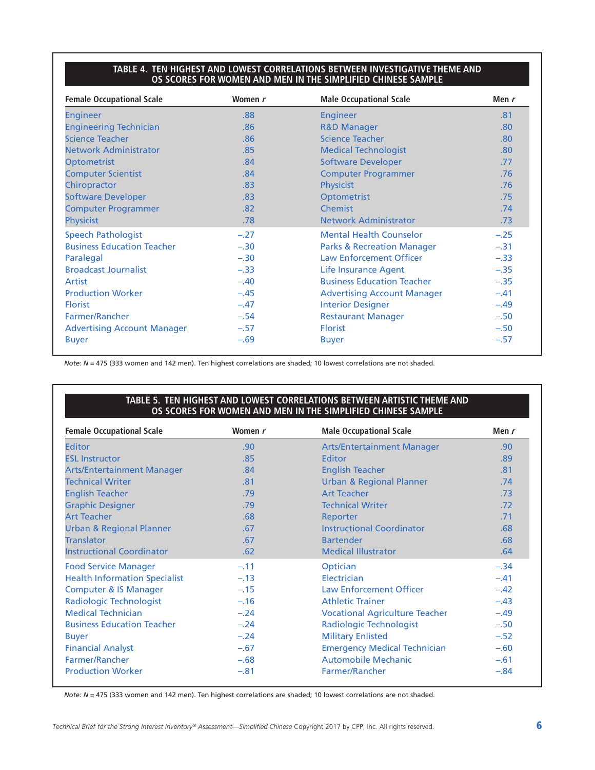**TABLE 4. TEN HIGHEST AND LOWEST CORRELATIONS BETWEEN INVESTIGATIVE THEME AND OS SCORES FOR WOMEN AND MEN IN THE SIMPLIFIED CHINESE SAMPLE**

| Female Occupational Scale | Women r | Male Occupational Scale | Men r |
|---|---|---|---|
| Engineer | .88 | Engineer | .81 |
| Engineering Technician | .86 | R&D Manager | .80 |
| Science Teacher | .86 | Science Teacher | .80 |
| Network Administrator | .85 | Medical Technologist | .80 |
| Optometrist | .84 | Software Developer | .77 |
| Computer Scientist | .84 | Computer Programmer | .76 |
| Chiropractor | .83 | Physicist | .76 |
| Software Developer | .83 | Optometrist | .75 |
| Computer Programmer | .82 | Chemist | .74 |
| Physicist | .78 | Network Administrator | .73 |
| Speech Pathologist | −.27 | Mental Health Counselor | −.25 |
| Business Education Teacher | −.30 | Parks & Recreation Manager | −.31 |
| Paralegal | −.30 | Law Enforcement Officer | −.33 |
| Broadcast Journalist | −.33 | Life Insurance Agent | −.35 |
| Artist | −.40 | Business Education Teacher | −.35 |
| Production Worker | −.45 | Advertising Account Manager | −.41 |
| Florist | −.47 | Interior Designer | −.49 |
| Farmer/Rancher | −.54 | Restaurant Manager | −.50 |
| Advertising Account Manager | −.57 | Florist | −.50 |
| Buyer | −.69 | Buyer | −.57 |

*Note: N* = 475 (333 women and 142 men). Ten highest correlations are shaded; 10 lowest correlations are not shaded.

**TABLE 5. TEN HIGHEST AND LOWEST CORRELATIONS BETWEEN ARTISTIC THEME AND OS SCORES FOR WOMEN AND MEN IN THE SIMPLIFIED CHINESE SAMPLE**

| Female Occupational Scale | Women r | Male Occupational Scale | Men r |
|---|---|---|---|
| Editor | .90 | Arts/Entertainment Manager | .90 |
| ESL Instructor | .85 | Editor | .89 |
| Arts/Entertainment Manager | .84 | English Teacher | .81 |
| Technical Writer | .81 | Urban & Regional Planner | .74 |
| English Teacher | .79 | Art Teacher | .73 |
| Graphic Designer | .79 | Technical Writer | .72 |
| Art Teacher | .68 | Reporter | .71 |
| Urban & Regional Planner | .67 | Instructional Coordinator | .68 |
| Translator | .67 | Bartender | .68 |
| Instructional Coordinator | .62 | Medical Illustrator | .64 |
| Food Service Manager | −.11 | Optician | −.34 |
| Health Information Specialist | −.13 | Electrician | −.41 |
| Computer & IS Manager | −.15 | Law Enforcement Officer | −.42 |
| Radiologic Technologist | −.16 | Athletic Trainer | −.43 |
| Medical Technician | −.24 | Vocational Agriculture Teacher | −.49 |
| Business Education Teacher | −.24 | Radiologic Technologist | −.50 |
| Buyer | −.24 | Military Enlisted | −.52 |
| Financial Analyst | −.67 | Emergency Medical Technician | −.60 |
| Farmer/Rancher | −.68 | Automobile Mechanic | −.61 |
| Production Worker | −.81 | Farmer/Rancher | −.84 |

*Note: N* = 475 (333 women and 142 men). Ten highest correlations are shaded; 10 lowest correlations are not shaded.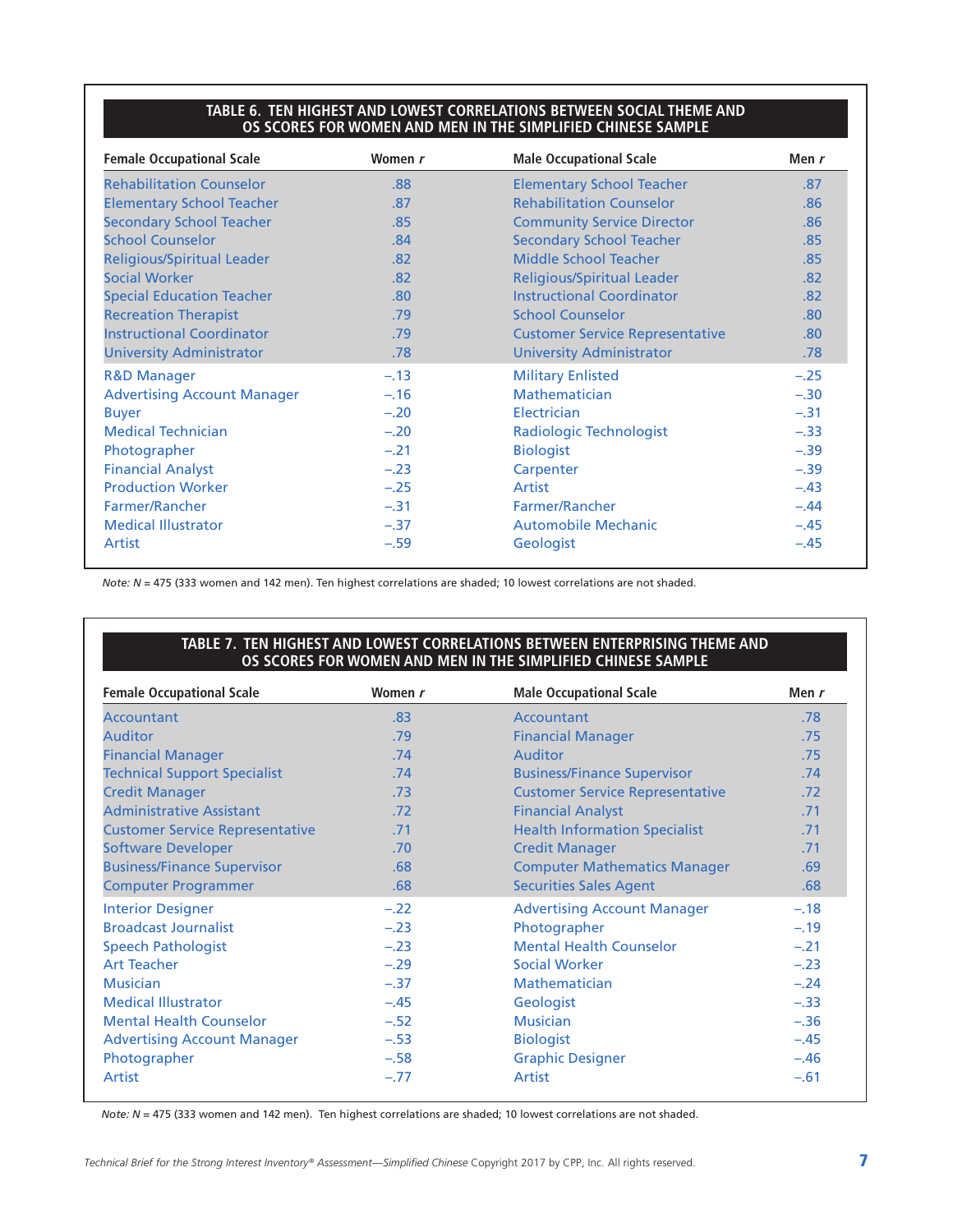**TABLE 6. TEN HIGHEST AND LOWEST CORRELATIONS BETWEEN SOCIAL THEME AND OS SCORES FOR WOMEN AND MEN IN THE SIMPLIFIED CHINESE SAMPLE**

| Female Occupational Scale | Women *r* | Male Occupational Scale | Men *r* |
|---|---|---|---|
| Rehabilitation Counselor | .88 | Elementary School Teacher | .87 |
| Elementary School Teacher | .87 | Rehabilitation Counselor | .86 |
| Secondary School Teacher | .85 | Community Service Director | .86 |
| School Counselor | .84 | Secondary School Teacher | .85 |
| Religious/Spiritual Leader | .82 | Middle School Teacher | .85 |
| Social Worker | .82 | Religious/Spiritual Leader | .82 |
| Special Education Teacher | .80 | Instructional Coordinator | .82 |
| Recreation Therapist | .79 | School Counselor | .80 |
| Instructional Coordinator | .79 | Customer Service Representative | .80 |
| University Administrator | .78 | University Administrator | .78 |
| R&D Manager | –.13 | Military Enlisted | –.25 |
| Advertising Account Manager | –.16 | Mathematician | –.30 |
| Buyer | –.20 | Electrician | –.31 |
| Medical Technician | –.20 | Radiologic Technologist | –.33 |
| Photographer | –.21 | Biologist | –.39 |
| Financial Analyst | –.23 | Carpenter | –.39 |
| Production Worker | –.25 | Artist | –.43 |
| Farmer/Rancher | –.31 | Farmer/Rancher | –.44 |
| Medical Illustrator | –.37 | Automobile Mechanic | –.45 |
| Artist | –.59 | Geologist | –.45 |

*Note: N* = 475 (333 women and 142 men). Ten highest correlations are shaded; 10 lowest correlations are not shaded.

**TABLE 7. TEN HIGHEST AND LOWEST CORRELATIONS BETWEEN ENTERPRISING THEME AND OS SCORES FOR WOMEN AND MEN IN THE SIMPLIFIED CHINESE SAMPLE**

| Female Occupational Scale | Women *r* | Male Occupational Scale | Men *r* |
|---|---|---|---|
| Accountant | .83 | Accountant | .78 |
| Auditor | .79 | Financial Manager | .75 |
| Financial Manager | .74 | Auditor | .75 |
| Technical Support Specialist | .74 | Business/Finance Supervisor | .74 |
| Credit Manager | .73 | Customer Service Representative | .72 |
| Administrative Assistant | .72 | Financial Analyst | .71 |
| Customer Service Representative | .71 | Health Information Specialist | .71 |
| Software Developer | .70 | Credit Manager | .71 |
| Business/Finance Supervisor | .68 | Computer Mathematics Manager | .69 |
| Computer Programmer | .68 | Securities Sales Agent | .68 |
| Interior Designer | –.22 | Advertising Account Manager | –.18 |
| Broadcast Journalist | –.23 | Photographer | –.19 |
| Speech Pathologist | –.23 | Mental Health Counselor | –.21 |
| Art Teacher | –.29 | Social Worker | –.23 |
| Musician | –.37 | Mathematician | –.24 |
| Medical Illustrator | –.45 | Geologist | –.33 |
| Mental Health Counselor | –.52 | Musician | –.36 |
| Advertising Account Manager | –.53 | Biologist | –.45 |
| Photographer | –.58 | Graphic Designer | –.46 |
| Artist | –.77 | Artist | –.61 |

*Note: N* = 475 (333 women and 142 men). Ten highest correlations are shaded; 10 lowest correlations are not shaded.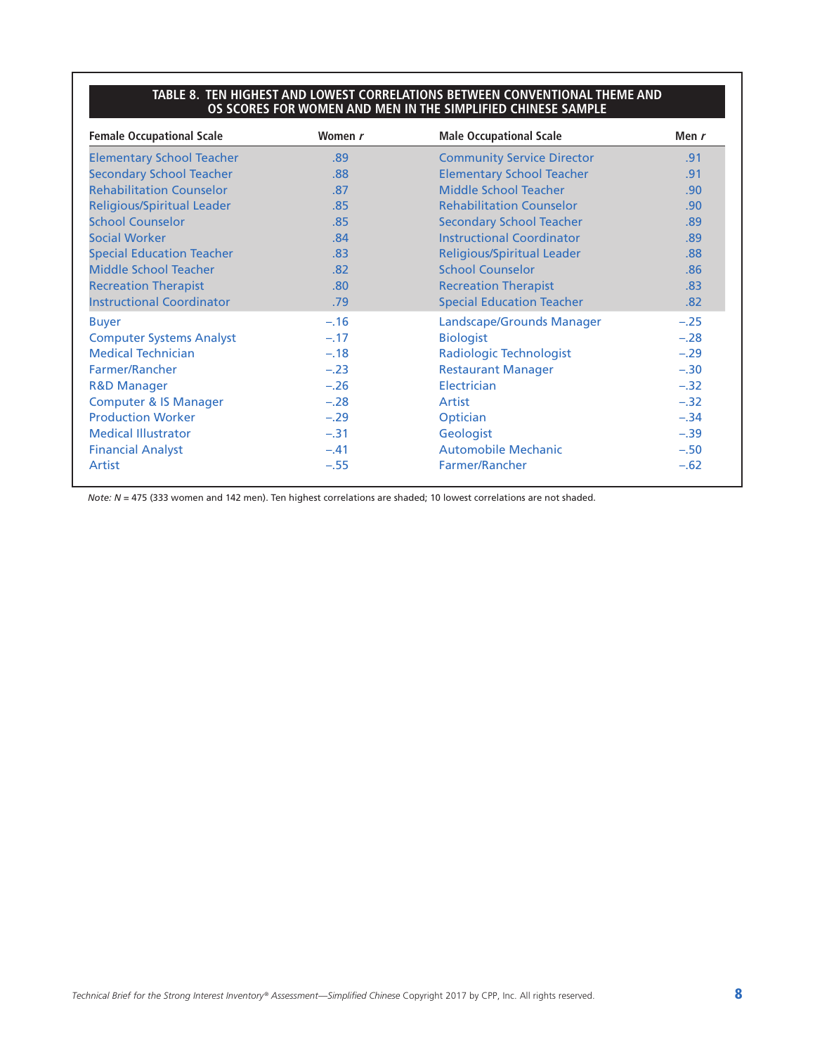**TABLE 8. TEN HIGHEST AND LOWEST CORRELATIONS BETWEEN CONVENTIONAL THEME AND OS SCORES FOR WOMEN AND MEN IN THE SIMPLIFIED CHINESE SAMPLE**

| Female Occupational Scale | Women *r* | Male Occupational Scale | Men *r* |
|---|---|---|---|
| Elementary School Teacher | .89 | Community Service Director | .91 |
| Secondary School Teacher | .88 | Elementary School Teacher | .91 |
| Rehabilitation Counselor | .87 | Middle School Teacher | .90 |
| Religious/Spiritual Leader | .85 | Rehabilitation Counselor | .90 |
| School Counselor | .85 | Secondary School Teacher | .89 |
| Social Worker | .84 | Instructional Coordinator | .89 |
| Special Education Teacher | .83 | Religious/Spiritual Leader | .88 |
| Middle School Teacher | .82 | School Counselor | .86 |
| Recreation Therapist | .80 | Recreation Therapist | .83 |
| Instructional Coordinator | .79 | Special Education Teacher | .82 |
| Buyer | −.16 | Landscape/Grounds Manager | −.25 |
| Computer Systems Analyst | −.17 | Biologist | −.28 |
| Medical Technician | −.18 | Radiologic Technologist | −.29 |
| Farmer/Rancher | −.23 | Restaurant Manager | −.30 |
| R&D Manager | −.26 | Electrician | −.32 |
| Computer & IS Manager | −.28 | Artist | −.32 |
| Production Worker | −.29 | Optician | −.34 |
| Medical Illustrator | −.31 | Geologist | −.39 |
| Financial Analyst | −.41 | Automobile Mechanic | −.50 |
| Artist | −.55 | Farmer/Rancher | −.62 |

*Note:* $N$ = 475 (333 women and 142 men). Ten highest correlations are shaded; 10 lowest correlations are not shaded.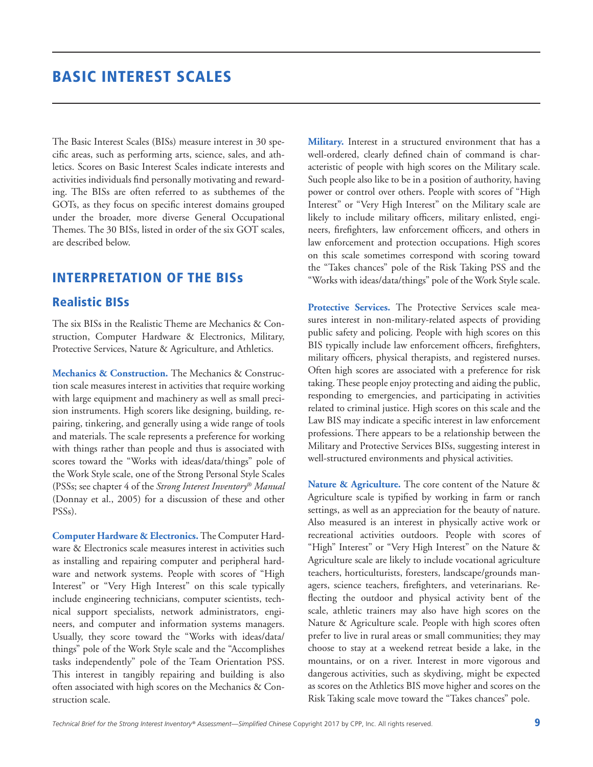# BASIC INTEREST SCALES

The Basic Interest Scales (BISs) measure interest in 30 specific areas, such as performing arts, science, sales, and athletics. Scores on Basic Interest Scales indicate interests and activities individuals find personally motivating and rewarding. The BISs are often referred to as subthemes of the GOTs, as they focus on specific interest domains grouped under the broader, more diverse General Occupational Themes. The 30 BISs, listed in order of the six GOT scales, are described below.

## INTERPRETATION OF THE BISs

### Realistic BISs

The six BISs in the Realistic Theme are Mechanics & Construction, Computer Hardware & Electronics, Military, Protective Services, Nature & Agriculture, and Athletics.

**Mechanics & Construction.** The Mechanics & Construction scale measures interest in activities that require working with large equipment and machinery as well as small precision instruments. High scorers like designing, building, repairing, tinkering, and generally using a wide range of tools and materials. The scale represents a preference for working with things rather than people and thus is associated with scores toward the "Works with ideas/data/things" pole of the Work Style scale, one of the Strong Personal Style Scales (PSSs; see chapter 4 of the *Strong Interest Inventory® Manual* (Donnay et al., 2005) for a discussion of these and other PSSs).

**Computer Hardware & Electronics.** The Computer Hardware & Electronics scale measures interest in activities such as installing and repairing computer and peripheral hardware and network systems. People with scores of "High Interest" or "Very High Interest" on this scale typically include engineering technicians, computer scientists, technical support specialists, network administrators, engineers, and computer and information systems managers. Usually, they score toward the "Works with ideas/data/things" pole of the Work Style scale and the "Accomplishes tasks independently" pole of the Team Orientation PSS. This interest in tangibly repairing and building is also often associated with high scores on the Mechanics & Construction scale.

**Military.** Interest in a structured environment that has a well-ordered, clearly defined chain of command is characteristic of people with high scores on the Military scale. Such people also like to be in a position of authority, having power or control over others. People with scores of "High Interest" or "Very High Interest" on the Military scale are likely to include military officers, military enlisted, engineers, firefighters, law enforcement officers, and others in law enforcement and protection occupations. High scores on this scale sometimes correspond with scoring toward the "Takes chances" pole of the Risk Taking PSS and the "Works with ideas/data/things" pole of the Work Style scale.

**Protective Services.** The Protective Services scale measures interest in non-military-related aspects of providing public safety and policing. People with high scores on this BIS typically include law enforcement officers, firefighters, military officers, physical therapists, and registered nurses. Often high scores are associated with a preference for risk taking. These people enjoy protecting and aiding the public, responding to emergencies, and participating in activities related to criminal justice. High scores on this scale and the Law BIS may indicate a specific interest in law enforcement professions. There appears to be a relationship between the Military and Protective Services BISs, suggesting interest in well-structured environments and physical activities.

**Nature & Agriculture.** The core content of the Nature & Agriculture scale is typified by working in farm or ranch settings, as well as an appreciation for the beauty of nature. Also measured is an interest in physically active work or recreational activities outdoors. People with scores of "High" Interest" or "Very High Interest" on the Nature & Agriculture scale are likely to include vocational agriculture teachers, horticulturists, foresters, landscape/grounds managers, science teachers, firefighters, and veterinarians. Reflecting the outdoor and physical activity bent of the scale, athletic trainers may also have high scores on the Nature & Agriculture scale. People with high scores often prefer to live in rural areas or small communities; they may choose to stay at a weekend retreat beside a lake, in the mountains, or on a river. Interest in more vigorous and dangerous activities, such as skydiving, might be expected as scores on the Athletics BIS move higher and scores on the Risk Taking scale move toward the "Takes chances" pole.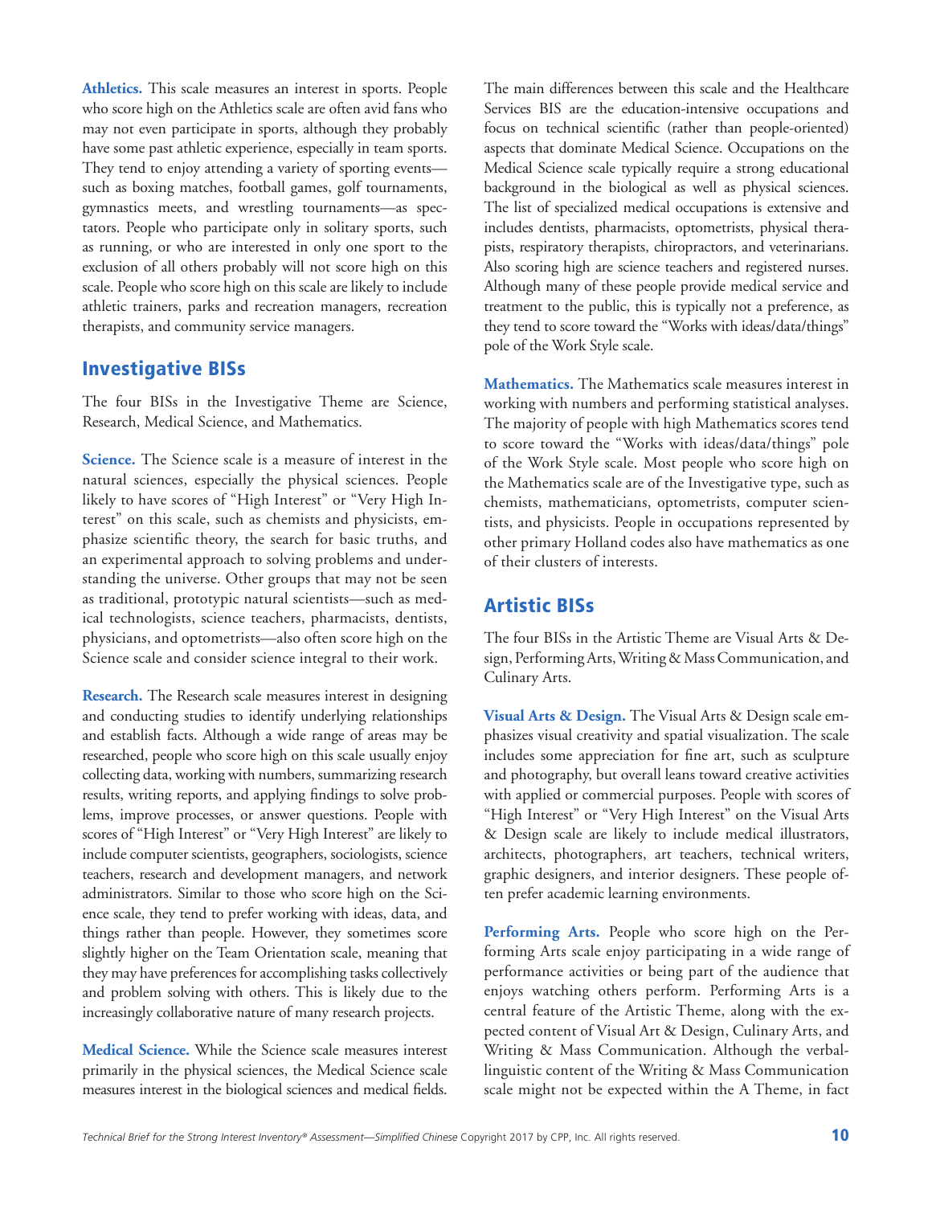**Athletics.** This scale measures an interest in sports. People who score high on the Athletics scale are often avid fans who may not even participate in sports, although they probably have some past athletic experience, especially in team sports. They tend to enjoy attending a variety of sporting events—such as boxing matches, football games, golf tournaments, gymnastics meets, and wrestling tournaments—as spectators. People who participate only in solitary sports, such as running, or who are interested in only one sport to the exclusion of all others probably will not score high on this scale. People who score high on this scale are likely to include athletic trainers, parks and recreation managers, recreation therapists, and community service managers.

## Investigative BISs

The four BISs in the Investigative Theme are Science, Research, Medical Science, and Mathematics.

**Science.** The Science scale is a measure of interest in the natural sciences, especially the physical sciences. People likely to have scores of "High Interest" or "Very High Interest" on this scale, such as chemists and physicists, emphasize scientific theory, the search for basic truths, and an experimental approach to solving problems and understanding the universe. Other groups that may not be seen as traditional, prototypic natural scientists—such as medical technologists, science teachers, pharmacists, dentists, physicians, and optometrists—also often score high on the Science scale and consider science integral to their work.

**Research.** The Research scale measures interest in designing and conducting studies to identify underlying relationships and establish facts. Although a wide range of areas may be researched, people who score high on this scale usually enjoy collecting data, working with numbers, summarizing research results, writing reports, and applying findings to solve problems, improve processes, or answer questions. People with scores of "High Interest" or "Very High Interest" are likely to include computer scientists, geographers, sociologists, science teachers, research and development managers, and network administrators. Similar to those who score high on the Science scale, they tend to prefer working with ideas, data, and things rather than people. However, they sometimes score slightly higher on the Team Orientation scale, meaning that they may have preferences for accomplishing tasks collectively and problem solving with others. This is likely due to the increasingly collaborative nature of many research projects.

**Medical Science.** While the Science scale measures interest primarily in the physical sciences, the Medical Science scale measures interest in the biological sciences and medical fields. The main differences between this scale and the Healthcare Services BIS are the education-intensive occupations and focus on technical scientific (rather than people-oriented) aspects that dominate Medical Science. Occupations on the Medical Science scale typically require a strong educational background in the biological as well as physical sciences. The list of specialized medical occupations is extensive and includes dentists, pharmacists, optometrists, physical therapists, respiratory therapists, chiropractors, and veterinarians. Also scoring high are science teachers and registered nurses. Although many of these people provide medical service and treatment to the public, this is typically not a preference, as they tend to score toward the "Works with ideas/data/things" pole of the Work Style scale.

**Mathematics.** The Mathematics scale measures interest in working with numbers and performing statistical analyses. The majority of people with high Mathematics scores tend to score toward the "Works with ideas/data/things" pole of the Work Style scale. Most people who score high on the Mathematics scale are of the Investigative type, such as chemists, mathematicians, optometrists, computer scientists, and physicists. People in occupations represented by other primary Holland codes also have mathematics as one of their clusters of interests.

## Artistic BISs

The four BISs in the Artistic Theme are Visual Arts & Design, Performing Arts, Writing & Mass Communication, and Culinary Arts.

**Visual Arts & Design.** The Visual Arts & Design scale emphasizes visual creativity and spatial visualization. The scale includes some appreciation for fine art, such as sculpture and photography, but overall leans toward creative activities with applied or commercial purposes. People with scores of "High Interest" or "Very High Interest" on the Visual Arts & Design scale are likely to include medical illustrators, architects, photographers, art teachers, technical writers, graphic designers, and interior designers. These people often prefer academic learning environments.

**Performing Arts.** People who score high on the Performing Arts scale enjoy participating in a wide range of performance activities or being part of the audience that enjoys watching others perform. Performing Arts is a central feature of the Artistic Theme, along with the expected content of Visual Art & Design, Culinary Arts, and Writing & Mass Communication. Although the verbal-linguistic content of the Writing & Mass Communication scale might not be expected within the A Theme, in fact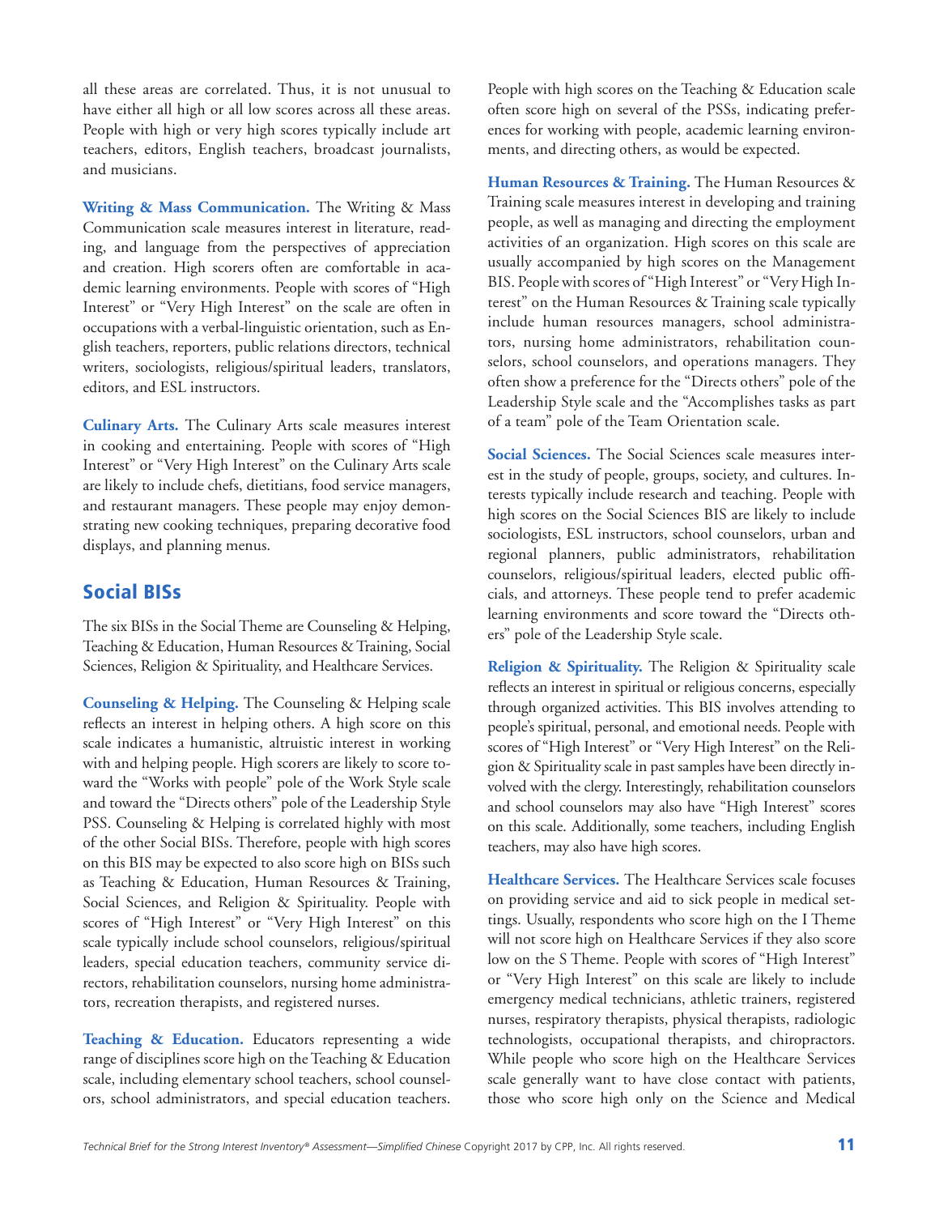all these areas are correlated. Thus, it is not unusual to have either all high or all low scores across all these areas. People with high or very high scores typically include art teachers, editors, English teachers, broadcast journalists, and musicians.

**Writing & Mass Communication.** The Writing & Mass Communication scale measures interest in literature, reading, and language from the perspectives of appreciation and creation. High scorers often are comfortable in academic learning environments. People with scores of "High Interest" or "Very High Interest" on the scale are often in occupations with a verbal-linguistic orientation, such as English teachers, reporters, public relations directors, technical writers, sociologists, religious/spiritual leaders, translators, editors, and ESL instructors.

**Culinary Arts.** The Culinary Arts scale measures interest in cooking and entertaining. People with scores of "High Interest" or "Very High Interest" on the Culinary Arts scale are likely to include chefs, dietitians, food service managers, and restaurant managers. These people may enjoy demonstrating new cooking techniques, preparing decorative food displays, and planning menus.

## Social BISs

The six BISs in the Social Theme are Counseling & Helping, Teaching & Education, Human Resources & Training, Social Sciences, Religion & Spirituality, and Healthcare Services.

**Counseling & Helping.** The Counseling & Helping scale reflects an interest in helping others. A high score on this scale indicates a humanistic, altruistic interest in working with and helping people. High scorers are likely to score toward the "Works with people" pole of the Work Style scale and toward the "Directs others" pole of the Leadership Style PSS. Counseling & Helping is correlated highly with most of the other Social BISs. Therefore, people with high scores on this BIS may be expected to also score high on BISs such as Teaching & Education, Human Resources & Training, Social Sciences, and Religion & Spirituality. People with scores of "High Interest" or "Very High Interest" on this scale typically include school counselors, religious/spiritual leaders, special education teachers, community service directors, rehabilitation counselors, nursing home administrators, recreation therapists, and registered nurses.

**Teaching & Education.** Educators representing a wide range of disciplines score high on the Teaching & Education scale, including elementary school teachers, school counselors, school administrators, and special education teachers. People with high scores on the Teaching & Education scale often score high on several of the PSSs, indicating preferences for working with people, academic learning environments, and directing others, as would be expected.

**Human Resources & Training.** The Human Resources & Training scale measures interest in developing and training people, as well as managing and directing the employment activities of an organization. High scores on this scale are usually accompanied by high scores on the Management BIS. People with scores of "High Interest" or "Very High Interest" on the Human Resources & Training scale typically include human resources managers, school administrators, nursing home administrators, rehabilitation counselors, school counselors, and operations managers. They often show a preference for the "Directs others" pole of the Leadership Style scale and the "Accomplishes tasks as part of a team" pole of the Team Orientation scale.

**Social Sciences.** The Social Sciences scale measures interest in the study of people, groups, society, and cultures. Interests typically include research and teaching. People with high scores on the Social Sciences BIS are likely to include sociologists, ESL instructors, school counselors, urban and regional planners, public administrators, rehabilitation counselors, religious/spiritual leaders, elected public officials, and attorneys. These people tend to prefer academic learning environments and score toward the "Directs others" pole of the Leadership Style scale.

**Religion & Spirituality.** The Religion & Spirituality scale reflects an interest in spiritual or religious concerns, especially through organized activities. This BIS involves attending to people's spiritual, personal, and emotional needs. People with scores of "High Interest" or "Very High Interest" on the Religion & Spirituality scale in past samples have been directly involved with the clergy. Interestingly, rehabilitation counselors and school counselors may also have "High Interest" scores on this scale. Additionally, some teachers, including English teachers, may also have high scores.

**Healthcare Services.** The Healthcare Services scale focuses on providing service and aid to sick people in medical settings. Usually, respondents who score high on the I Theme will not score high on Healthcare Services if they also score low on the S Theme. People with scores of "High Interest" or "Very High Interest" on this scale are likely to include emergency medical technicians, athletic trainers, registered nurses, respiratory therapists, physical therapists, radiologic technologists, occupational therapists, and chiropractors. While people who score high on the Healthcare Services scale generally want to have close contact with patients, those who score high only on the Science and Medical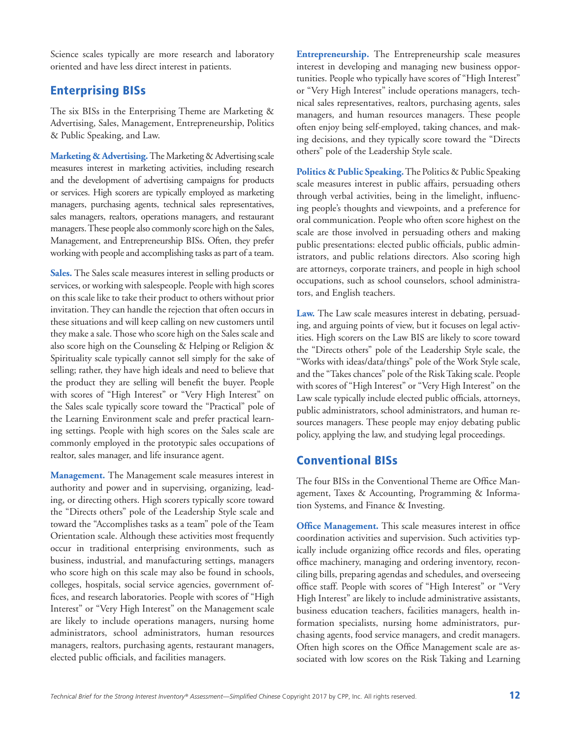Science scales typically are more research and laboratory oriented and have less direct interest in patients.

## Enterprising BISs

The six BISs in the Enterprising Theme are Marketing & Advertising, Sales, Management, Entrepreneurship, Politics & Public Speaking, and Law.

**Marketing & Advertising.** The Marketing & Advertising scale measures interest in marketing activities, including research and the development of advertising campaigns for products or services. High scorers are typically employed as marketing managers, purchasing agents, technical sales representatives, sales managers, realtors, operations managers, and restaurant managers. These people also commonly score high on the Sales, Management, and Entrepreneurship BISs. Often, they prefer working with people and accomplishing tasks as part of a team.

**Sales.** The Sales scale measures interest in selling products or services, or working with salespeople. People with high scores on this scale like to take their product to others without prior invitation. They can handle the rejection that often occurs in these situations and will keep calling on new customers until they make a sale. Those who score high on the Sales scale and also score high on the Counseling & Helping or Religion & Spirituality scale typically cannot sell simply for the sake of selling; rather, they have high ideals and need to believe that the product they are selling will benefit the buyer. People with scores of "High Interest" or "Very High Interest" on the Sales scale typically score toward the "Practical" pole of the Learning Environment scale and prefer practical learning settings. People with high scores on the Sales scale are commonly employed in the prototypic sales occupations of realtor, sales manager, and life insurance agent.

**Management.** The Management scale measures interest in authority and power and in supervising, organizing, leading, or directing others. High scorers typically score toward the "Directs others" pole of the Leadership Style scale and toward the "Accomplishes tasks as a team" pole of the Team Orientation scale. Although these activities most frequently occur in traditional enterprising environments, such as business, industrial, and manufacturing settings, managers who score high on this scale may also be found in schools, colleges, hospitals, social service agencies, government offices, and research laboratories. People with scores of "High Interest" or "Very High Interest" on the Management scale are likely to include operations managers, nursing home administrators, school administrators, human resources managers, realtors, purchasing agents, restaurant managers, elected public officials, and facilities managers.

**Entrepreneurship.** The Entrepreneurship scale measures interest in developing and managing new business opportunities. People who typically have scores of "High Interest" or "Very High Interest" include operations managers, technical sales representatives, realtors, purchasing agents, sales managers, and human resources managers. These people often enjoy being self-employed, taking chances, and making decisions, and they typically score toward the "Directs others" pole of the Leadership Style scale.

**Politics & Public Speaking.** The Politics & Public Speaking scale measures interest in public affairs, persuading others through verbal activities, being in the limelight, influencing people's thoughts and viewpoints, and a preference for oral communication. People who often score highest on the scale are those involved in persuading others and making public presentations: elected public officials, public administrators, and public relations directors. Also scoring high are attorneys, corporate trainers, and people in high school occupations, such as school counselors, school administrators, and English teachers.

**Law.** The Law scale measures interest in debating, persuading, and arguing points of view, but it focuses on legal activities. High scorers on the Law BIS are likely to score toward the "Directs others" pole of the Leadership Style scale, the "Works with ideas/data/things" pole of the Work Style scale, and the "Takes chances" pole of the Risk Taking scale. People with scores of "High Interest" or "Very High Interest" on the Law scale typically include elected public officials, attorneys, public administrators, school administrators, and human resources managers. These people may enjoy debating public policy, applying the law, and studying legal proceedings.

## Conventional BISs

The four BISs in the Conventional Theme are Office Management, Taxes & Accounting, Programming & Information Systems, and Finance & Investing.

**Office Management.** This scale measures interest in office coordination activities and supervision. Such activities typically include organizing office records and files, operating office machinery, managing and ordering inventory, reconciling bills, preparing agendas and schedules, and overseeing office staff. People with scores of "High Interest" or "Very High Interest" are likely to include administrative assistants, business education teachers, facilities managers, health information specialists, nursing home administrators, purchasing agents, food service managers, and credit managers. Often high scores on the Office Management scale are associated with low scores on the Risk Taking and Learning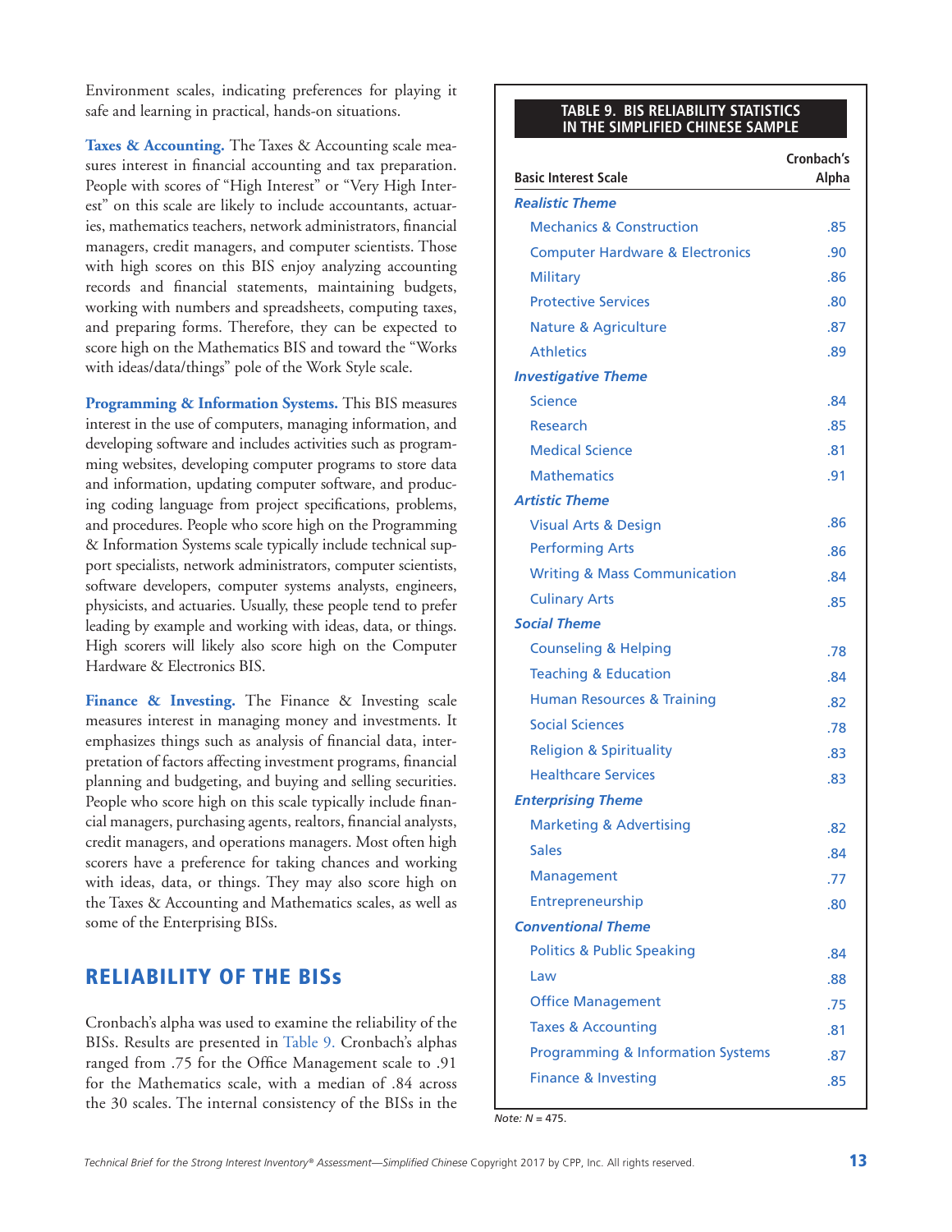Environment scales, indicating preferences for playing it safe and learning in practical, hands-on situations.

**Taxes & Accounting.** The Taxes & Accounting scale measures interest in financial accounting and tax preparation. People with scores of "High Interest" or "Very High Interest" on this scale are likely to include accountants, actuaries, mathematics teachers, network administrators, financial managers, credit managers, and computer scientists. Those with high scores on this BIS enjoy analyzing accounting records and financial statements, maintaining budgets, working with numbers and spreadsheets, computing taxes, and preparing forms. Therefore, they can be expected to score high on the Mathematics BIS and toward the "Works with ideas/data/things" pole of the Work Style scale.

**Programming & Information Systems.** This BIS measures interest in the use of computers, managing information, and developing software and includes activities such as programming websites, developing computer programs to store data and information, updating computer software, and producing coding language from project specifications, problems, and procedures. People who score high on the Programming & Information Systems scale typically include technical support specialists, network administrators, computer scientists, software developers, computer systems analysts, engineers, physicists, and actuaries. Usually, these people tend to prefer leading by example and working with ideas, data, or things. High scorers will likely also score high on the Computer Hardware & Electronics BIS.

**Finance & Investing.** The Finance & Investing scale measures interest in managing money and investments. It emphasizes things such as analysis of financial data, interpretation of factors affecting investment programs, financial planning and budgeting, and buying and selling securities. People who score high on this scale typically include financial managers, purchasing agents, realtors, financial analysts, credit managers, and operations managers. Most often high scorers have a preference for taking chances and working with ideas, data, or things. They may also score high on the Taxes & Accounting and Mathematics scales, as well as some of the Enterprising BISs.

## RELIABILITY OF THE BISs

Cronbach's alpha was used to examine the reliability of the BISs. Results are presented in Table 9. Cronbach's alphas ranged from .75 for the Office Management scale to .91 for the Mathematics scale, with a median of .84 across the 30 scales. The internal consistency of the BISs in the

**TABLE 9. BIS RELIABILITY STATISTICS IN THE SIMPLIFIED CHINESE SAMPLE**

| Basic Interest Scale | Cronbach's Alpha |
|---|---|
| ***Realistic Theme*** | |
| Mechanics & Construction | .85 |
| Computer Hardware & Electronics | .90 |
| Military | .86 |
| Protective Services | .80 |
| Nature & Agriculture | .87 |
| Athletics | .89 |
| ***Investigative Theme*** | |
| Science | .84 |
| Research | .85 |
| Medical Science | .81 |
| Mathematics | .91 |
| ***Artistic Theme*** | |
| Visual Arts & Design | .86 |
| Performing Arts | .86 |
| Writing & Mass Communication | .84 |
| Culinary Arts | .85 |
| ***Social Theme*** | |
| Counseling & Helping | .78 |
| Teaching & Education | .84 |
| Human Resources & Training | .82 |
| Social Sciences | .78 |
| Religion & Spirituality | .83 |
| Healthcare Services | .83 |
| ***Enterprising Theme*** | |
| Marketing & Advertising | .82 |
| Sales | .84 |
| Management | .77 |
| Entrepreneurship | .80 |
| ***Conventional Theme*** | |
| Politics & Public Speaking | .84 |
| Law | .88 |
| Office Management | .75 |
| Taxes & Accounting | .81 |
| Programming & Information Systems | .87 |
| Finance & Investing | .85 |

*Note: N* = 475.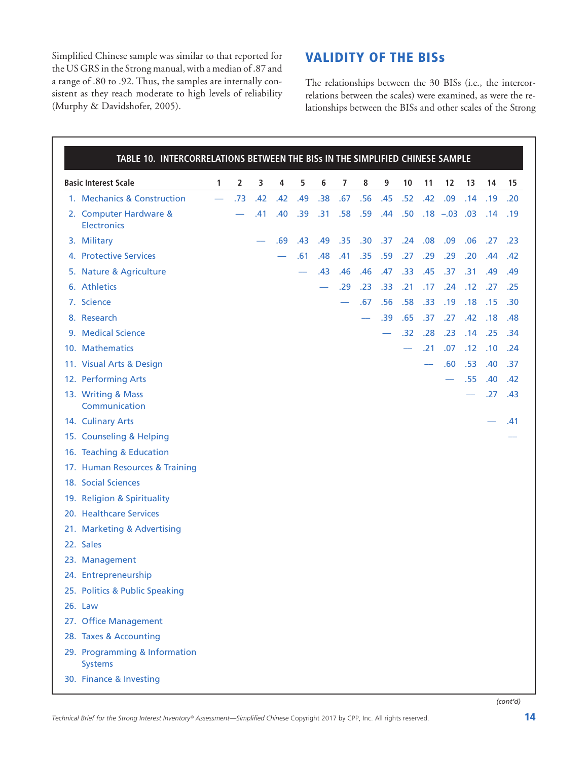Simplified Chinese sample was similar to that reported for the US GRS in the Strong manual, with a median of .87 and a range of .80 to .92. Thus, the samples are internally consistent as they reach moderate to high levels of reliability (Murphy & Davidshofer, 2005).

## VALIDITY OF THE BISs

The relationships between the 30 BISs (i.e., the intercorrelations between the scales) were examined, as were the relationships between the BISs and other scales of the Strong

**TABLE 10. INTERCORRELATIONS BETWEEN THE BISs IN THE SIMPLIFIED CHINESE SAMPLE**

| Basic Interest Scale | 1 | 2 | 3 | 4 | 5 | 6 | 7 | 8 | 9 | 10 | 11 | 12 | 13 | 14 | 15 |
|---|---|---|---|---|---|---|---|---|---|---|---|---|---|---|---|
| 1. Mechanics & Construction | — | .73 | .42 | .42 | .49 | .38 | .67 | .56 | .45 | .52 | .42 | .09 | .14 | .19 | .20 |
| 2. Computer Hardware & Electronics | | — | .41 | .40 | .39 | .31 | .58 | .59 | .44 | .50 | .18 | −.03 | .03 | .14 | .19 |
| 3. Military | | | — | .69 | .43 | .49 | .35 | .30 | .37 | .24 | .08 | .09 | .06 | .27 | .23 |
| 4. Protective Services | | | | — | .61 | .48 | .41 | .35 | .59 | .27 | .29 | .29 | .20 | .44 | .42 |
| 5. Nature & Agriculture | | | | | — | .43 | .46 | .46 | .47 | .33 | .45 | .37 | .31 | .49 | .49 |
| 6. Athletics | | | | | | — | .29 | .23 | .33 | .21 | .17 | .24 | .12 | .27 | .25 |
| 7. Science | | | | | | | — | .67 | .56 | .58 | .33 | .19 | .18 | .15 | .30 |
| 8. Research | | | | | | | | — | .39 | .65 | .37 | .27 | .42 | .18 | .48 |
| 9. Medical Science | | | | | | | | | — | .32 | .28 | .23 | .14 | .25 | .34 |
| 10. Mathematics | | | | | | | | | | — | .21 | .07 | .12 | .10 | .24 |
| 11. Visual Arts & Design | | | | | | | | | | | — | .60 | .53 | .40 | .37 |
| 12. Performing Arts | | | | | | | | | | | | — | .55 | .40 | .42 |
| 13. Writing & Mass Communication | | | | | | | | | | | | | — | .27 | .43 |
| 14. Culinary Arts | | | | | | | | | | | | | | — | .41 |
| 15. Counseling & Helping | | | | | | | | | | | | | | | — |
| 16. Teaching & Education | | | | | | | | | | | | | | | |
| 17. Human Resources & Training | | | | | | | | | | | | | | | |
| 18. Social Sciences | | | | | | | | | | | | | | | |
| 19. Religion & Spirituality | | | | | | | | | | | | | | | |
| 20. Healthcare Services | | | | | | | | | | | | | | | |
| 21. Marketing & Advertising | | | | | | | | | | | | | | | |
| 22. Sales | | | | | | | | | | | | | | | |
| 23. Management | | | | | | | | | | | | | | | |
| 24. Entrepreneurship | | | | | | | | | | | | | | | |
| 25. Politics & Public Speaking | | | | | | | | | | | | | | | |
| 26. Law | | | | | | | | | | | | | | | |
| 27. Office Management | | | | | | | | | | | | | | | |
| 28. Taxes & Accounting | | | | | | | | | | | | | | | |
| 29. Programming & Information Systems | | | | | | | | | | | | | | | |
| 30. Finance & Investing | | | | | | | | | | | | | | | |

*(cont'd)*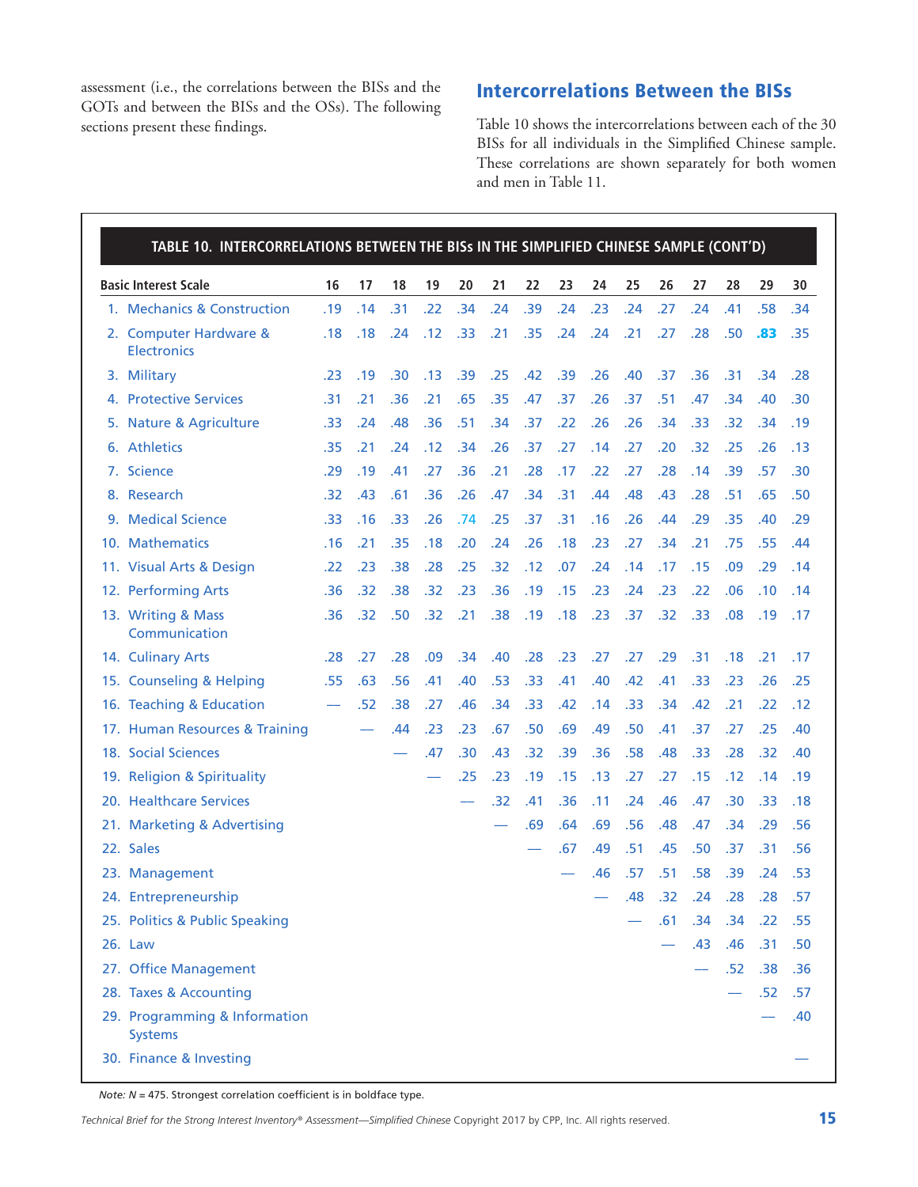assessment (i.e., the correlations between the BISs and the GOTs and between the BISs and the OSs). The following sections present these findings.

## Intercorrelations Between the BISs

Table 10 shows the intercorrelations between each of the 30 BISs for all individuals in the Simplified Chinese sample. These correlations are shown separately for both women and men in Table 11.

**TABLE 10. INTERCORRELATIONS BETWEEN THE BISs IN THE SIMPLIFIED CHINESE SAMPLE (CONT'D)**

| Basic Interest Scale | 16 | 17 | 18 | 19 | 20 | 21 | 22 | 23 | 24 | 25 | 26 | 27 | 28 | 29 | 30 |
|---|---|---|---|---|---|---|---|---|---|---|---|---|---|---|---|
| 1. Mechanics & Construction | .19 | .14 | .31 | .22 | .34 | .24 | .39 | .24 | .23 | .24 | .27 | .24 | .41 | .58 | .34 |
| 2. Computer Hardware & Electronics | .18 | .18 | .24 | .12 | .33 | .21 | .35 | .24 | .24 | .21 | .27 | .28 | .50 | **.83** | .35 |
| 3. Military | .23 | .19 | .30 | .13 | .39 | .25 | .42 | .39 | .26 | .40 | .37 | .36 | .31 | .34 | .28 |
| 4. Protective Services | .31 | .21 | .36 | .21 | .65 | .35 | .47 | .37 | .26 | .37 | .51 | .47 | .34 | .40 | .30 |
| 5. Nature & Agriculture | .33 | .24 | .48 | .36 | .51 | .34 | .37 | .22 | .26 | .26 | .34 | .33 | .32 | .34 | .19 |
| 6. Athletics | .35 | .21 | .24 | .12 | .34 | .26 | .37 | .27 | .14 | .27 | .20 | .32 | .25 | .26 | .13 |
| 7. Science | .29 | .19 | .41 | .27 | .36 | .21 | .28 | .17 | .22 | .27 | .28 | .14 | .39 | .57 | .30 |
| 8. Research | .32 | .43 | .61 | .36 | .26 | .47 | .34 | .31 | .44 | .48 | .43 | .28 | .51 | .65 | .50 |
| 9. Medical Science | .33 | .16 | .33 | .26 | .74 | .25 | .37 | .31 | .16 | .26 | .44 | .29 | .35 | .40 | .29 |
| 10. Mathematics | .16 | .21 | .35 | .18 | .20 | .24 | .26 | .18 | .23 | .27 | .34 | .21 | .75 | .55 | .44 |
| 11. Visual Arts & Design | .22 | .23 | .38 | .28 | .25 | .32 | .12 | .07 | .24 | .14 | .17 | .15 | .09 | .29 | .14 |
| 12. Performing Arts | .36 | .32 | .38 | .32 | .23 | .36 | .19 | .15 | .23 | .24 | .23 | .22 | .06 | .10 | .14 |
| 13. Writing & Mass Communication | .36 | .32 | .50 | .32 | .21 | .38 | .19 | .18 | .23 | .37 | .32 | .33 | .08 | .19 | .17 |
| 14. Culinary Arts | .28 | .27 | .28 | .09 | .34 | .40 | .28 | .23 | .27 | .27 | .29 | .31 | .18 | .21 | .17 |
| 15. Counseling & Helping | .55 | .63 | .56 | .41 | .40 | .53 | .33 | .41 | .40 | .42 | .41 | .33 | .23 | .26 | .25 |
| 16. Teaching & Education | — | .52 | .38 | .27 | .46 | .34 | .33 | .42 | .14 | .33 | .34 | .42 | .21 | .22 | .12 |
| 17. Human Resources & Training | | — | .44 | .23 | .23 | .67 | .50 | .69 | .49 | .50 | .41 | .37 | .27 | .25 | .40 |
| 18. Social Sciences | | | — | .47 | .30 | .43 | .32 | .39 | .36 | .58 | .48 | .33 | .28 | .32 | .40 |
| 19. Religion & Spirituality | | | | — | .25 | .23 | .19 | .15 | .13 | .27 | .27 | .15 | .12 | .14 | .19 |
| 20. Healthcare Services | | | | | — | .32 | .41 | .36 | .11 | .24 | .46 | .47 | .30 | .33 | .18 |
| 21. Marketing & Advertising | | | | | | — | .69 | .64 | .69 | .56 | .48 | .47 | .34 | .29 | .56 |
| 22. Sales | | | | | | | — | .67 | .49 | .51 | .45 | .50 | .37 | .31 | .56 |
| 23. Management | | | | | | | | — | .46 | .57 | .51 | .58 | .39 | .24 | .53 |
| 24. Entrepreneurship | | | | | | | | | — | .48 | .32 | .24 | .28 | .28 | .57 |
| 25. Politics & Public Speaking | | | | | | | | | | — | .61 | .34 | .34 | .22 | .55 |
| 26. Law | | | | | | | | | | | — | .43 | .46 | .31 | .50 |
| 27. Office Management | | | | | | | | | | | | — | .52 | .38 | .36 |
| 28. Taxes & Accounting | | | | | | | | | | | | | — | .52 | .57 |
| 29. Programming & Information Systems | | | | | | | | | | | | | | — | .40 |
| 30. Finance & Investing | | | | | | | | | | | | | | | — |

*Note: N* = 475. Strongest correlation coefficient is in boldface type.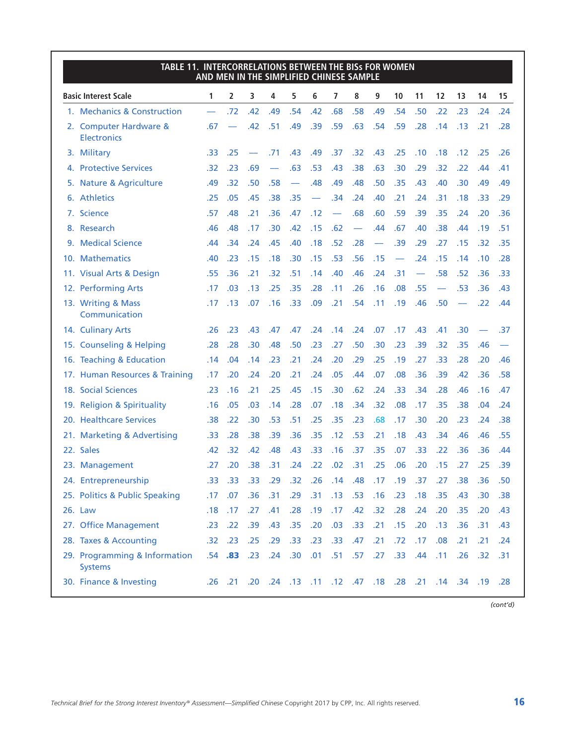**TABLE 11. INTERCORRELATIONS BETWEEN THE BISs FOR WOMEN AND MEN IN THE SIMPLIFIED CHINESE SAMPLE**

| Basic Interest Scale | 1 | 2 | 3 | 4 | 5 | 6 | 7 | 8 | 9 | 10 | 11 | 12 | 13 | 14 | 15 |
|---|---|---|---|---|---|---|---|---|---|---|---|---|---|---|---|
| 1. Mechanics & Construction | — | .72 | .42 | .49 | .54 | .42 | .68 | .58 | .49 | .54 | .50 | .22 | .23 | .24 | .24 |
| 2. Computer Hardware & Electronics | .67 | — | .42 | .51 | .49 | .39 | .59 | .63 | .54 | .59 | .28 | .14 | .13 | .21 | .28 |
| 3. Military | .33 | .25 | — | .71 | .43 | .49 | .37 | .32 | .43 | .25 | .10 | .18 | .12 | .25 | .26 |
| 4. Protective Services | .32 | .23 | .69 | — | .63 | .53 | .43 | .38 | .63 | .30 | .29 | .32 | .22 | .44 | .41 |
| 5. Nature & Agriculture | .49 | .32 | .50 | .58 | — | .48 | .49 | .48 | .50 | .35 | .43 | .40 | .30 | .49 | .49 |
| 6. Athletics | .25 | .05 | .45 | .38 | .35 | — | .34 | .24 | .40 | .21 | .24 | .31 | .18 | .33 | .29 |
| 7. Science | .57 | .48 | .21 | .36 | .47 | .12 | — | .68 | .60 | .59 | .39 | .35 | .24 | .20 | .36 |
| 8. Research | .46 | .48 | .17 | .30 | .42 | .15 | .62 | — | .44 | .67 | .40 | .38 | .44 | .19 | .51 |
| 9. Medical Science | .44 | .34 | .24 | .45 | .40 | .18 | .52 | .28 | — | .39 | .29 | .27 | .15 | .32 | .35 |
| 10. Mathematics | .40 | .23 | .15 | .18 | .30 | .15 | .53 | .56 | .15 | — | .24 | .15 | .14 | .10 | .28 |
| 11. Visual Arts & Design | .55 | .36 | .21 | .32 | .51 | .14 | .40 | .46 | .24 | .31 | — | .58 | .52 | .36 | .33 |
| 12. Performing Arts | .17 | .03 | .13 | .25 | .35 | .28 | .11 | .26 | .16 | .08 | .55 | — | .53 | .36 | .43 |
| 13. Writing & Mass Communication | .17 | .13 | .07 | .16 | .33 | .09 | .21 | .54 | .11 | .19 | .46 | .50 | — | .22 | .44 |
| 14. Culinary Arts | .26 | .23 | .43 | .47 | .47 | .24 | .14 | .24 | .07 | .17 | .43 | .41 | .30 | — | .37 |
| 15. Counseling & Helping | .28 | .28 | .30 | .48 | .50 | .23 | .27 | .50 | .30 | .23 | .39 | .32 | .35 | .46 | — |
| 16. Teaching & Education | .14 | .04 | .14 | .23 | .21 | .24 | .20 | .29 | .25 | .19 | .27 | .33 | .28 | .20 | .46 |
| 17. Human Resources & Training | .17 | .20 | .24 | .20 | .21 | .24 | .05 | .44 | .07 | .08 | .36 | .39 | .42 | .36 | .58 |
| 18. Social Sciences | .23 | .16 | .21 | .25 | .45 | .15 | .30 | .62 | .24 | .33 | .34 | .28 | .46 | .16 | .47 |
| 19. Religion & Spirituality | .16 | .05 | .03 | .14 | .28 | .07 | .18 | .34 | .32 | .08 | .17 | .35 | .38 | .04 | .24 |
| 20. Healthcare Services | .38 | .22 | .30 | .53 | .51 | .25 | .35 | .23 | .68 | .17 | .30 | .20 | .23 | .24 | .38 |
| 21. Marketing & Advertising | .33 | .28 | .38 | .39 | .36 | .35 | .12 | .53 | .21 | .18 | .43 | .34 | .46 | .46 | .55 |
| 22. Sales | .42 | .32 | .42 | .48 | .43 | .33 | .16 | .37 | .35 | .07 | .33 | .22 | .36 | .36 | .44 |
| 23. Management | .27 | .20 | .38 | .31 | .24 | .22 | .02 | .31 | .25 | .06 | .20 | .15 | .27 | .25 | .39 |
| 24. Entrepreneurship | .33 | .33 | .33 | .29 | .32 | .26 | .14 | .48 | .17 | .19 | .37 | .27 | .38 | .36 | .50 |
| 25. Politics & Public Speaking | .17 | .07 | .36 | .31 | .29 | .31 | .13 | .53 | .16 | .23 | .18 | .35 | .43 | .30 | .38 |
| 26. Law | .18 | .17 | .27 | .41 | .28 | .19 | .17 | .42 | .32 | .28 | .24 | .20 | .35 | .20 | .43 |
| 27. Office Management | .23 | .22 | .39 | .43 | .35 | .20 | .03 | .33 | .21 | .15 | .20 | .13 | .36 | .31 | .43 |
| 28. Taxes & Accounting | .32 | .23 | .25 | .29 | .33 | .23 | .33 | .47 | .21 | .72 | .17 | .08 | .21 | .21 | .24 |
| 29. Programming & Information Systems | .54 | **.83** | .23 | .24 | .30 | .01 | .51 | .57 | .27 | .33 | .44 | .11 | .26 | .32 | .31 |
| 30. Finance & Investing | .26 | .21 | .20 | .24 | .13 | .11 | .12 | .47 | .18 | .28 | .21 | .14 | .34 | .19 | .28 |

*(cont'd)*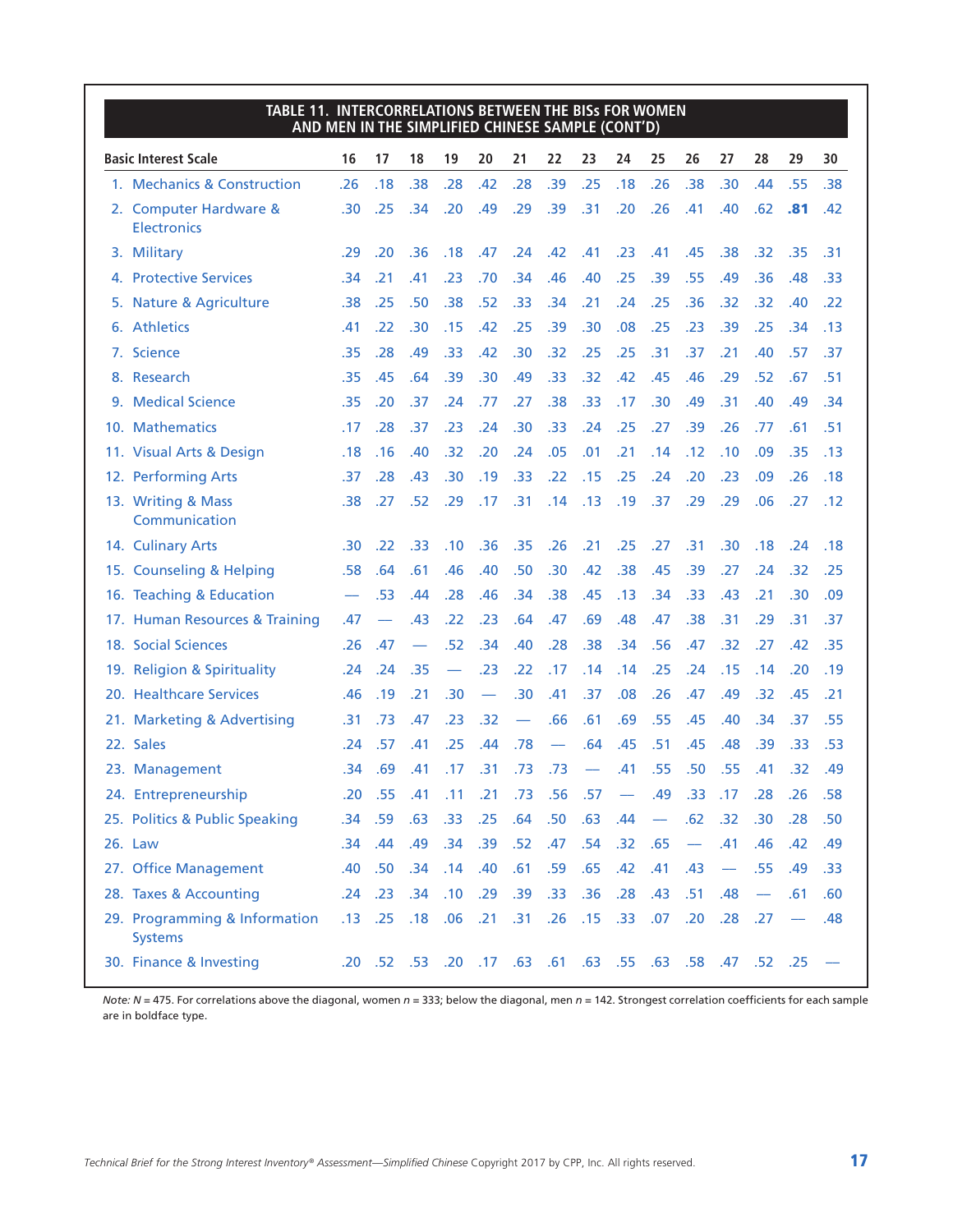| TABLE 11. INTERCORRELATIONS BETWEEN THE BISs FOR WOMEN AND MEN IN THE SIMPLIFIED CHINESE SAMPLE (CONT'D) | | | | | | | | | | | | | | | |
|---|---|---|---|---|---|---|---|---|---|---|---|---|---|---|---|
| **Basic Interest Scale** | **16** | **17** | **18** | **19** | **20** | **21** | **22** | **23** | **24** | **25** | **26** | **27** | **28** | **29** | **30** |
| 1. Mechanics & Construction | .26 | .18 | .38 | .28 | .42 | .28 | .39 | .25 | .18 | .26 | .38 | .30 | .44 | .55 | .38 |
| 2. Computer Hardware & Electronics | .30 | .25 | .34 | .20 | .49 | .29 | .39 | .31 | .20 | .26 | .41 | .40 | .62 | **.81** | .42 |
| 3. Military | .29 | .20 | .36 | .18 | .47 | .24 | .42 | .41 | .23 | .41 | .45 | .38 | .32 | .35 | .31 |
| 4. Protective Services | .34 | .21 | .41 | .23 | .70 | .34 | .46 | .40 | .25 | .39 | .55 | .49 | .36 | .48 | .33 |
| 5. Nature & Agriculture | .38 | .25 | .50 | .38 | .52 | .33 | .34 | .21 | .24 | .25 | .36 | .32 | .32 | .40 | .22 |
| 6. Athletics | .41 | .22 | .30 | .15 | .42 | .25 | .39 | .30 | .08 | .25 | .23 | .39 | .25 | .34 | .13 |
| 7. Science | .35 | .28 | .49 | .33 | .42 | .30 | .32 | .25 | .25 | .31 | .37 | .21 | .40 | .57 | .37 |
| 8. Research | .35 | .45 | .64 | .39 | .30 | .49 | .33 | .32 | .42 | .45 | .46 | .29 | .52 | .67 | .51 |
| 9. Medical Science | .35 | .20 | .37 | .24 | .77 | .27 | .38 | .33 | .17 | .30 | .49 | .31 | .40 | .49 | .34 |
| 10. Mathematics | .17 | .28 | .37 | .23 | .24 | .30 | .33 | .24 | .25 | .27 | .39 | .26 | .77 | .61 | .51 |
| 11. Visual Arts & Design | .18 | .16 | .40 | .32 | .20 | .24 | .05 | .01 | .21 | .14 | .12 | .10 | .09 | .35 | .13 |
| 12. Performing Arts | .37 | .28 | .43 | .30 | .19 | .33 | .22 | .15 | .25 | .24 | .20 | .23 | .09 | .26 | .18 |
| 13. Writing & Mass Communication | .38 | .27 | .52 | .29 | .17 | .31 | .14 | .13 | .19 | .37 | .29 | .29 | .06 | .27 | .12 |
| 14. Culinary Arts | .30 | .22 | .33 | .10 | .36 | .35 | .26 | .21 | .25 | .27 | .31 | .30 | .18 | .24 | .18 |
| 15. Counseling & Helping | .58 | .64 | .61 | .46 | .40 | .50 | .30 | .42 | .38 | .45 | .39 | .27 | .24 | .32 | .25 |
| 16. Teaching & Education | — | .53 | .44 | .28 | .46 | .34 | .38 | .45 | .13 | .34 | .33 | .43 | .21 | .30 | .09 |
| 17. Human Resources & Training | .47 | — | .43 | .22 | .23 | .64 | .47 | .69 | .48 | .47 | .38 | .31 | .29 | .31 | .37 |
| 18. Social Sciences | .26 | .47 | — | .52 | .34 | .40 | .28 | .38 | .34 | .56 | .47 | .32 | .27 | .42 | .35 |
| 19. Religion & Spirituality | .24 | .24 | .35 | — | .23 | .22 | .17 | .14 | .14 | .25 | .24 | .15 | .14 | .20 | .19 |
| 20. Healthcare Services | .46 | .19 | .21 | .30 | — | .30 | .41 | .37 | .08 | .26 | .47 | .49 | .32 | .45 | .21 |
| 21. Marketing & Advertising | .31 | .73 | .47 | .23 | .32 | — | .66 | .61 | .69 | .55 | .45 | .40 | .34 | .37 | .55 |
| 22. Sales | .24 | .57 | .41 | .25 | .44 | .78 | — | .64 | .45 | .51 | .45 | .48 | .39 | .33 | .53 |
| 23. Management | .34 | .69 | .41 | .17 | .31 | .73 | .73 | — | .41 | .55 | .50 | .55 | .41 | .32 | .49 |
| 24. Entrepreneurship | .20 | .55 | .41 | .11 | .21 | .73 | .56 | .57 | — | .49 | .33 | .17 | .28 | .26 | .58 |
| 25. Politics & Public Speaking | .34 | .59 | .63 | .33 | .25 | .64 | .50 | .63 | .44 | — | .62 | .32 | .30 | .28 | .50 |
| 26. Law | .34 | .44 | .49 | .34 | .39 | .52 | .47 | .54 | .32 | .65 | — | .41 | .46 | .42 | .49 |
| 27. Office Management | .40 | .50 | .34 | .14 | .40 | .61 | .59 | .65 | .42 | .41 | .43 | — | .55 | .49 | .33 |
| 28. Taxes & Accounting | .24 | .23 | .34 | .10 | .29 | .39 | .33 | .36 | .28 | .43 | .51 | .48 | — | .61 | .60 |
| 29. Programming & Information Systems | .13 | .25 | .18 | .06 | .21 | .31 | .26 | .15 | .33 | .07 | .20 | .28 | .27 | — | .48 |
| 30. Finance & Investing | .20 | .52 | .53 | .20 | .17 | .63 | .61 | .63 | .55 | .63 | .58 | .47 | .52 | .25 | — |

*Note:* $N$ = 475. For correlations above the diagonal, women $n$ = 333; below the diagonal, men $n$ = 142. Strongest correlation coefficients for each sample are in boldface type.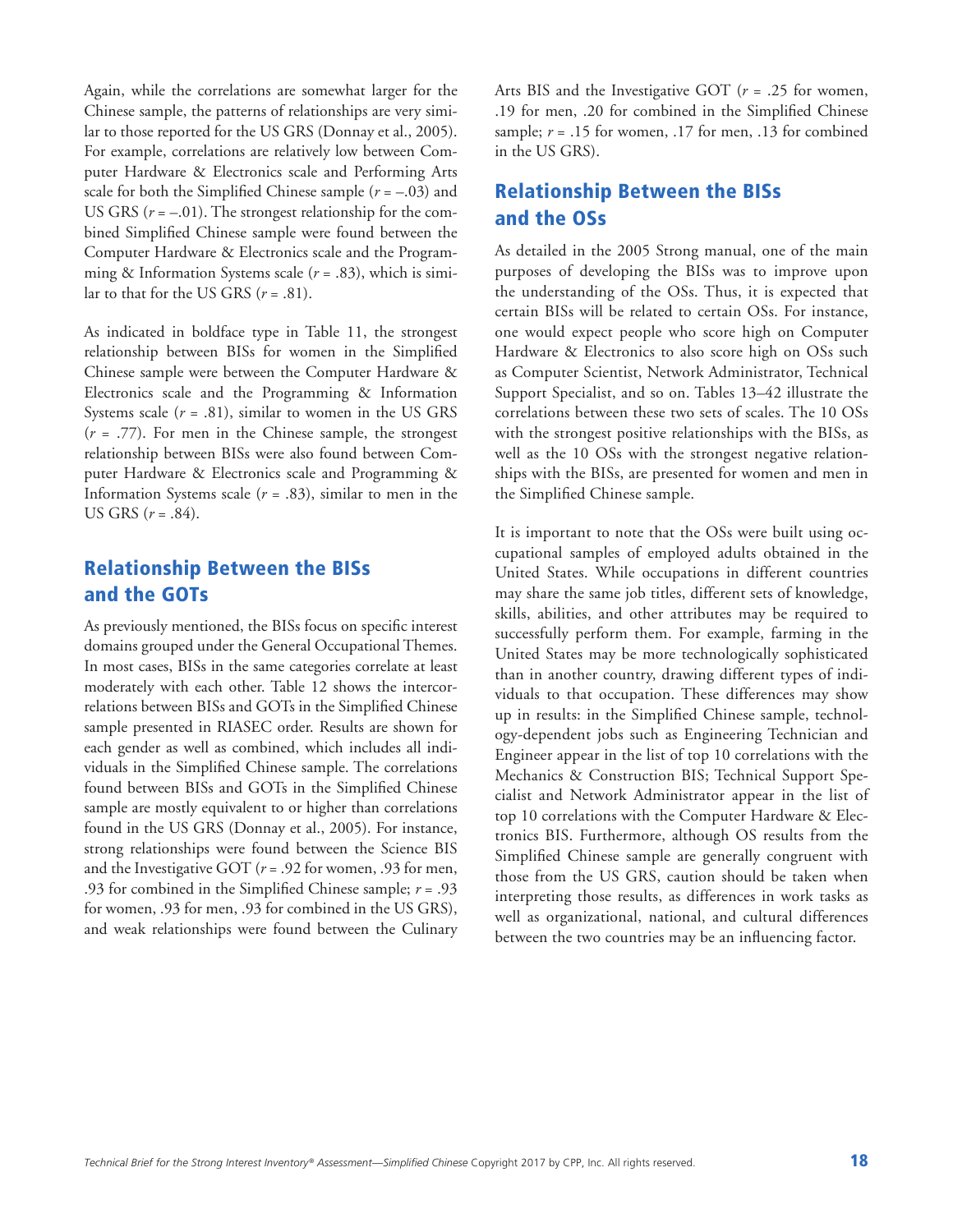Again, while the correlations are somewhat larger for the Chinese sample, the patterns of relationships are very similar to those reported for the US GRS (Donnay et al., 2005). For example, correlations are relatively low between Computer Hardware & Electronics scale and Performing Arts scale for both the Simplified Chinese sample ($r = -.03$) and US GRS ($r = -.01$). The strongest relationship for the combined Simplified Chinese sample were found between the Computer Hardware & Electronics scale and the Programming & Information Systems scale ($r = .83$), which is similar to that for the US GRS ($r = .81$).

As indicated in boldface type in Table 11, the strongest relationship between BISs for women in the Simplified Chinese sample were between the Computer Hardware & Electronics scale and the Programming & Information Systems scale ($r = .81$), similar to women in the US GRS ($r = .77$). For men in the Chinese sample, the strongest relationship between BISs were also found between Computer Hardware & Electronics scale and Programming & Information Systems scale ($r = .83$), similar to men in the US GRS ($r = .84$).

## Relationship Between the BISs and the GOTs

As previously mentioned, the BISs focus on specific interest domains grouped under the General Occupational Themes. In most cases, BISs in the same categories correlate at least moderately with each other. Table 12 shows the intercorrelations between BISs and GOTs in the Simplified Chinese sample presented in RIASEC order. Results are shown for each gender as well as combined, which includes all individuals in the Simplified Chinese sample. The correlations found between BISs and GOTs in the Simplified Chinese sample are mostly equivalent to or higher than correlations found in the US GRS (Donnay et al., 2005). For instance, strong relationships were found between the Science BIS and the Investigative GOT ($r = .92$ for women, .93 for men, .93 for combined in the Simplified Chinese sample; $r = .93$ for women, .93 for men, .93 for combined in the US GRS), and weak relationships were found between the Culinary Arts BIS and the Investigative GOT ($r = .25$ for women, .19 for men, .20 for combined in the Simplified Chinese sample; $r = .15$ for women, .17 for men, .13 for combined in the US GRS).

## Relationship Between the BISs and the OSs

As detailed in the 2005 Strong manual, one of the main purposes of developing the BISs was to improve upon the understanding of the OSs. Thus, it is expected that certain BISs will be related to certain OSs. For instance, one would expect people who score high on Computer Hardware & Electronics to also score high on OSs such as Computer Scientist, Network Administrator, Technical Support Specialist, and so on. Tables 13–42 illustrate the correlations between these two sets of scales. The 10 OSs with the strongest positive relationships with the BISs, as well as the 10 OSs with the strongest negative relationships with the BISs, are presented for women and men in the Simplified Chinese sample.

It is important to note that the OSs were built using occupational samples of employed adults obtained in the United States. While occupations in different countries may share the same job titles, different sets of knowledge, skills, abilities, and other attributes may be required to successfully perform them. For example, farming in the United States may be more technologically sophisticated than in another country, drawing different types of individuals to that occupation. These differences may show up in results: in the Simplified Chinese sample, technology-dependent jobs such as Engineering Technician and Engineer appear in the list of top 10 correlations with the Mechanics & Construction BIS; Technical Support Specialist and Network Administrator appear in the list of top 10 correlations with the Computer Hardware & Electronics BIS. Furthermore, although OS results from the Simplified Chinese sample are generally congruent with those from the US GRS, caution should be taken when interpreting those results, as differences in work tasks as well as organizational, national, and cultural differences between the two countries may be an influencing factor.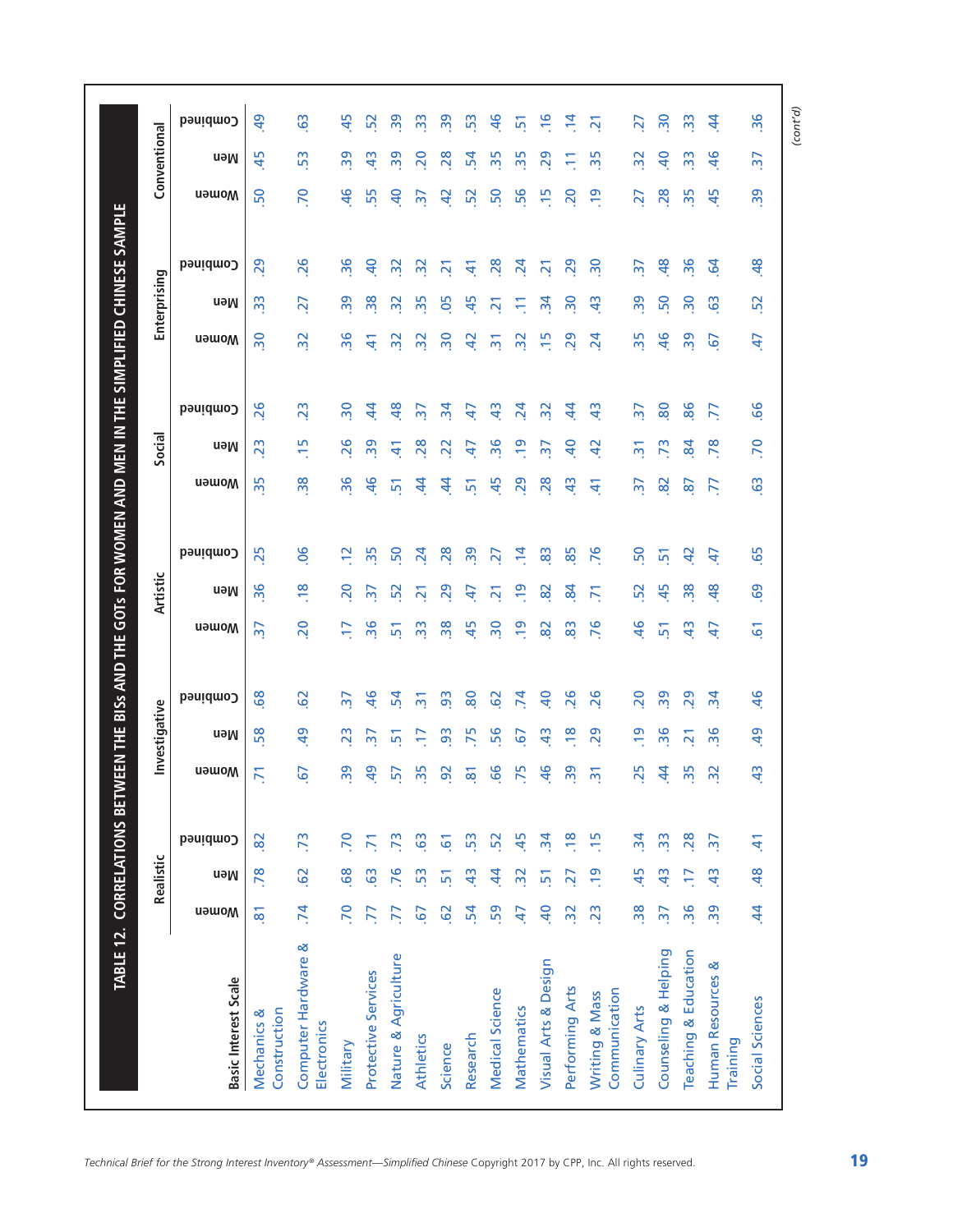## TABLE 12. CORRELATIONS BETWEEN THE BISs AND THE GOTs FOR WOMEN AND MEN IN THE SIMPLIFIED CHINESE SAMPLE

| Basic Interest Scale | Realistic | | | Investigative | | | Artistic | | | Social | | | Enterprising | | | Conventional | | |
|---|---|---|---|---|---|---|---|---|---|---|---|---|---|---|---|---|---|---|
| | Women | Men | Combined | Women | Men | Combined | Women | Men | Combined | Women | Men | Combined | Women | Men | Combined | Women | Men | Combined |
| Mechanics & Construction | .81 | .78 | .82 | .71 | .58 | .68 | .37 | .36 | .25 | .35 | .23 | .26 | .30 | .33 | .29 | .50 | .45 | .49 |
| Computer Hardware & Electronics | .74 | .62 | .73 | .67 | .49 | .62 | .20 | .18 | .06 | .38 | .15 | .23 | .32 | .27 | .26 | .70 | .53 | .63 |
| Military | .70 | .68 | .70 | .39 | .23 | .37 | .17 | .20 | .12 | .36 | .26 | .30 | .36 | .39 | .36 | .46 | .39 | .45 |
| Protective Services | .77 | .63 | .71 | .49 | .37 | .46 | .36 | .37 | .35 | .46 | .39 | .44 | .41 | .38 | .40 | .55 | .43 | .52 |
| Nature & Agriculture | .77 | .76 | .73 | .57 | .51 | .54 | .51 | .52 | .50 | .51 | .41 | .48 | .32 | .32 | .32 | .40 | .39 | .39 |
| Athletics | .67 | .53 | .63 | .35 | .17 | .31 | .33 | .21 | .24 | .44 | .28 | .37 | .32 | .35 | .32 | .37 | .20 | .33 |
| Science | .62 | .51 | .61 | .92 | .93 | .93 | .38 | .29 | .28 | .44 | .22 | .34 | .30 | .05 | .21 | .42 | .28 | .39 |
| Research | .54 | .43 | .53 | .81 | .75 | .80 | .45 | .47 | .39 | .51 | .47 | .47 | .42 | .45 | .41 | .52 | .54 | .53 |
| Medical Science | .59 | .44 | .52 | .66 | .56 | .62 | .30 | .21 | .27 | .45 | .36 | .43 | .31 | .21 | .28 | .50 | .35 | .46 |
| Mathematics | .47 | .32 | .45 | .75 | .67 | .74 | .19 | .19 | .14 | .29 | .19 | .24 | .32 | .11 | .24 | .56 | .35 | .51 |
| Visual Arts & Design | .40 | .51 | .34 | .46 | .43 | .40 | .82 | .82 | .83 | .28 | .37 | .32 | .15 | .34 | .21 | .15 | .29 | .16 |
| Performing Arts | .32 | .27 | .18 | .39 | .18 | .26 | .83 | .84 | .85 | .43 | .40 | .44 | .29 | .30 | .29 | .20 | .11 | .14 |
| Writing & Mass Communication | .23 | .19 | .15 | .31 | .29 | .26 | .76 | .71 | .76 | .41 | .42 | .43 | .24 | .43 | .30 | .19 | .35 | .21 |
| Culinary Arts | .38 | .45 | .34 | .25 | .19 | .20 | .46 | .52 | .50 | .37 | .31 | .37 | .35 | .39 | .37 | .27 | .32 | .27 |
| Counseling & Helping | .37 | .43 | .33 | .44 | .36 | .39 | .51 | .45 | .51 | .82 | .73 | .80 | .46 | .50 | .48 | .28 | .40 | .30 |
| Teaching & Education | .36 | .17 | .28 | .35 | .21 | .29 | .43 | .38 | .42 | .87 | .84 | .86 | .39 | .30 | .36 | .35 | .33 | .33 |
| Human Resources & Training | .39 | .43 | .37 | .32 | .36 | .34 | .47 | .48 | .47 | .77 | .78 | .77 | .67 | .63 | .64 | .45 | .46 | .44 |
| Social Sciences | .44 | .48 | .41 | .43 | .49 | .46 | .61 | .69 | .65 | .63 | .70 | .66 | .47 | .52 | .48 | .39 | .37 | .36 |

*(cont'd)*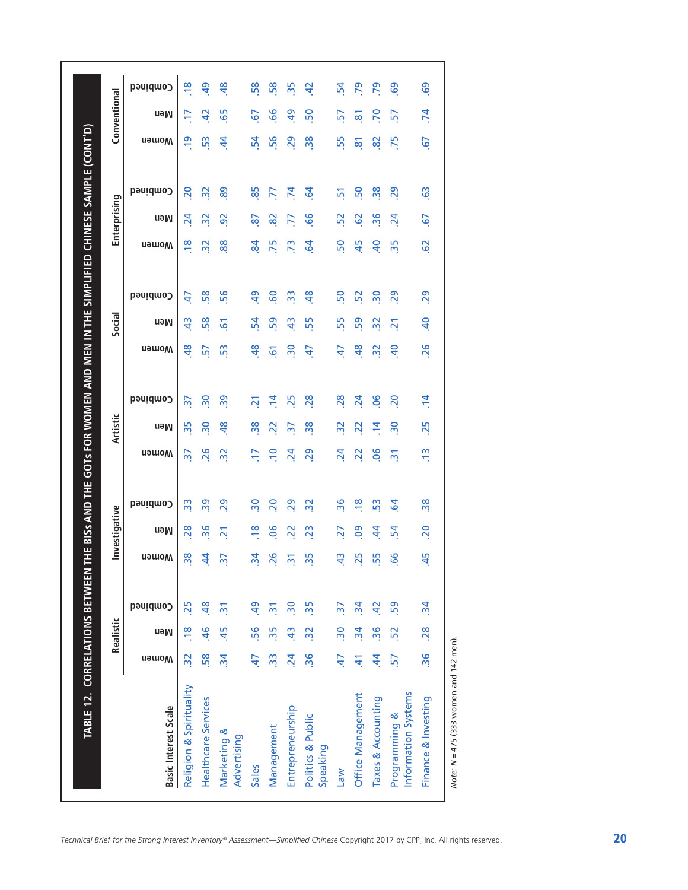## TABLE 12. CORRELATIONS BETWEEN THE BISs AND THE GOTs FOR WOMEN AND MEN IN THE SIMPLIFIED CHINESE SAMPLE (CONT'D)

| Basic Interest Scale | Realistic | | | Investigative | | | Artistic | | | Social | | | Enterprising | | | Conventional | | |
|---|---|---|---|---|---|---|---|---|---|---|---|---|---|---|---|---|---|---|
| | Women | Men | Combined | Women | Men | Combined | Women | Men | Combined | Women | Men | Combined | Women | Men | Combined | Women | Men | Combined |
| Religion & Spirituality | .32 | .18 | .25 | .38 | .28 | .33 | .37 | .35 | .37 | .48 | .43 | .47 | .18 | .24 | .20 | .19 | .17 | .18 |
| Healthcare Services | .58 | .46 | .48 | .44 | .36 | .39 | .26 | .30 | .30 | .57 | .58 | .58 | .32 | .32 | .32 | .53 | .42 | .49 |
| Marketing & Advertising | .34 | .45 | .31 | .37 | .21 | .29 | .32 | .48 | .39 | .53 | .61 | .56 | .88 | .92 | .89 | .44 | .65 | .48 |
| Sales | .47 | .56 | .49 | .34 | .18 | .30 | .17 | .38 | .21 | .48 | .54 | .49 | .84 | .87 | .85 | .54 | .67 | .58 |
| Management | .33 | .35 | .31 | .26 | .06 | .20 | .10 | .22 | .14 | .61 | .59 | .60 | .75 | .82 | .77 | .56 | .66 | .58 |
| Entrepreneurship | .24 | .43 | .30 | .31 | .22 | .29 | .24 | .37 | .25 | .30 | .43 | .33 | .73 | .77 | .74 | .29 | .49 | .35 |
| Politics & Public Speaking | .36 | .32 | .35 | .35 | .23 | .32 | .29 | .38 | .28 | .47 | .55 | .48 | .64 | .66 | .64 | .38 | .50 | .42 |
| Law | .47 | .30 | .37 | .43 | .27 | .36 | .24 | .32 | .28 | .47 | .55 | .50 | .50 | .52 | .51 | .55 | .57 | .54 |
| Office Management | .41 | .34 | .34 | .25 | .09 | .18 | .22 | .22 | .24 | .48 | .59 | .52 | .45 | .62 | .50 | .81 | .81 | .79 |
| Taxes & Accounting | .44 | .36 | .42 | .55 | .44 | .53 | .06 | .14 | .06 | .32 | .32 | .30 | .40 | .36 | .38 | .82 | .70 | .79 |
| Programming & Information Systems | .57 | .52 | .59 | .66 | .54 | .64 | .31 | .30 | .20 | .40 | .21 | .29 | .35 | .24 | .29 | .75 | .57 | .69 |
| Finance & Investing | .36 | .28 | .34 | .45 | .20 | .38 | .13 | .25 | .14 | .26 | .40 | .29 | .62 | .67 | .63 | .67 | .74 | .69 |

*Note:* $N$ = 475 (333 women and 142 men).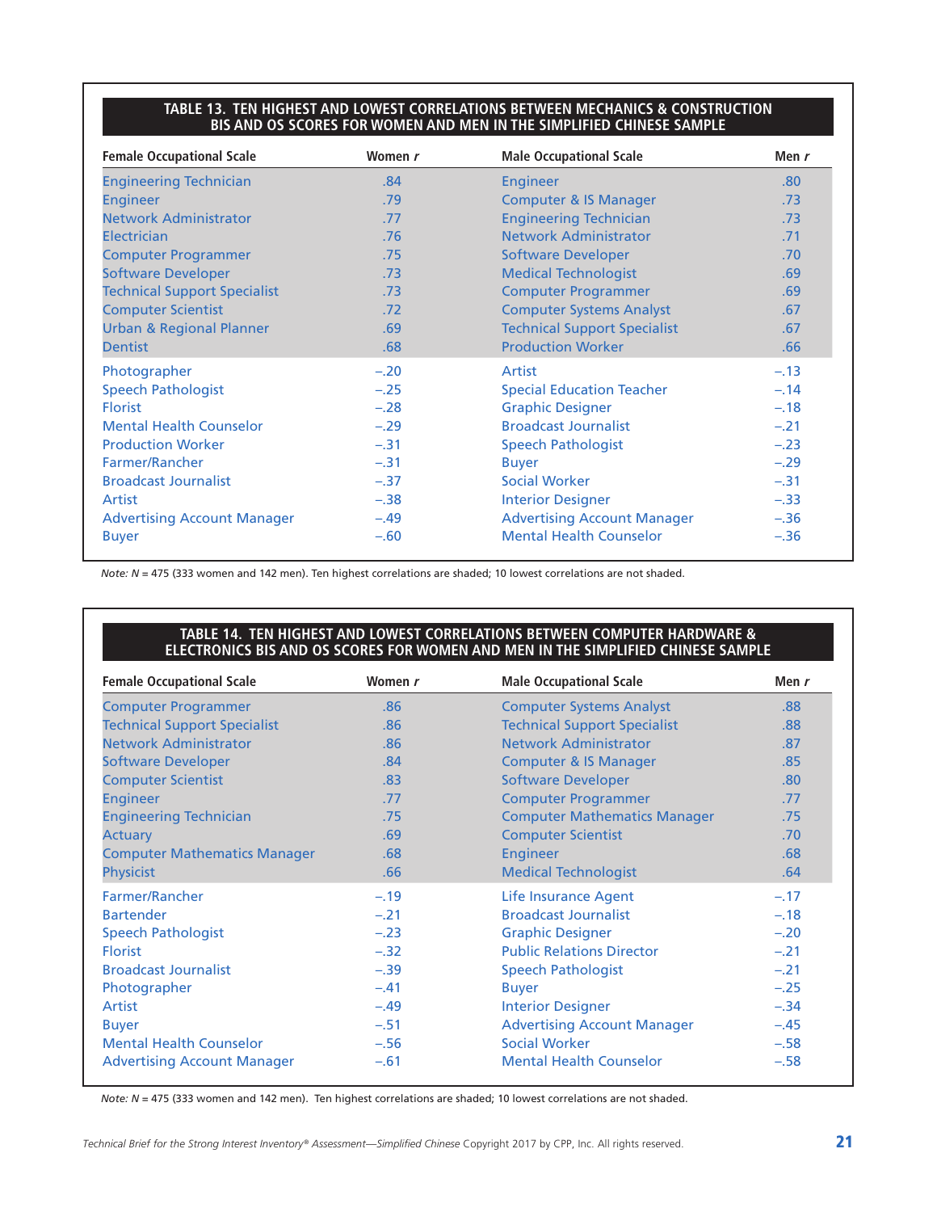**TABLE 13. TEN HIGHEST AND LOWEST CORRELATIONS BETWEEN MECHANICS & CONSTRUCTION BIS AND OS SCORES FOR WOMEN AND MEN IN THE SIMPLIFIED CHINESE SAMPLE**

| Female Occupational Scale | Women $r$ | Male Occupational Scale | Men $r$ |
|---|---|---|---|
| Engineering Technician | .84 | Engineer | .80 |
| Engineer | .79 | Computer & IS Manager | .73 |
| Network Administrator | .77 | Engineering Technician | .73 |
| Electrician | .76 | Network Administrator | .71 |
| Computer Programmer | .75 | Software Developer | .70 |
| Software Developer | .73 | Medical Technologist | .69 |
| Technical Support Specialist | .73 | Computer Programmer | .69 |
| Computer Scientist | .72 | Computer Systems Analyst | .67 |
| Urban & Regional Planner | .69 | Technical Support Specialist | .67 |
| Dentist | .68 | Production Worker | .66 |
| Photographer | −.20 | Artist | −.13 |
| Speech Pathologist | −.25 | Special Education Teacher | −.14 |
| Florist | −.28 | Graphic Designer | −.18 |
| Mental Health Counselor | −.29 | Broadcast Journalist | −.21 |
| Production Worker | −.31 | Speech Pathologist | −.23 |
| Farmer/Rancher | −.31 | Buyer | −.29 |
| Broadcast Journalist | −.37 | Social Worker | −.31 |
| Artist | −.38 | Interior Designer | −.33 |
| Advertising Account Manager | −.49 | Advertising Account Manager | −.36 |
| Buyer | −.60 | Mental Health Counselor | −.36 |

*Note: N* = 475 (333 women and 142 men). Ten highest correlations are shaded; 10 lowest correlations are not shaded.

**TABLE 14. TEN HIGHEST AND LOWEST CORRELATIONS BETWEEN COMPUTER HARDWARE & ELECTRONICS BIS AND OS SCORES FOR WOMEN AND MEN IN THE SIMPLIFIED CHINESE SAMPLE**

| Female Occupational Scale | Women $r$ | Male Occupational Scale | Men $r$ |
|---|---|---|---|
| Computer Programmer | .86 | Computer Systems Analyst | .88 |
| Technical Support Specialist | .86 | Technical Support Specialist | .88 |
| Network Administrator | .86 | Network Administrator | .87 |
| Software Developer | .84 | Computer & IS Manager | .85 |
| Computer Scientist | .83 | Software Developer | .80 |
| Engineer | .77 | Computer Programmer | .77 |
| Engineering Technician | .75 | Computer Mathematics Manager | .75 |
| Actuary | .69 | Computer Scientist | .70 |
| Computer Mathematics Manager | .68 | Engineer | .68 |
| Physicist | .66 | Medical Technologist | .64 |
| Farmer/Rancher | −.19 | Life Insurance Agent | −.17 |
| Bartender | −.21 | Broadcast Journalist | −.18 |
| Speech Pathologist | −.23 | Graphic Designer | −.20 |
| Florist | −.32 | Public Relations Director | −.21 |
| Broadcast Journalist | −.39 | Speech Pathologist | −.21 |
| Photographer | −.41 | Buyer | −.25 |
| Artist | −.49 | Interior Designer | −.34 |
| Buyer | −.51 | Advertising Account Manager | −.45 |
| Mental Health Counselor | −.56 | Social Worker | −.58 |
| Advertising Account Manager | −.61 | Mental Health Counselor | −.58 |

*Note: N* = 475 (333 women and 142 men). Ten highest correlations are shaded; 10 lowest correlations are not shaded.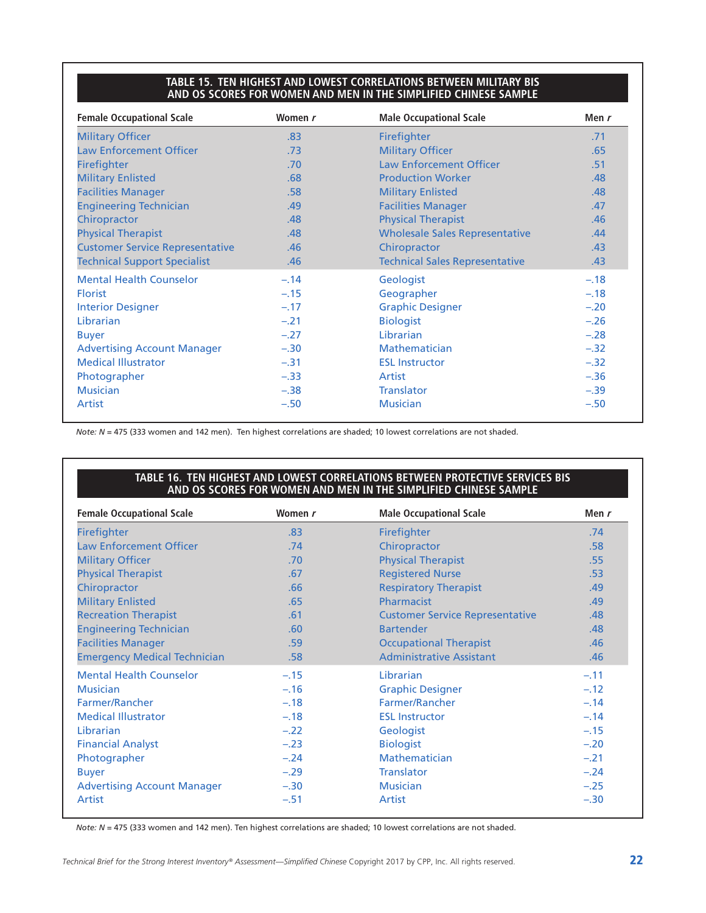**TABLE 15. TEN HIGHEST AND LOWEST CORRELATIONS BETWEEN MILITARY BIS AND OS SCORES FOR WOMEN AND MEN IN THE SIMPLIFIED CHINESE SAMPLE**

| Female Occupational Scale | Women *r* | Male Occupational Scale | Men *r* |
|---|---|---|---|
| Military Officer | .83 | Firefighter | .71 |
| Law Enforcement Officer | .73 | Military Officer | .65 |
| Firefighter | .70 | Law Enforcement Officer | .51 |
| Military Enlisted | .68 | Production Worker | .48 |
| Facilities Manager | .58 | Military Enlisted | .48 |
| Engineering Technician | .49 | Facilities Manager | .47 |
| Chiropractor | .48 | Physical Therapist | .46 |
| Physical Therapist | .48 | Wholesale Sales Representative | .44 |
| Customer Service Representative | .46 | Chiropractor | .43 |
| Technical Support Specialist | .46 | Technical Sales Representative | .43 |
| Mental Health Counselor | –.14 | Geologist | –.18 |
| Florist | –.15 | Geographer | –.18 |
| Interior Designer | –.17 | Graphic Designer | –.20 |
| Librarian | –.21 | Biologist | –.26 |
| Buyer | –.27 | Librarian | –.28 |
| Advertising Account Manager | –.30 | Mathematician | –.32 |
| Medical Illustrator | –.31 | ESL Instructor | –.32 |
| Photographer | –.33 | Artist | –.36 |
| Musician | –.38 | Translator | –.39 |
| Artist | –.50 | Musician | –.50 |

*Note: N* = 475 (333 women and 142 men). Ten highest correlations are shaded; 10 lowest correlations are not shaded.

**TABLE 16. TEN HIGHEST AND LOWEST CORRELATIONS BETWEEN PROTECTIVE SERVICES BIS AND OS SCORES FOR WOMEN AND MEN IN THE SIMPLIFIED CHINESE SAMPLE**

| Female Occupational Scale | Women *r* | Male Occupational Scale | Men *r* |
|---|---|---|---|
| Firefighter | .83 | Firefighter | .74 |
| Law Enforcement Officer | .74 | Chiropractor | .58 |
| Military Officer | .70 | Physical Therapist | .55 |
| Physical Therapist | .67 | Registered Nurse | .53 |
| Chiropractor | .66 | Respiratory Therapist | .49 |
| Military Enlisted | .65 | Pharmacist | .49 |
| Recreation Therapist | .61 | Customer Service Representative | .48 |
| Engineering Technician | .60 | Bartender | .48 |
| Facilities Manager | .59 | Occupational Therapist | .46 |
| Emergency Medical Technician | .58 | Administrative Assistant | .46 |
| Mental Health Counselor | –.15 | Librarian | –.11 |
| Musician | –.16 | Graphic Designer | –.12 |
| Farmer/Rancher | –.18 | Farmer/Rancher | –.14 |
| Medical Illustrator | –.18 | ESL Instructor | –.14 |
| Librarian | –.22 | Geologist | –.15 |
| Financial Analyst | –.23 | Biologist | –.20 |
| Photographer | –.24 | Mathematician | –.21 |
| Buyer | –.29 | Translator | –.24 |
| Advertising Account Manager | –.30 | Musician | –.25 |
| Artist | –.51 | Artist | –.30 |

*Note: N* = 475 (333 women and 142 men). Ten highest correlations are shaded; 10 lowest correlations are not shaded.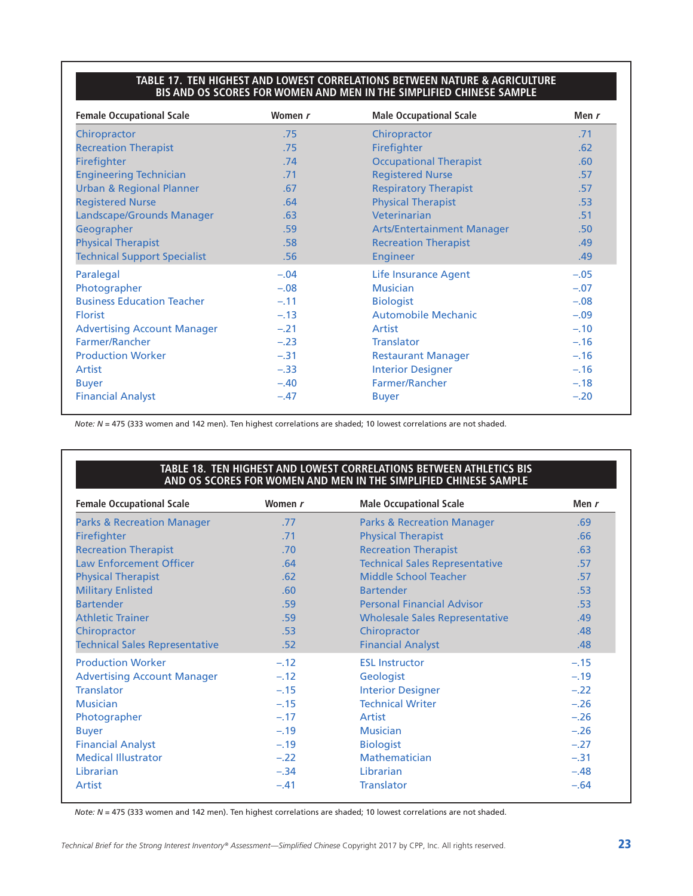**TABLE 17. TEN HIGHEST AND LOWEST CORRELATIONS BETWEEN NATURE & AGRICULTURE BIS AND OS SCORES FOR WOMEN AND MEN IN THE SIMPLIFIED CHINESE SAMPLE**

| Female Occupational Scale | Women *r* | Male Occupational Scale | Men *r* |
|---|---|---|---|
| Chiropractor | .75 | Chiropractor | .71 |
| Recreation Therapist | .75 | Firefighter | .62 |
| Firefighter | .74 | Occupational Therapist | .60 |
| Engineering Technician | .71 | Registered Nurse | .57 |
| Urban & Regional Planner | .67 | Respiratory Therapist | .57 |
| Registered Nurse | .64 | Physical Therapist | .53 |
| Landscape/Grounds Manager | .63 | Veterinarian | .51 |
| Geographer | .59 | Arts/Entertainment Manager | .50 |
| Physical Therapist | .58 | Recreation Therapist | .49 |
| Technical Support Specialist | .56 | Engineer | .49 |
| Paralegal | –.04 | Life Insurance Agent | –.05 |
| Photographer | –.08 | Musician | –.07 |
| Business Education Teacher | –.11 | Biologist | –.08 |
| Florist | –.13 | Automobile Mechanic | –.09 |
| Advertising Account Manager | –.21 | Artist | –.10 |
| Farmer/Rancher | –.23 | Translator | –.16 |
| Production Worker | –.31 | Restaurant Manager | –.16 |
| Artist | –.33 | Interior Designer | –.16 |
| Buyer | –.40 | Farmer/Rancher | –.18 |
| Financial Analyst | –.47 | Buyer | –.20 |

*Note: N* = 475 (333 women and 142 men). Ten highest correlations are shaded; 10 lowest correlations are not shaded.

**TABLE 18. TEN HIGHEST AND LOWEST CORRELATIONS BETWEEN ATHLETICS BIS AND OS SCORES FOR WOMEN AND MEN IN THE SIMPLIFIED CHINESE SAMPLE**

| Female Occupational Scale | Women *r* | Male Occupational Scale | Men *r* |
|---|---|---|---|
| Parks & Recreation Manager | .77 | Parks & Recreation Manager | .69 |
| Firefighter | .71 | Physical Therapist | .66 |
| Recreation Therapist | .70 | Recreation Therapist | .63 |
| Law Enforcement Officer | .64 | Technical Sales Representative | .57 |
| Physical Therapist | .62 | Middle School Teacher | .57 |
| Military Enlisted | .60 | Bartender | .53 |
| Bartender | .59 | Personal Financial Advisor | .53 |
| Athletic Trainer | .59 | Wholesale Sales Representative | .49 |
| Chiropractor | .53 | Chiropractor | .48 |
| Technical Sales Representative | .52 | Financial Analyst | .48 |
| Production Worker | –.12 | ESL Instructor | –.15 |
| Advertising Account Manager | –.12 | Geologist | –.19 |
| Translator | –.15 | Interior Designer | –.22 |
| Musician | –.15 | Technical Writer | –.26 |
| Photographer | –.17 | Artist | –.26 |
| Buyer | –.19 | Musician | –.26 |
| Financial Analyst | –.19 | Biologist | –.27 |
| Medical Illustrator | –.22 | Mathematician | –.31 |
| Librarian | –.34 | Librarian | –.48 |
| Artist | –.41 | Translator | –.64 |

*Note: N* = 475 (333 women and 142 men). Ten highest correlations are shaded; 10 lowest correlations are not shaded.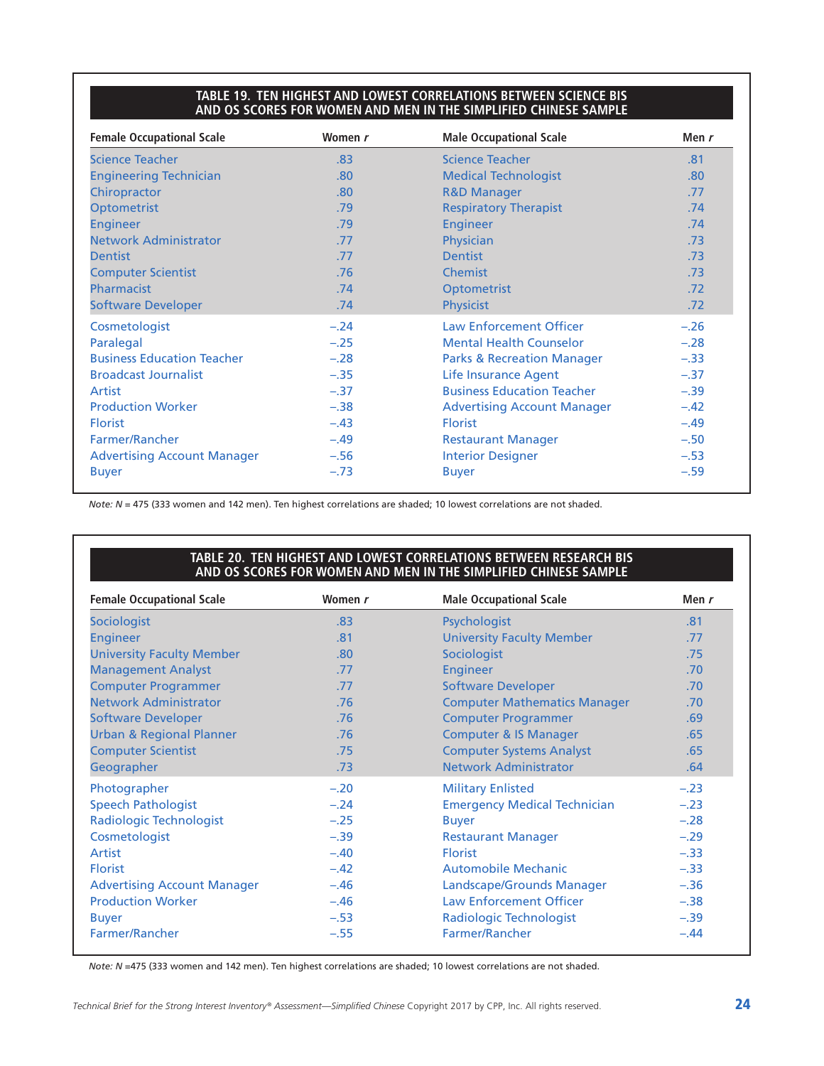**TABLE 19. TEN HIGHEST AND LOWEST CORRELATIONS BETWEEN SCIENCE BIS AND OS SCORES FOR WOMEN AND MEN IN THE SIMPLIFIED CHINESE SAMPLE**

| Female Occupational Scale | Women *r* | Male Occupational Scale | Men *r* |
|---|---|---|---|
| Science Teacher | .83 | Science Teacher | .81 |
| Engineering Technician | .80 | Medical Technologist | .80 |
| Chiropractor | .80 | R&D Manager | .77 |
| Optometrist | .79 | Respiratory Therapist | .74 |
| Engineer | .79 | Engineer | .74 |
| Network Administrator | .77 | Physician | .73 |
| Dentist | .77 | Dentist | .73 |
| Computer Scientist | .76 | Chemist | .73 |
| Pharmacist | .74 | Optometrist | .72 |
| Software Developer | .74 | Physicist | .72 |
| Cosmetologist | −.24 | Law Enforcement Officer | −.26 |
| Paralegal | −.25 | Mental Health Counselor | −.28 |
| Business Education Teacher | −.28 | Parks & Recreation Manager | −.33 |
| Broadcast Journalist | −.35 | Life Insurance Agent | −.37 |
| Artist | −.37 | Business Education Teacher | −.39 |
| Production Worker | −.38 | Advertising Account Manager | −.42 |
| Florist | −.43 | Florist | −.49 |
| Farmer/Rancher | −.49 | Restaurant Manager | −.50 |
| Advertising Account Manager | −.56 | Interior Designer | −.53 |
| Buyer | −.73 | Buyer | −.59 |

*Note: N* = 475 (333 women and 142 men). Ten highest correlations are shaded; 10 lowest correlations are not shaded.

**TABLE 20. TEN HIGHEST AND LOWEST CORRELATIONS BETWEEN RESEARCH BIS AND OS SCORES FOR WOMEN AND MEN IN THE SIMPLIFIED CHINESE SAMPLE**

| Female Occupational Scale | Women *r* | Male Occupational Scale | Men *r* |
|---|---|---|---|
| Sociologist | .83 | Psychologist | .81 |
| Engineer | .81 | University Faculty Member | .77 |
| University Faculty Member | .80 | Sociologist | .75 |
| Management Analyst | .77 | Engineer | .70 |
| Computer Programmer | .77 | Software Developer | .70 |
| Network Administrator | .76 | Computer Mathematics Manager | .70 |
| Software Developer | .76 | Computer Programmer | .69 |
| Urban & Regional Planner | .76 | Computer & IS Manager | .65 |
| Computer Scientist | .75 | Computer Systems Analyst | .65 |
| Geographer | .73 | Network Administrator | .64 |
| Photographer | −.20 | Military Enlisted | −.23 |
| Speech Pathologist | −.24 | Emergency Medical Technician | −.23 |
| Radiologic Technologist | −.25 | Buyer | −.28 |
| Cosmetologist | −.39 | Restaurant Manager | −.29 |
| Artist | −.40 | Florist | −.33 |
| Florist | −.42 | Automobile Mechanic | −.33 |
| Advertising Account Manager | −.46 | Landscape/Grounds Manager | −.36 |
| Production Worker | −.46 | Law Enforcement Officer | −.38 |
| Buyer | −.53 | Radiologic Technologist | −.39 |
| Farmer/Rancher | −.55 | Farmer/Rancher | −.44 |

*Note: N* =475 (333 women and 142 men). Ten highest correlations are shaded; 10 lowest correlations are not shaded.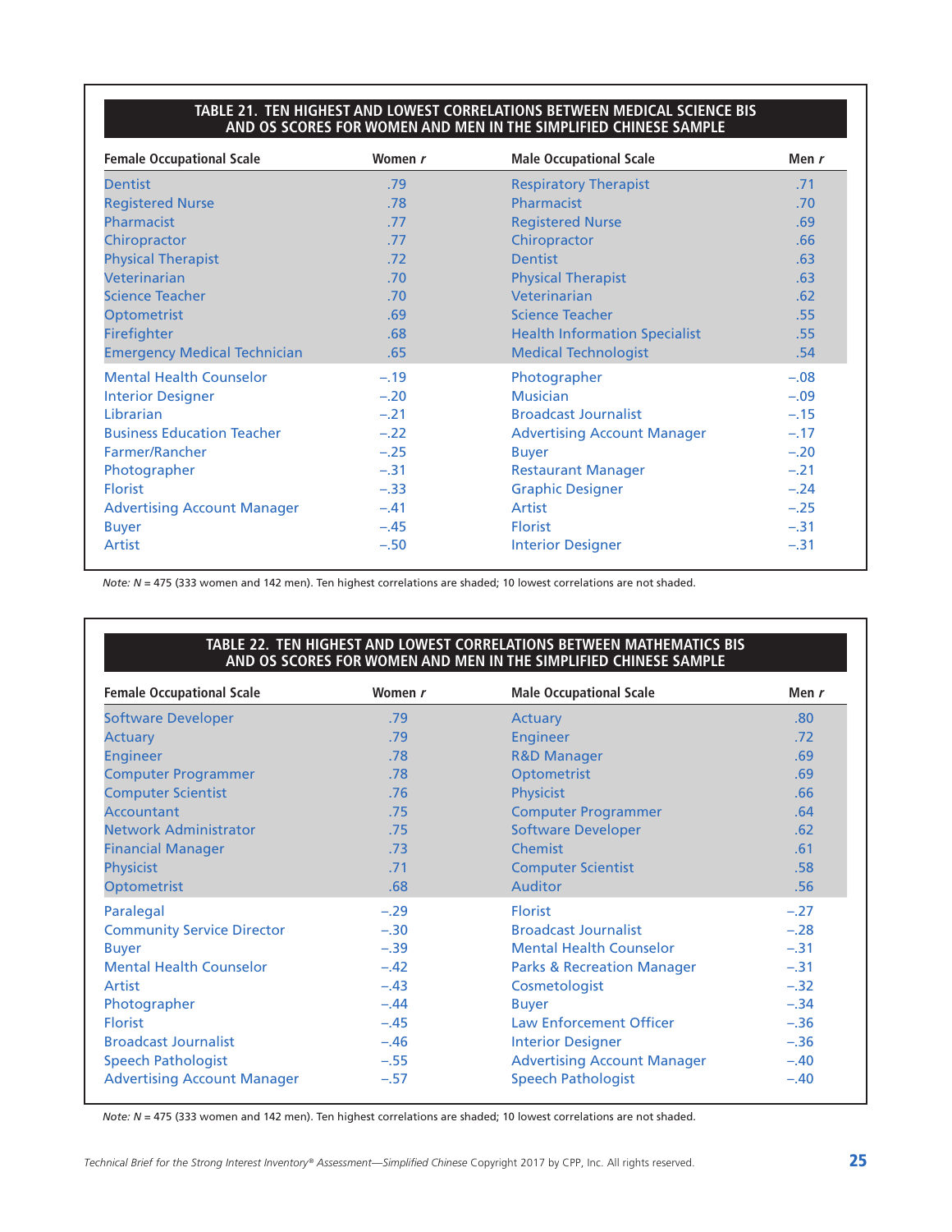### TABLE 21. TEN HIGHEST AND LOWEST CORRELATIONS BETWEEN MEDICAL SCIENCE BIS AND OS SCORES FOR WOMEN AND MEN IN THE SIMPLIFIED CHINESE SAMPLE

| Female Occupational Scale | Women *r* | Male Occupational Scale | Men *r* |
|---|---|---|---|
| Dentist | .79 | Respiratory Therapist | .71 |
| Registered Nurse | .78 | Pharmacist | .70 |
| Pharmacist | .77 | Registered Nurse | .69 |
| Chiropractor | .77 | Chiropractor | .66 |
| Physical Therapist | .72 | Dentist | .63 |
| Veterinarian | .70 | Physical Therapist | .63 |
| Science Teacher | .70 | Veterinarian | .62 |
| Optometrist | .69 | Science Teacher | .55 |
| Firefighter | .68 | Health Information Specialist | .55 |
| Emergency Medical Technician | .65 | Medical Technologist | .54 |
| Mental Health Counselor | –.19 | Photographer | –.08 |
| Interior Designer | –.20 | Musician | –.09 |
| Librarian | –.21 | Broadcast Journalist | –.15 |
| Business Education Teacher | –.22 | Advertising Account Manager | –.17 |
| Farmer/Rancher | –.25 | Buyer | –.20 |
| Photographer | –.31 | Restaurant Manager | –.21 |
| Florist | –.33 | Graphic Designer | –.24 |
| Advertising Account Manager | –.41 | Artist | –.25 |
| Buyer | –.45 | Florist | –.31 |
| Artist | –.50 | Interior Designer | –.31 |

*Note: N* = 475 (333 women and 142 men). Ten highest correlations are shaded; 10 lowest correlations are not shaded.

### TABLE 22. TEN HIGHEST AND LOWEST CORRELATIONS BETWEEN MATHEMATICS BIS AND OS SCORES FOR WOMEN AND MEN IN THE SIMPLIFIED CHINESE SAMPLE

| Female Occupational Scale | Women *r* | Male Occupational Scale | Men *r* |
|---|---|---|---|
| Software Developer | .79 | Actuary | .80 |
| Actuary | .79 | Engineer | .72 |
| Engineer | .78 | R&D Manager | .69 |
| Computer Programmer | .78 | Optometrist | .69 |
| Computer Scientist | .76 | Physicist | .66 |
| Accountant | .75 | Computer Programmer | .64 |
| Network Administrator | .75 | Software Developer | .62 |
| Financial Manager | .73 | Chemist | .61 |
| Physicist | .71 | Computer Scientist | .58 |
| Optometrist | .68 | Auditor | .56 |
| Paralegal | –.29 | Florist | –.27 |
| Community Service Director | –.30 | Broadcast Journalist | –.28 |
| Buyer | –.39 | Mental Health Counselor | –.31 |
| Mental Health Counselor | –.42 | Parks & Recreation Manager | –.31 |
| Artist | –.43 | Cosmetologist | –.32 |
| Photographer | –.44 | Buyer | –.34 |
| Florist | –.45 | Law Enforcement Officer | –.36 |
| Broadcast Journalist | –.46 | Interior Designer | –.36 |
| Speech Pathologist | –.55 | Advertising Account Manager | –.40 |
| Advertising Account Manager | –.57 | Speech Pathologist | –.40 |

*Note: N* = 475 (333 women and 142 men). Ten highest correlations are shaded; 10 lowest correlations are not shaded.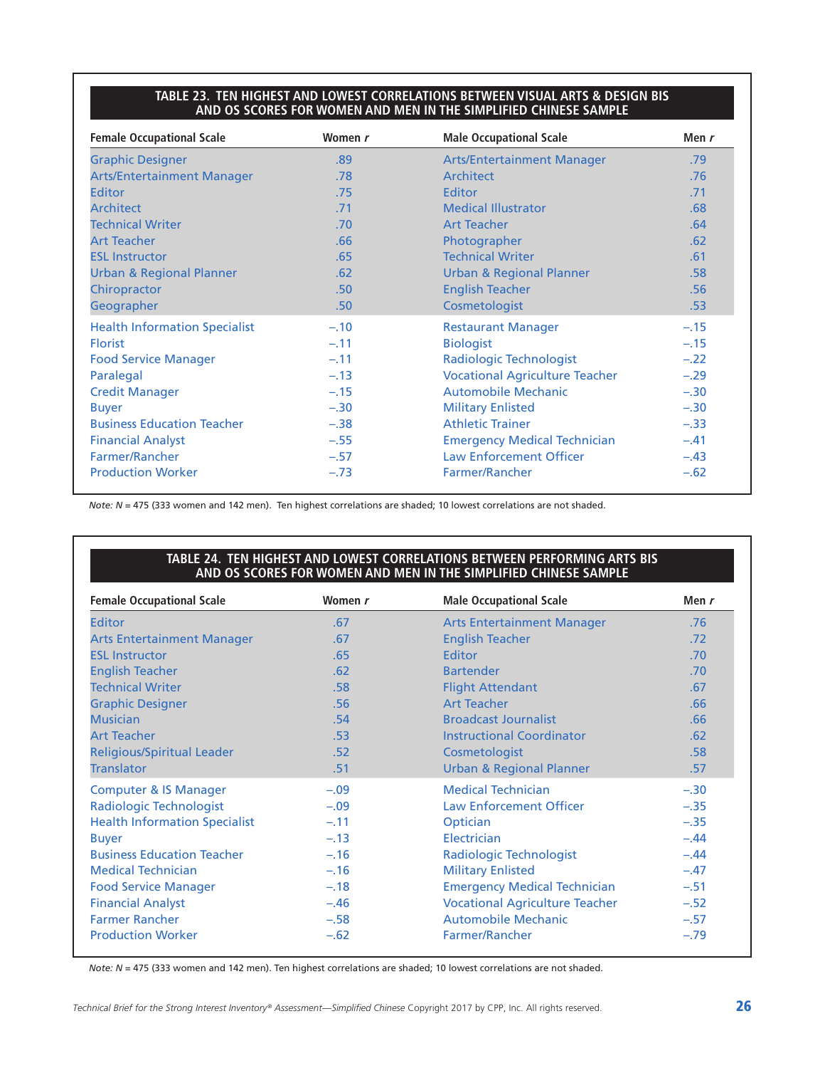**TABLE 23. TEN HIGHEST AND LOWEST CORRELATIONS BETWEEN VISUAL ARTS & DESIGN BIS AND OS SCORES FOR WOMEN AND MEN IN THE SIMPLIFIED CHINESE SAMPLE**

| Female Occupational Scale | Women *r* | Male Occupational Scale | Men *r* |
|---|---|---|---|
| Graphic Designer | .89 | Arts/Entertainment Manager | .79 |
| Arts/Entertainment Manager | .78 | Architect | .76 |
| Editor | .75 | Editor | .71 |
| Architect | .71 | Medical Illustrator | .68 |
| Technical Writer | .70 | Art Teacher | .64 |
| Art Teacher | .66 | Photographer | .62 |
| ESL Instructor | .65 | Technical Writer | .61 |
| Urban & Regional Planner | .62 | Urban & Regional Planner | .58 |
| Chiropractor | .50 | English Teacher | .56 |
| Geographer | .50 | Cosmetologist | .53 |
| Health Information Specialist | –.10 | Restaurant Manager | –.15 |
| Florist | –.11 | Biologist | –.15 |
| Food Service Manager | –.11 | Radiologic Technologist | –.22 |
| Paralegal | –.13 | Vocational Agriculture Teacher | –.29 |
| Credit Manager | –.15 | Automobile Mechanic | –.30 |
| Buyer | –.30 | Military Enlisted | –.30 |
| Business Education Teacher | –.38 | Athletic Trainer | –.33 |
| Financial Analyst | –.55 | Emergency Medical Technician | –.41 |
| Farmer/Rancher | –.57 | Law Enforcement Officer | –.43 |
| Production Worker | –.73 | Farmer/Rancher | –.62 |

*Note: N* = 475 (333 women and 142 men). Ten highest correlations are shaded; 10 lowest correlations are not shaded.

**TABLE 24. TEN HIGHEST AND LOWEST CORRELATIONS BETWEEN PERFORMING ARTS BIS AND OS SCORES FOR WOMEN AND MEN IN THE SIMPLIFIED CHINESE SAMPLE**

| Female Occupational Scale | Women *r* | Male Occupational Scale | Men *r* |
|---|---|---|---|
| Editor | .67 | Arts Entertainment Manager | .76 |
| Arts Entertainment Manager | .67 | English Teacher | .72 |
| ESL Instructor | .65 | Editor | .70 |
| English Teacher | .62 | Bartender | .70 |
| Technical Writer | .58 | Flight Attendant | .67 |
| Graphic Designer | .56 | Art Teacher | .66 |
| Musician | .54 | Broadcast Journalist | .66 |
| Art Teacher | .53 | Instructional Coordinator | .62 |
| Religious/Spiritual Leader | .52 | Cosmetologist | .58 |
| Translator | .51 | Urban & Regional Planner | .57 |
| Computer & IS Manager | –.09 | Medical Technician | –.30 |
| Radiologic Technologist | –.09 | Law Enforcement Officer | –.35 |
| Health Information Specialist | –.11 | Optician | –.35 |
| Buyer | –.13 | Electrician | –.44 |
| Business Education Teacher | –.16 | Radiologic Technologist | –.44 |
| Medical Technician | –.16 | Military Enlisted | –.47 |
| Food Service Manager | –.18 | Emergency Medical Technician | –.51 |
| Financial Analyst | –.46 | Vocational Agriculture Teacher | –.52 |
| Farmer Rancher | –.58 | Automobile Mechanic | –.57 |
| Production Worker | –.62 | Farmer/Rancher | –.79 |

*Note: N* = 475 (333 women and 142 men). Ten highest correlations are shaded; 10 lowest correlations are not shaded.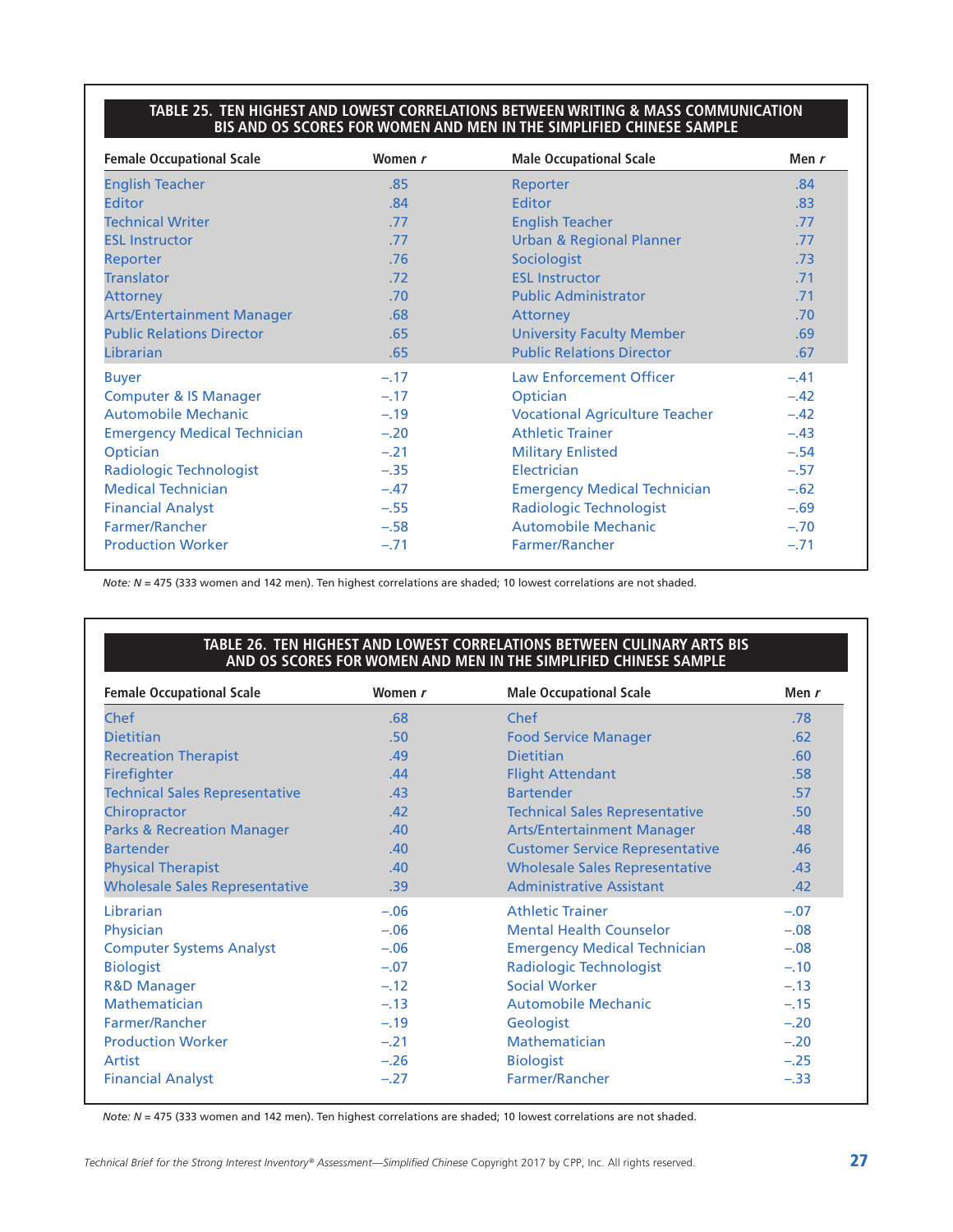**TABLE 25. TEN HIGHEST AND LOWEST CORRELATIONS BETWEEN WRITING & MASS COMMUNICATION BIS AND OS SCORES FOR WOMEN AND MEN IN THE SIMPLIFIED CHINESE SAMPLE**

| Female Occupational Scale | Women *r* | Male Occupational Scale | Men *r* |
|---|---|---|---|
| English Teacher | .85 | Reporter | .84 |
| Editor | .84 | Editor | .83 |
| Technical Writer | .77 | English Teacher | .77 |
| ESL Instructor | .77 | Urban & Regional Planner | .77 |
| Reporter | .76 | Sociologist | .73 |
| Translator | .72 | ESL Instructor | .71 |
| Attorney | .70 | Public Administrator | .71 |
| Arts/Entertainment Manager | .68 | Attorney | .70 |
| Public Relations Director | .65 | University Faculty Member | .69 |
| Librarian | .65 | Public Relations Director | .67 |
| Buyer | –.17 | Law Enforcement Officer | –.41 |
| Computer & IS Manager | –.17 | Optician | –.42 |
| Automobile Mechanic | –.19 | Vocational Agriculture Teacher | –.42 |
| Emergency Medical Technician | –.20 | Athletic Trainer | –.43 |
| Optician | –.21 | Military Enlisted | –.54 |
| Radiologic Technologist | –.35 | Electrician | –.57 |
| Medical Technician | –.47 | Emergency Medical Technician | –.62 |
| Financial Analyst | –.55 | Radiologic Technologist | –.69 |
| Farmer/Rancher | –.58 | Automobile Mechanic | –.70 |
| Production Worker | –.71 | Farmer/Rancher | –.71 |

*Note: N* = 475 (333 women and 142 men). Ten highest correlations are shaded; 10 lowest correlations are not shaded.

**TABLE 26. TEN HIGHEST AND LOWEST CORRELATIONS BETWEEN CULINARY ARTS BIS AND OS SCORES FOR WOMEN AND MEN IN THE SIMPLIFIED CHINESE SAMPLE**

| Female Occupational Scale | Women *r* | Male Occupational Scale | Men *r* |
|---|---|---|---|
| Chef | .68 | Chef | .78 |
| Dietitian | .50 | Food Service Manager | .62 |
| Recreation Therapist | .49 | Dietitian | .60 |
| Firefighter | .44 | Flight Attendant | .58 |
| Technical Sales Representative | .43 | Bartender | .57 |
| Chiropractor | .42 | Technical Sales Representative | .50 |
| Parks & Recreation Manager | .40 | Arts/Entertainment Manager | .48 |
| Bartender | .40 | Customer Service Representative | .46 |
| Physical Therapist | .40 | Wholesale Sales Representative | .43 |
| Wholesale Sales Representative | .39 | Administrative Assistant | .42 |
| Librarian | –.06 | Athletic Trainer | –.07 |
| Physician | –.06 | Mental Health Counselor | –.08 |
| Computer Systems Analyst | –.06 | Emergency Medical Technician | –.08 |
| Biologist | –.07 | Radiologic Technologist | –.10 |
| R&D Manager | –.12 | Social Worker | –.13 |
| Mathematician | –.13 | Automobile Mechanic | –.15 |
| Farmer/Rancher | –.19 | Geologist | –.20 |
| Production Worker | –.21 | Mathematician | –.20 |
| Artist | –.26 | Biologist | –.25 |
| Financial Analyst | –.27 | Farmer/Rancher | –.33 |

*Note: N* = 475 (333 women and 142 men). Ten highest correlations are shaded; 10 lowest correlations are not shaded.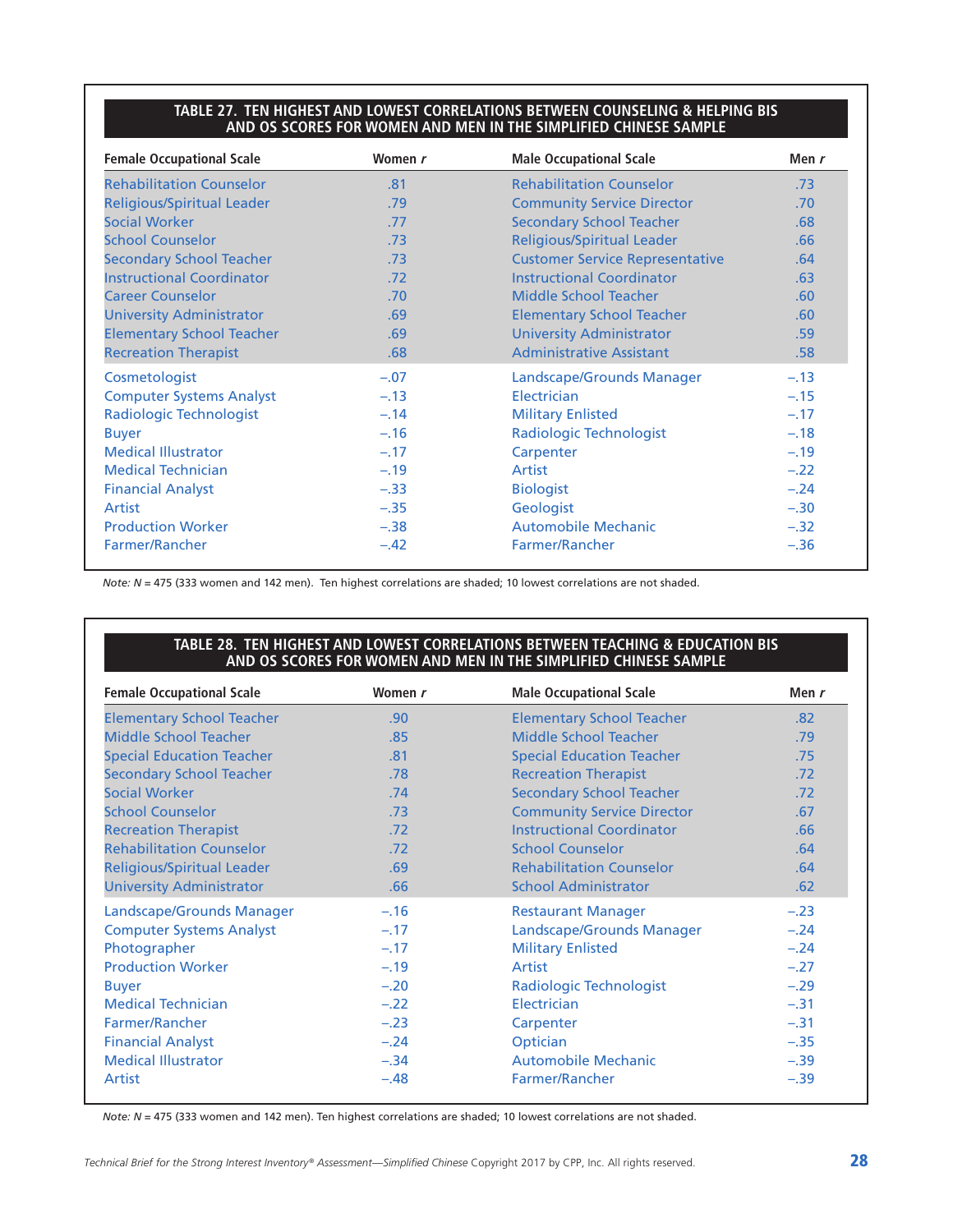**TABLE 27. TEN HIGHEST AND LOWEST CORRELATIONS BETWEEN COUNSELING & HELPING BIS AND OS SCORES FOR WOMEN AND MEN IN THE SIMPLIFIED CHINESE SAMPLE**

| Female Occupational Scale | Women *r* | Male Occupational Scale | Men *r* |
|---|---|---|---|
| Rehabilitation Counselor | .81 | Rehabilitation Counselor | .73 |
| Religious/Spiritual Leader | .79 | Community Service Director | .70 |
| Social Worker | .77 | Secondary School Teacher | .68 |
| School Counselor | .73 | Religious/Spiritual Leader | .66 |
| Secondary School Teacher | .73 | Customer Service Representative | .64 |
| Instructional Coordinator | .72 | Instructional Coordinator | .63 |
| Career Counselor | .70 | Middle School Teacher | .60 |
| University Administrator | .69 | Elementary School Teacher | .60 |
| Elementary School Teacher | .69 | University Administrator | .59 |
| Recreation Therapist | .68 | Administrative Assistant | .58 |
| Cosmetologist | −.07 | Landscape/Grounds Manager | −.13 |
| Computer Systems Analyst | −.13 | Electrician | −.15 |
| Radiologic Technologist | −.14 | Military Enlisted | −.17 |
| Buyer | −.16 | Radiologic Technologist | −.18 |
| Medical Illustrator | −.17 | Carpenter | −.19 |
| Medical Technician | −.19 | Artist | −.22 |
| Financial Analyst | −.33 | Biologist | −.24 |
| Artist | −.35 | Geologist | −.30 |
| Production Worker | −.38 | Automobile Mechanic | −.32 |
| Farmer/Rancher | −.42 | Farmer/Rancher | −.36 |

*Note: N* = 475 (333 women and 142 men). Ten highest correlations are shaded; 10 lowest correlations are not shaded.

**TABLE 28. TEN HIGHEST AND LOWEST CORRELATIONS BETWEEN TEACHING & EDUCATION BIS AND OS SCORES FOR WOMEN AND MEN IN THE SIMPLIFIED CHINESE SAMPLE**

| Female Occupational Scale | Women *r* | Male Occupational Scale | Men *r* |
|---|---|---|---|
| Elementary School Teacher | .90 | Elementary School Teacher | .82 |
| Middle School Teacher | .85 | Middle School Teacher | .79 |
| Special Education Teacher | .81 | Special Education Teacher | .75 |
| Secondary School Teacher | .78 | Recreation Therapist | .72 |
| Social Worker | .74 | Secondary School Teacher | .72 |
| School Counselor | .73 | Community Service Director | .67 |
| Recreation Therapist | .72 | Instructional Coordinator | .66 |
| Rehabilitation Counselor | .72 | School Counselor | .64 |
| Religious/Spiritual Leader | .69 | Rehabilitation Counselor | .64 |
| University Administrator | .66 | School Administrator | .62 |
| Landscape/Grounds Manager | −.16 | Restaurant Manager | −.23 |
| Computer Systems Analyst | −.17 | Landscape/Grounds Manager | −.24 |
| Photographer | −.17 | Military Enlisted | −.24 |
| Production Worker | −.19 | Artist | −.27 |
| Buyer | −.20 | Radiologic Technologist | −.29 |
| Medical Technician | −.22 | Electrician | −.31 |
| Farmer/Rancher | −.23 | Carpenter | −.31 |
| Financial Analyst | −.24 | Optician | −.35 |
| Medical Illustrator | −.34 | Automobile Mechanic | −.39 |
| Artist | −.48 | Farmer/Rancher | −.39 |

*Note: N* = 475 (333 women and 142 men). Ten highest correlations are shaded; 10 lowest correlations are not shaded.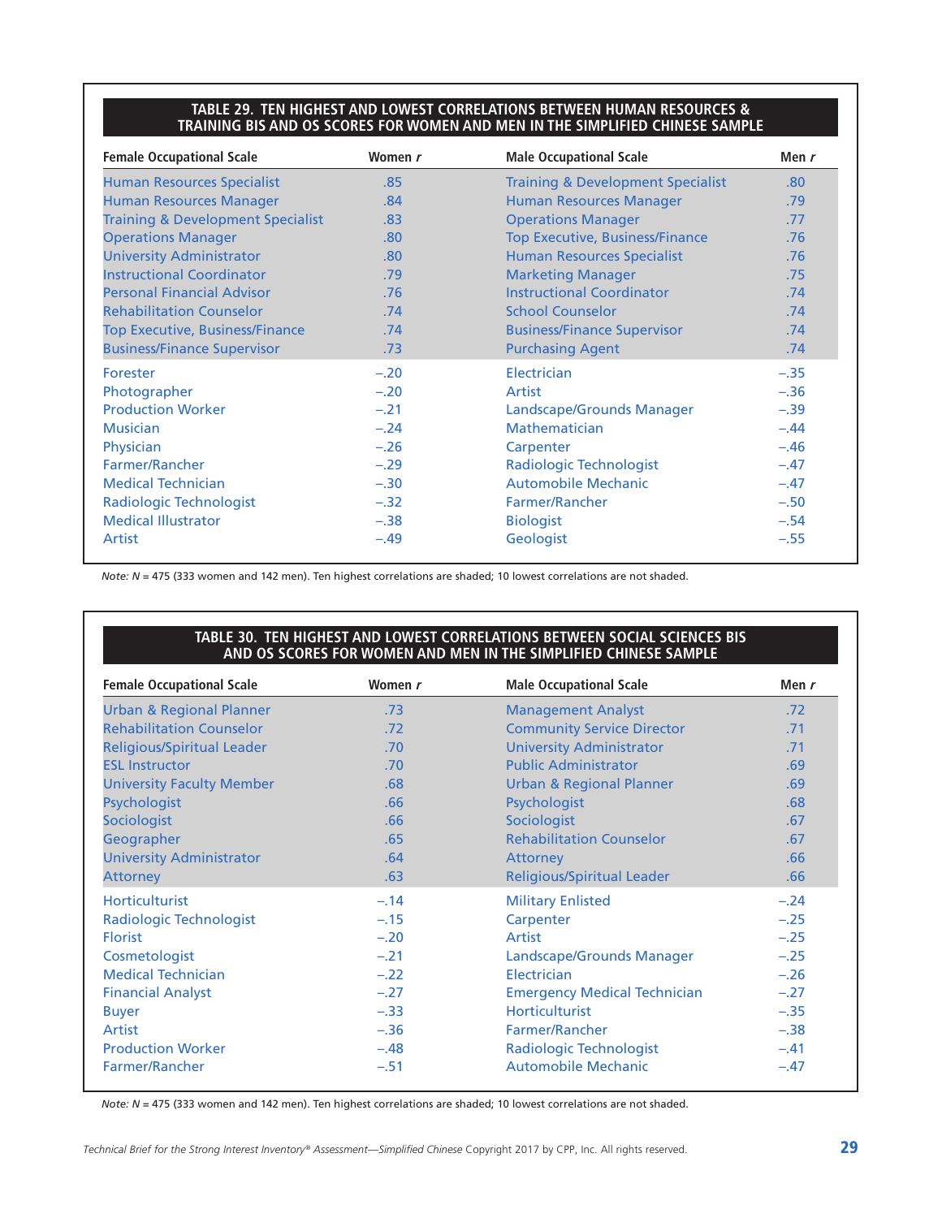**TABLE 29. TEN HIGHEST AND LOWEST CORRELATIONS BETWEEN HUMAN RESOURCES & TRAINING BIS AND OS SCORES FOR WOMEN AND MEN IN THE SIMPLIFIED CHINESE SAMPLE**

| Female Occupational Scale | Women *r* | Male Occupational Scale | Men *r* |
|---|---|---|---|
| Human Resources Specialist | .85 | Training & Development Specialist | .80 |
| Human Resources Manager | .84 | Human Resources Manager | .79 |
| Training & Development Specialist | .83 | Operations Manager | .77 |
| Operations Manager | .80 | Top Executive, Business/Finance | .76 |
| University Administrator | .80 | Human Resources Specialist | .76 |
| Instructional Coordinator | .79 | Marketing Manager | .75 |
| Personal Financial Advisor | .76 | Instructional Coordinator | .74 |
| Rehabilitation Counselor | .74 | School Counselor | .74 |
| Top Executive, Business/Finance | .74 | Business/Finance Supervisor | .74 |
| Business/Finance Supervisor | .73 | Purchasing Agent | .74 |
| Forester | –.20 | Electrician | –.35 |
| Photographer | –.20 | Artist | –.36 |
| Production Worker | –.21 | Landscape/Grounds Manager | –.39 |
| Musician | –.24 | Mathematician | –.44 |
| Physician | –.26 | Carpenter | –.46 |
| Farmer/Rancher | –.29 | Radiologic Technologist | –.47 |
| Medical Technician | –.30 | Automobile Mechanic | –.47 |
| Radiologic Technologist | –.32 | Farmer/Rancher | –.50 |
| Medical Illustrator | –.38 | Biologist | –.54 |
| Artist | –.49 | Geologist | –.55 |

*Note: N* = 475 (333 women and 142 men). Ten highest correlations are shaded; 10 lowest correlations are not shaded.

**TABLE 30. TEN HIGHEST AND LOWEST CORRELATIONS BETWEEN SOCIAL SCIENCES BIS AND OS SCORES FOR WOMEN AND MEN IN THE SIMPLIFIED CHINESE SAMPLE**

| Female Occupational Scale | Women *r* | Male Occupational Scale | Men *r* |
|---|---|---|---|
| Urban & Regional Planner | .73 | Management Analyst | .72 |
| Rehabilitation Counselor | .72 | Community Service Director | .71 |
| Religious/Spiritual Leader | .70 | University Administrator | .71 |
| ESL Instructor | .70 | Public Administrator | .69 |
| University Faculty Member | .68 | Urban & Regional Planner | .69 |
| Psychologist | .66 | Psychologist | .68 |
| Sociologist | .66 | Sociologist | .67 |
| Geographer | .65 | Rehabilitation Counselor | .67 |
| University Administrator | .64 | Attorney | .66 |
| Attorney | .63 | Religious/Spiritual Leader | .66 |
| Horticulturist | –.14 | Military Enlisted | –.24 |
| Radiologic Technologist | –.15 | Carpenter | –.25 |
| Florist | –.20 | Artist | –.25 |
| Cosmetologist | –.21 | Landscape/Grounds Manager | –.25 |
| Medical Technician | –.22 | Electrician | –.26 |
| Financial Analyst | –.27 | Emergency Medical Technician | –.27 |
| Buyer | –.33 | Horticulturist | –.35 |
| Artist | –.36 | Farmer/Rancher | –.38 |
| Production Worker | –.48 | Radiologic Technologist | –.41 |
| Farmer/Rancher | –.51 | Automobile Mechanic | –.47 |

*Note: N* = 475 (333 women and 142 men). Ten highest correlations are shaded; 10 lowest correlations are not shaded.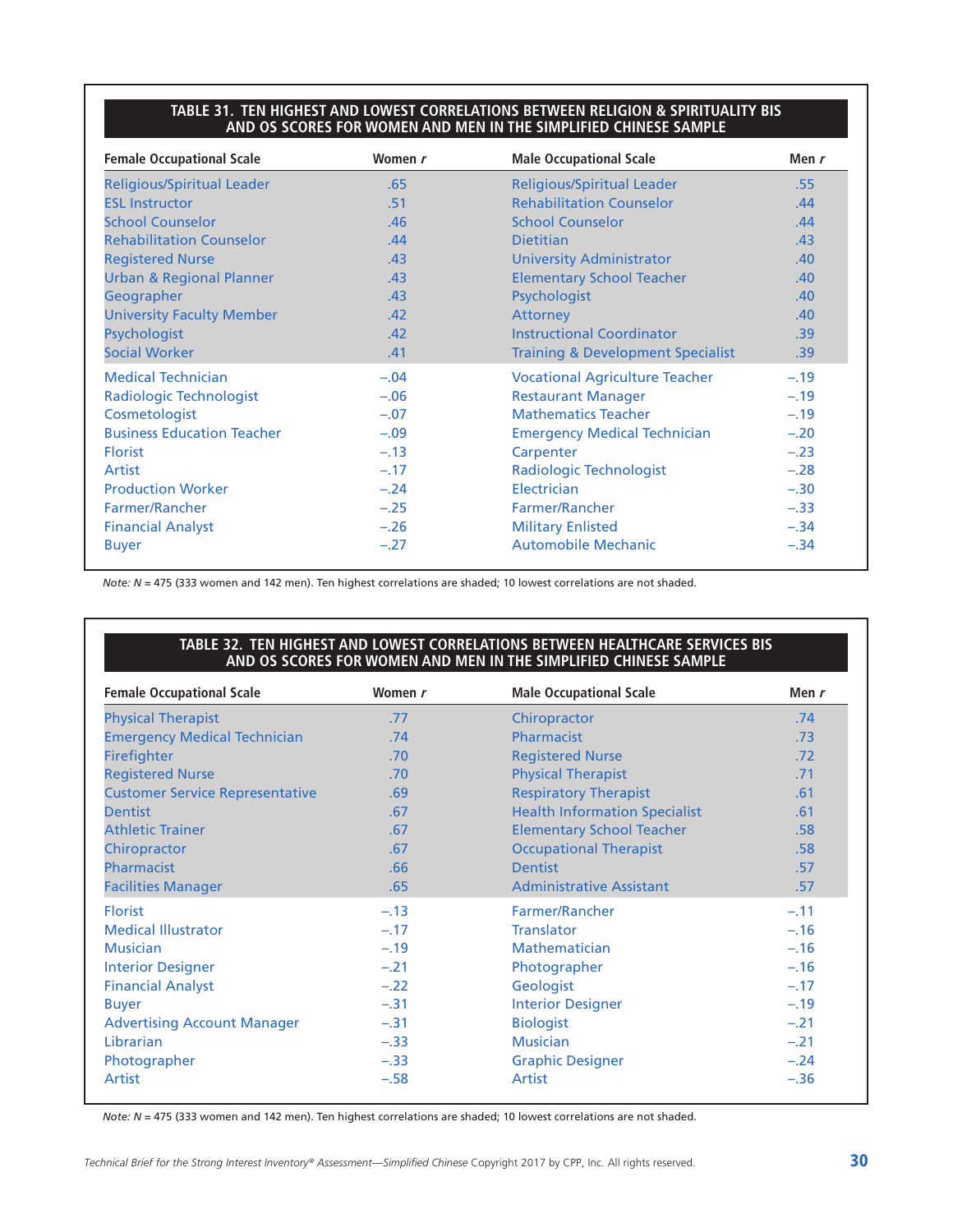**TABLE 31. TEN HIGHEST AND LOWEST CORRELATIONS BETWEEN RELIGION & SPIRITUALITY BIS AND OS SCORES FOR WOMEN AND MEN IN THE SIMPLIFIED CHINESE SAMPLE**

| Female Occupational Scale | Women *r* | Male Occupational Scale | Men *r* |
|---|---|---|---|
| Religious/Spiritual Leader | .65 | Religious/Spiritual Leader | .55 |
| ESL Instructor | .51 | Rehabilitation Counselor | .44 |
| School Counselor | .46 | School Counselor | .44 |
| Rehabilitation Counselor | .44 | Dietitian | .43 |
| Registered Nurse | .43 | University Administrator | .40 |
| Urban & Regional Planner | .43 | Elementary School Teacher | .40 |
| Geographer | .43 | Psychologist | .40 |
| University Faculty Member | .42 | Attorney | .40 |
| Psychologist | .42 | Instructional Coordinator | .39 |
| Social Worker | .41 | Training & Development Specialist | .39 |
| Medical Technician | −.04 | Vocational Agriculture Teacher | −.19 |
| Radiologic Technologist | −.06 | Restaurant Manager | −.19 |
| Cosmetologist | −.07 | Mathematics Teacher | −.19 |
| Business Education Teacher | −.09 | Emergency Medical Technician | −.20 |
| Florist | −.13 | Carpenter | −.23 |
| Artist | −.17 | Radiologic Technologist | −.28 |
| Production Worker | −.24 | Electrician | −.30 |
| Farmer/Rancher | −.25 | Farmer/Rancher | −.33 |
| Financial Analyst | −.26 | Military Enlisted | −.34 |
| Buyer | −.27 | Automobile Mechanic | −.34 |

*Note: N* = 475 (333 women and 142 men). Ten highest correlations are shaded; 10 lowest correlations are not shaded.

**TABLE 32. TEN HIGHEST AND LOWEST CORRELATIONS BETWEEN HEALTHCARE SERVICES BIS AND OS SCORES FOR WOMEN AND MEN IN THE SIMPLIFIED CHINESE SAMPLE**

| Female Occupational Scale | Women *r* | Male Occupational Scale | Men *r* |
|---|---|---|---|
| Physical Therapist | .77 | Chiropractor | .74 |
| Emergency Medical Technician | .74 | Pharmacist | .73 |
| Firefighter | .70 | Registered Nurse | .72 |
| Registered Nurse | .70 | Physical Therapist | .71 |
| Customer Service Representative | .69 | Respiratory Therapist | .61 |
| Dentist | .67 | Health Information Specialist | .61 |
| Athletic Trainer | .67 | Elementary School Teacher | .58 |
| Chiropractor | .67 | Occupational Therapist | .58 |
| Pharmacist | .66 | Dentist | .57 |
| Facilities Manager | .65 | Administrative Assistant | .57 |
| Florist | −.13 | Farmer/Rancher | −.11 |
| Medical Illustrator | −.17 | Translator | −.16 |
| Musician | −.19 | Mathematician | −.16 |
| Interior Designer | −.21 | Photographer | −.16 |
| Financial Analyst | −.22 | Geologist | −.17 |
| Buyer | −.31 | Interior Designer | −.19 |
| Advertising Account Manager | −.31 | Biologist | −.21 |
| Librarian | −.33 | Musician | −.21 |
| Photographer | −.33 | Graphic Designer | −.24 |
| Artist | −.58 | Artist | −.36 |

*Note: N* = 475 (333 women and 142 men). Ten highest correlations are shaded; 10 lowest correlations are not shaded.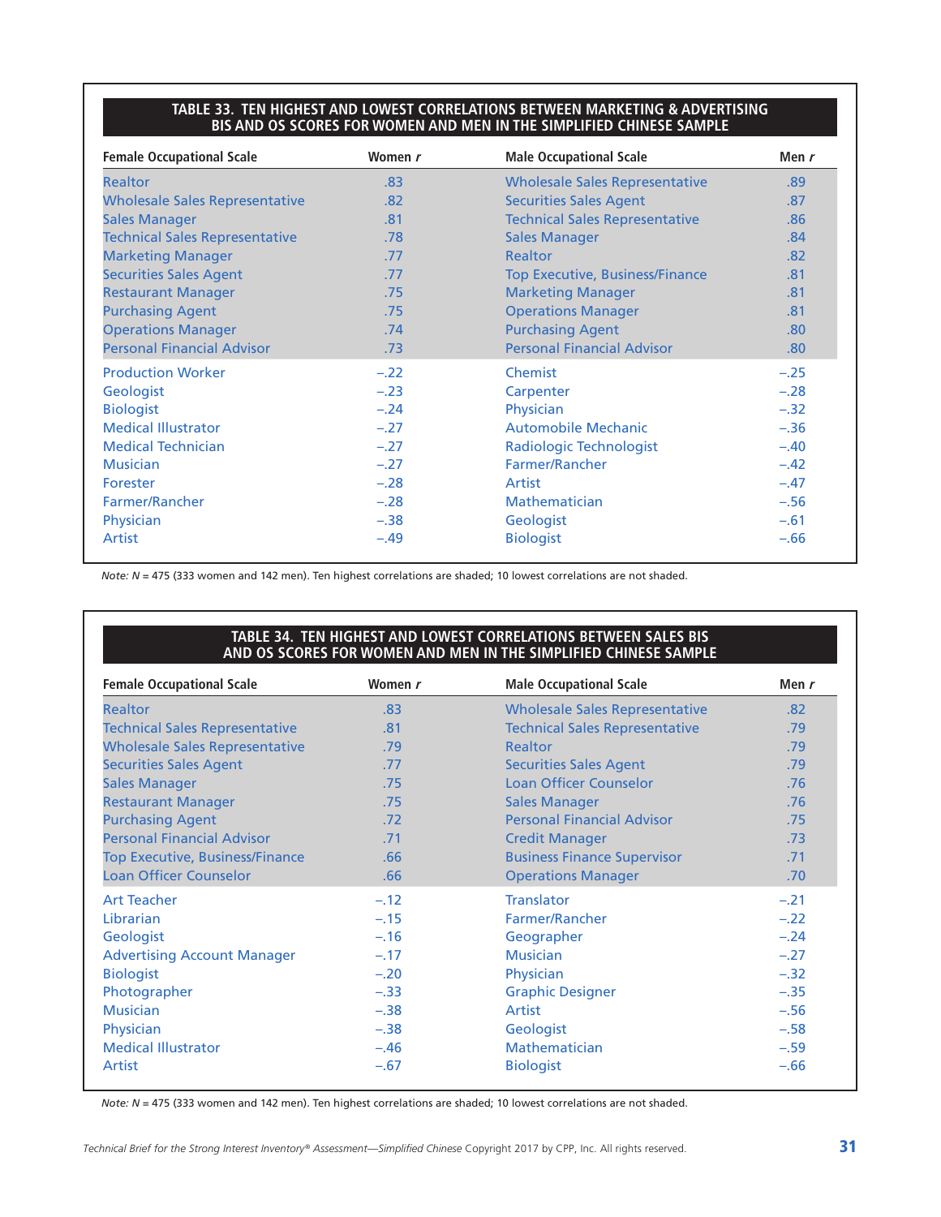**TABLE 33. TEN HIGHEST AND LOWEST CORRELATIONS BETWEEN MARKETING & ADVERTISING BIS AND OS SCORES FOR WOMEN AND MEN IN THE SIMPLIFIED CHINESE SAMPLE**

| Female Occupational Scale | Women *r* | Male Occupational Scale | Men *r* |
|---|---|---|---|
| Realtor | .83 | Wholesale Sales Representative | .89 |
| Wholesale Sales Representative | .82 | Securities Sales Agent | .87 |
| Sales Manager | .81 | Technical Sales Representative | .86 |
| Technical Sales Representative | .78 | Sales Manager | .84 |
| Marketing Manager | .77 | Realtor | .82 |
| Securities Sales Agent | .77 | Top Executive, Business/Finance | .81 |
| Restaurant Manager | .75 | Marketing Manager | .81 |
| Purchasing Agent | .75 | Operations Manager | .81 |
| Operations Manager | .74 | Purchasing Agent | .80 |
| Personal Financial Advisor | .73 | Personal Financial Advisor | .80 |
| Production Worker | –.22 | Chemist | –.25 |
| Geologist | –.23 | Carpenter | –.28 |
| Biologist | –.24 | Physician | –.32 |
| Medical Illustrator | –.27 | Automobile Mechanic | –.36 |
| Medical Technician | –.27 | Radiologic Technologist | –.40 |
| Musician | –.27 | Farmer/Rancher | –.42 |
| Forester | –.28 | Artist | –.47 |
| Farmer/Rancher | –.28 | Mathematician | –.56 |
| Physician | –.38 | Geologist | –.61 |
| Artist | –.49 | Biologist | –.66 |

*Note: N* = 475 (333 women and 142 men). Ten highest correlations are shaded; 10 lowest correlations are not shaded.

**TABLE 34. TEN HIGHEST AND LOWEST CORRELATIONS BETWEEN SALES BIS AND OS SCORES FOR WOMEN AND MEN IN THE SIMPLIFIED CHINESE SAMPLE**

| Female Occupational Scale | Women *r* | Male Occupational Scale | Men *r* |
|---|---|---|---|
| Realtor | .83 | Wholesale Sales Representative | .82 |
| Technical Sales Representative | .81 | Technical Sales Representative | .79 |
| Wholesale Sales Representative | .79 | Realtor | .79 |
| Securities Sales Agent | .77 | Securities Sales Agent | .79 |
| Sales Manager | .75 | Loan Officer Counselor | .76 |
| Restaurant Manager | .75 | Sales Manager | .76 |
| Purchasing Agent | .72 | Personal Financial Advisor | .75 |
| Personal Financial Advisor | .71 | Credit Manager | .73 |
| Top Executive, Business/Finance | .66 | Business Finance Supervisor | .71 |
| Loan Officer Counselor | .66 | Operations Manager | .70 |
| Art Teacher | –.12 | Translator | –.21 |
| Librarian | –.15 | Farmer/Rancher | –.22 |
| Geologist | –.16 | Geographer | –.24 |
| Advertising Account Manager | –.17 | Musician | –.27 |
| Biologist | –.20 | Physician | –.32 |
| Photographer | –.33 | Graphic Designer | –.35 |
| Musician | –.38 | Artist | –.56 |
| Physician | –.38 | Geologist | –.58 |
| Medical Illustrator | –.46 | Mathematician | –.59 |
| Artist | –.67 | Biologist | –.66 |

*Note: N* = 475 (333 women and 142 men). Ten highest correlations are shaded; 10 lowest correlations are not shaded.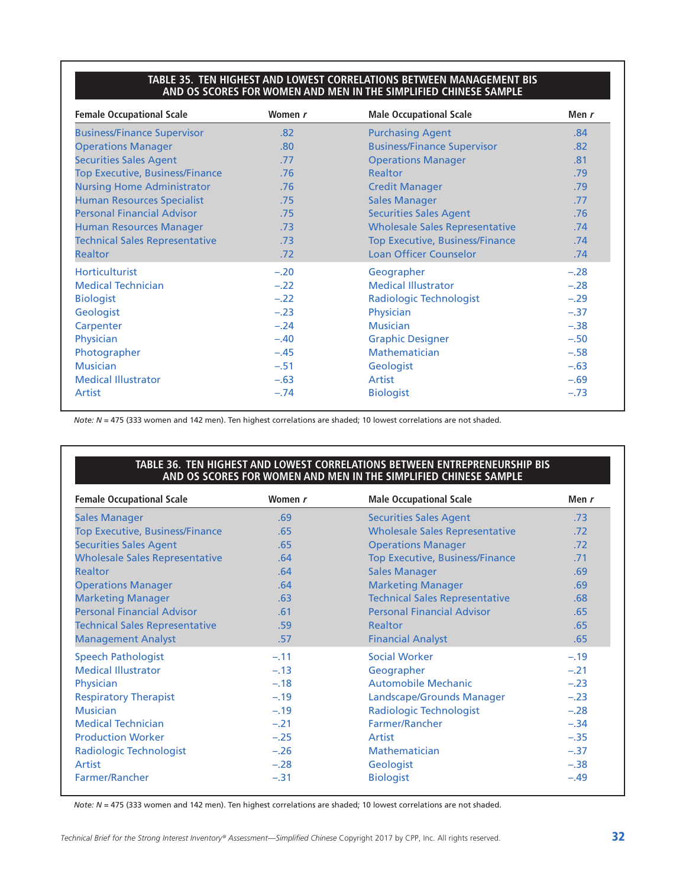**TABLE 35. TEN HIGHEST AND LOWEST CORRELATIONS BETWEEN MANAGEMENT BIS AND OS SCORES FOR WOMEN AND MEN IN THE SIMPLIFIED CHINESE SAMPLE**

| Female Occupational Scale | Women *r* | Male Occupational Scale | Men *r* |
|---|---|---|---|
| Business/Finance Supervisor | .82 | Purchasing Agent | .84 |
| Operations Manager | .80 | Business/Finance Supervisor | .82 |
| Securities Sales Agent | .77 | Operations Manager | .81 |
| Top Executive, Business/Finance | .76 | Realtor | .79 |
| Nursing Home Administrator | .76 | Credit Manager | .79 |
| Human Resources Specialist | .75 | Sales Manager | .77 |
| Personal Financial Advisor | .75 | Securities Sales Agent | .76 |
| Human Resources Manager | .73 | Wholesale Sales Representative | .74 |
| Technical Sales Representative | .73 | Top Executive, Business/Finance | .74 |
| Realtor | .72 | Loan Officer Counselor | .74 |
| Horticulturist | –.20 | Geographer | –.28 |
| Medical Technician | –.22 | Medical Illustrator | –.28 |
| Biologist | –.22 | Radiologic Technologist | –.29 |
| Geologist | –.23 | Physician | –.37 |
| Carpenter | –.24 | Musician | –.38 |
| Physician | –.40 | Graphic Designer | –.50 |
| Photographer | –.45 | Mathematician | –.58 |
| Musician | –.51 | Geologist | –.63 |
| Medical Illustrator | –.63 | Artist | –.69 |
| Artist | –.74 | Biologist | –.73 |

*Note:* $N$ = 475 (333 women and 142 men). Ten highest correlations are shaded; 10 lowest correlations are not shaded.

**TABLE 36. TEN HIGHEST AND LOWEST CORRELATIONS BETWEEN ENTREPRENEURSHIP BIS AND OS SCORES FOR WOMEN AND MEN IN THE SIMPLIFIED CHINESE SAMPLE**

| Female Occupational Scale | Women *r* | Male Occupational Scale | Men *r* |
|---|---|---|---|
| Sales Manager | .69 | Securities Sales Agent | .73 |
| Top Executive, Business/Finance | .65 | Wholesale Sales Representative | .72 |
| Securities Sales Agent | .65 | Operations Manager | .72 |
| Wholesale Sales Representative | .64 | Top Executive, Business/Finance | .71 |
| Realtor | .64 | Sales Manager | .69 |
| Operations Manager | .64 | Marketing Manager | .69 |
| Marketing Manager | .63 | Technical Sales Representative | .68 |
| Personal Financial Advisor | .61 | Personal Financial Advisor | .65 |
| Technical Sales Representative | .59 | Realtor | .65 |
| Management Analyst | .57 | Financial Analyst | .65 |
| Speech Pathologist | –.11 | Social Worker | –.19 |
| Medical Illustrator | –.13 | Geographer | –.21 |
| Physician | –.18 | Automobile Mechanic | –.23 |
| Respiratory Therapist | –.19 | Landscape/Grounds Manager | –.23 |
| Musician | –.19 | Radiologic Technologist | –.28 |
| Medical Technician | –.21 | Farmer/Rancher | –.34 |
| Production Worker | –.25 | Artist | –.35 |
| Radiologic Technologist | –.26 | Mathematician | –.37 |
| Artist | –.28 | Geologist | –.38 |
| Farmer/Rancher | –.31 | Biologist | –.49 |

*Note:* $N$ = 475 (333 women and 142 men). Ten highest correlations are shaded; 10 lowest correlations are not shaded.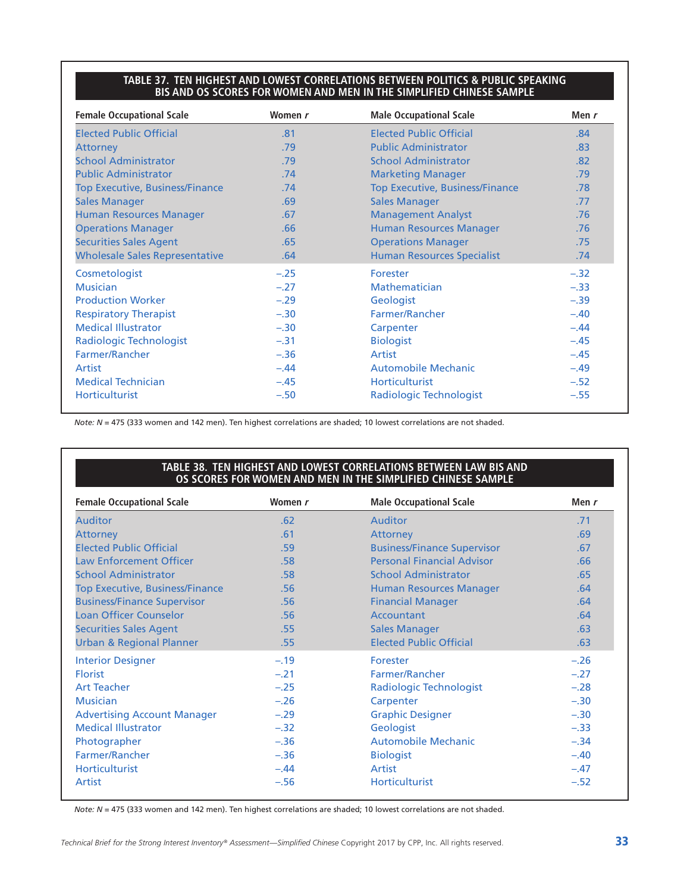**TABLE 37. TEN HIGHEST AND LOWEST CORRELATIONS BETWEEN POLITICS & PUBLIC SPEAKING BIS AND OS SCORES FOR WOMEN AND MEN IN THE SIMPLIFIED CHINESE SAMPLE**

| Female Occupational Scale | Women *r* | Male Occupational Scale | Men *r* |
|---|---|---|---|
| Elected Public Official | .81 | Elected Public Official | .84 |
| Attorney | .79 | Public Administrator | .83 |
| School Administrator | .79 | School Administrator | .82 |
| Public Administrator | .74 | Marketing Manager | .79 |
| Top Executive, Business/Finance | .74 | Top Executive, Business/Finance | .78 |
| Sales Manager | .69 | Sales Manager | .77 |
| Human Resources Manager | .67 | Management Analyst | .76 |
| Operations Manager | .66 | Human Resources Manager | .76 |
| Securities Sales Agent | .65 | Operations Manager | .75 |
| Wholesale Sales Representative | .64 | Human Resources Specialist | .74 |
| Cosmetologist | –.25 | Forester | –.32 |
| Musician | –.27 | Mathematician | –.33 |
| Production Worker | –.29 | Geologist | –.39 |
| Respiratory Therapist | –.30 | Farmer/Rancher | –.40 |
| Medical Illustrator | –.30 | Carpenter | –.44 |
| Radiologic Technologist | –.31 | Biologist | –.45 |
| Farmer/Rancher | –.36 | Artist | –.45 |
| Artist | –.44 | Automobile Mechanic | –.49 |
| Medical Technician | –.45 | Horticulturist | –.52 |
| Horticulturist | –.50 | Radiologic Technologist | –.55 |

*Note: N* = 475 (333 women and 142 men). Ten highest correlations are shaded; 10 lowest correlations are not shaded.

**TABLE 38. TEN HIGHEST AND LOWEST CORRELATIONS BETWEEN LAW BIS AND OS SCORES FOR WOMEN AND MEN IN THE SIMPLIFIED CHINESE SAMPLE**

| Female Occupational Scale | Women *r* | Male Occupational Scale | Men *r* |
|---|---|---|---|
| Auditor | .62 | Auditor | .71 |
| Attorney | .61 | Attorney | .69 |
| Elected Public Official | .59 | Business/Finance Supervisor | .67 |
| Law Enforcement Officer | .58 | Personal Financial Advisor | .66 |
| School Administrator | .58 | School Administrator | .65 |
| Top Executive, Business/Finance | .56 | Human Resources Manager | .64 |
| Business/Finance Supervisor | .56 | Financial Manager | .64 |
| Loan Officer Counselor | .56 | Accountant | .64 |
| Securities Sales Agent | .55 | Sales Manager | .63 |
| Urban & Regional Planner | .55 | Elected Public Official | .63 |
| Interior Designer | –.19 | Forester | –.26 |
| Florist | –.21 | Farmer/Rancher | –.27 |
| Art Teacher | –.25 | Radiologic Technologist | –.28 |
| Musician | –.26 | Carpenter | –.30 |
| Advertising Account Manager | –.29 | Graphic Designer | –.30 |
| Medical Illustrator | –.32 | Geologist | –.33 |
| Photographer | –.36 | Automobile Mechanic | –.34 |
| Farmer/Rancher | –.36 | Biologist | –.40 |
| Horticulturist | –.44 | Artist | –.47 |
| Artist | –.56 | Horticulturist | –.52 |

*Note: N* = 475 (333 women and 142 men). Ten highest correlations are shaded; 10 lowest correlations are not shaded.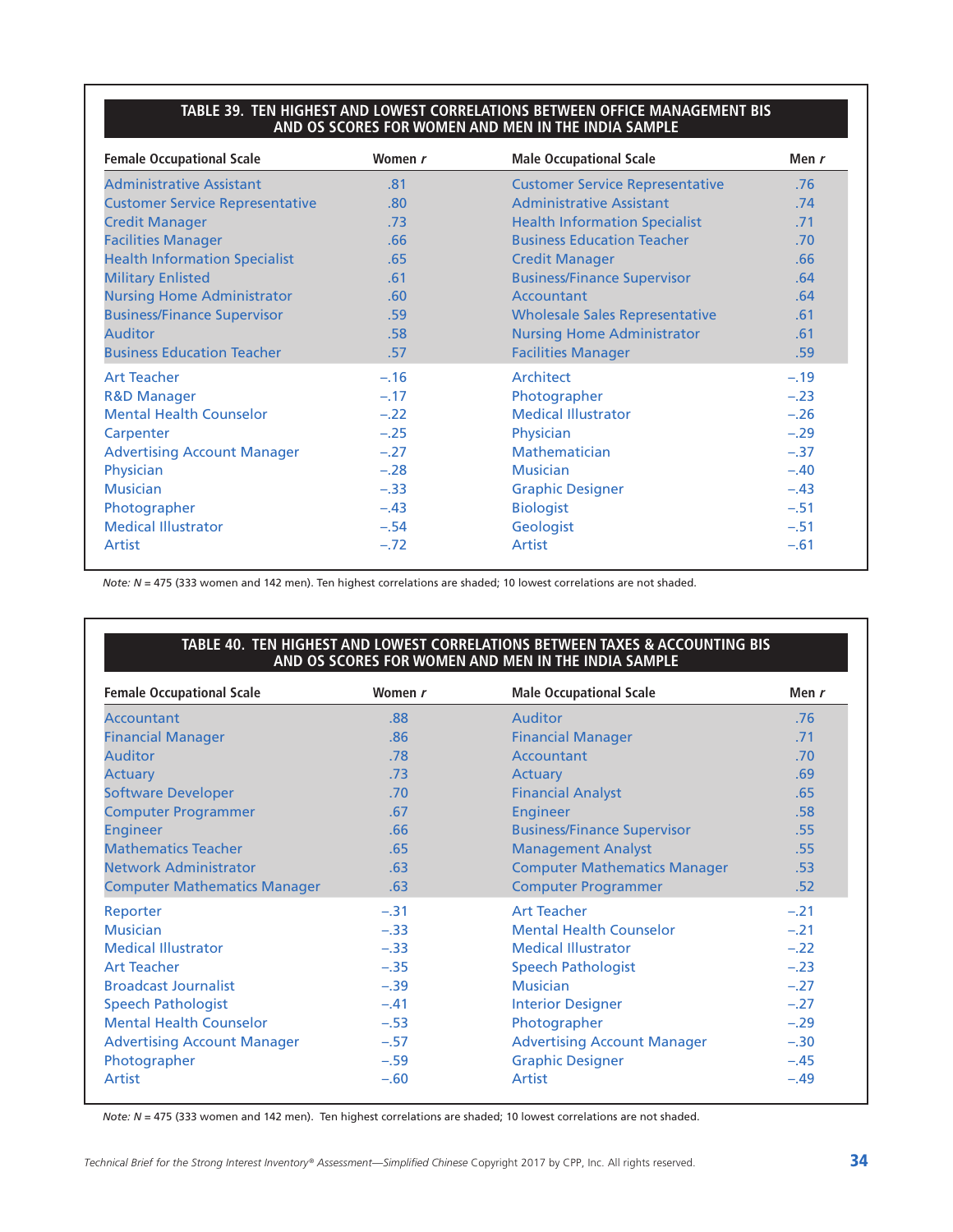**TABLE 39. TEN HIGHEST AND LOWEST CORRELATIONS BETWEEN OFFICE MANAGEMENT BIS AND OS SCORES FOR WOMEN AND MEN IN THE INDIA SAMPLE**

| Female Occupational Scale | Women *r* | Male Occupational Scale | Men *r* |
|---|---|---|---|
| Administrative Assistant | .81 | Customer Service Representative | .76 |
| Customer Service Representative | .80 | Administrative Assistant | .74 |
| Credit Manager | .73 | Health Information Specialist | .71 |
| Facilities Manager | .66 | Business Education Teacher | .70 |
| Health Information Specialist | .65 | Credit Manager | .66 |
| Military Enlisted | .61 | Business/Finance Supervisor | .64 |
| Nursing Home Administrator | .60 | Accountant | .64 |
| Business/Finance Supervisor | .59 | Wholesale Sales Representative | .61 |
| Auditor | .58 | Nursing Home Administrator | .61 |
| Business Education Teacher | .57 | Facilities Manager | .59 |
| Art Teacher | –.16 | Architect | –.19 |
| R&D Manager | –.17 | Photographer | –.23 |
| Mental Health Counselor | –.22 | Medical Illustrator | –.26 |
| Carpenter | –.25 | Physician | –.29 |
| Advertising Account Manager | –.27 | Mathematician | –.37 |
| Physician | –.28 | Musician | –.40 |
| Musician | –.33 | Graphic Designer | –.43 |
| Photographer | –.43 | Biologist | –.51 |
| Medical Illustrator | –.54 | Geologist | –.51 |
| Artist | –.72 | Artist | –.61 |

*Note: N* = 475 (333 women and 142 men). Ten highest correlations are shaded; 10 lowest correlations are not shaded.

**TABLE 40. TEN HIGHEST AND LOWEST CORRELATIONS BETWEEN TAXES & ACCOUNTING BIS AND OS SCORES FOR WOMEN AND MEN IN THE INDIA SAMPLE**

| Female Occupational Scale | Women *r* | Male Occupational Scale | Men *r* |
|---|---|---|---|
| Accountant | .88 | Auditor | .76 |
| Financial Manager | .86 | Financial Manager | .71 |
| Auditor | .78 | Accountant | .70 |
| Actuary | .73 | Actuary | .69 |
| Software Developer | .70 | Financial Analyst | .65 |
| Computer Programmer | .67 | Engineer | .58 |
| Engineer | .66 | Business/Finance Supervisor | .55 |
| Mathematics Teacher | .65 | Management Analyst | .55 |
| Network Administrator | .63 | Computer Mathematics Manager | .53 |
| Computer Mathematics Manager | .63 | Computer Programmer | .52 |
| Reporter | –.31 | Art Teacher | –.21 |
| Musician | –.33 | Mental Health Counselor | –.21 |
| Medical Illustrator | –.33 | Medical Illustrator | –.22 |
| Art Teacher | –.35 | Speech Pathologist | –.23 |
| Broadcast Journalist | –.39 | Musician | –.27 |
| Speech Pathologist | –.41 | Interior Designer | –.27 |
| Mental Health Counselor | –.53 | Photographer | –.29 |
| Advertising Account Manager | –.57 | Advertising Account Manager | –.30 |
| Photographer | –.59 | Graphic Designer | –.45 |
| Artist | –.60 | Artist | –.49 |

*Note: N* = 475 (333 women and 142 men). Ten highest correlations are shaded; 10 lowest correlations are not shaded.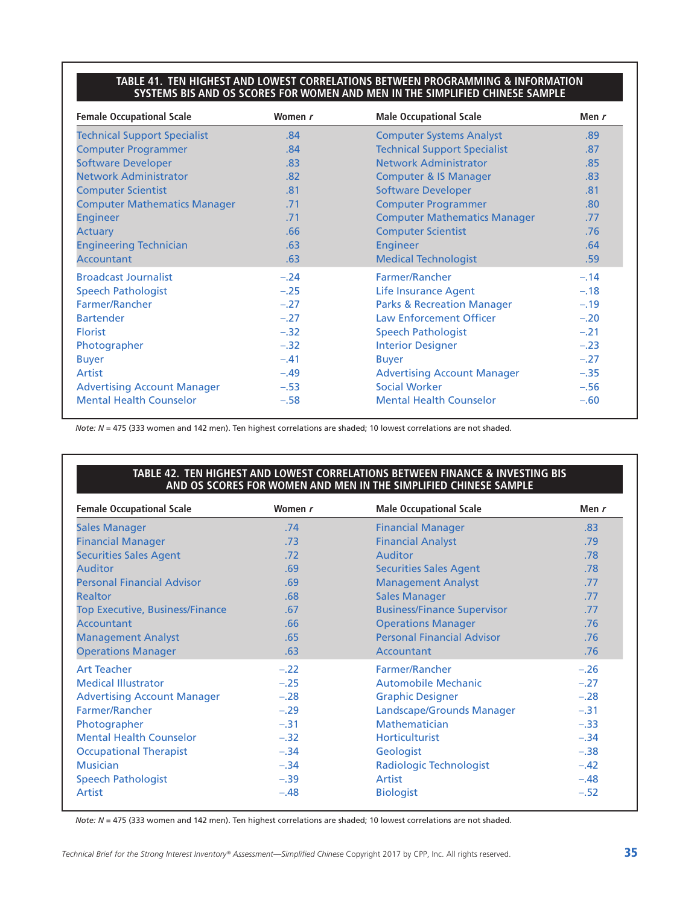**TABLE 41. TEN HIGHEST AND LOWEST CORRELATIONS BETWEEN PROGRAMMING & INFORMATION SYSTEMS BIS AND OS SCORES FOR WOMEN AND MEN IN THE SIMPLIFIED CHINESE SAMPLE**

| Female Occupational Scale | Women *r* | Male Occupational Scale | Men *r* |
|---|---|---|---|
| Technical Support Specialist | .84 | Computer Systems Analyst | .89 |
| Computer Programmer | .84 | Technical Support Specialist | .87 |
| Software Developer | .83 | Network Administrator | .85 |
| Network Administrator | .82 | Computer & IS Manager | .83 |
| Computer Scientist | .81 | Software Developer | .81 |
| Computer Mathematics Manager | .71 | Computer Programmer | .80 |
| Engineer | .71 | Computer Mathematics Manager | .77 |
| Actuary | .66 | Computer Scientist | .76 |
| Engineering Technician | .63 | Engineer | .64 |
| Accountant | .63 | Medical Technologist | .59 |
| Broadcast Journalist | −.24 | Farmer/Rancher | −.14 |
| Speech Pathologist | −.25 | Life Insurance Agent | −.18 |
| Farmer/Rancher | −.27 | Parks & Recreation Manager | −.19 |
| Bartender | −.27 | Law Enforcement Officer | −.20 |
| Florist | −.32 | Speech Pathologist | −.21 |
| Photographer | −.32 | Interior Designer | −.23 |
| Buyer | −.41 | Buyer | −.27 |
| Artist | −.49 | Advertising Account Manager | −.35 |
| Advertising Account Manager | −.53 | Social Worker | −.56 |
| Mental Health Counselor | −.58 | Mental Health Counselor | −.60 |

*Note: N* = 475 (333 women and 142 men). Ten highest correlations are shaded; 10 lowest correlations are not shaded.

**TABLE 42. TEN HIGHEST AND LOWEST CORRELATIONS BETWEEN FINANCE & INVESTING BIS AND OS SCORES FOR WOMEN AND MEN IN THE SIMPLIFIED CHINESE SAMPLE**

| Female Occupational Scale | Women *r* | Male Occupational Scale | Men *r* |
|---|---|---|---|
| Sales Manager | .74 | Financial Manager | .83 |
| Financial Manager | .73 | Financial Analyst | .79 |
| Securities Sales Agent | .72 | Auditor | .78 |
| Auditor | .69 | Securities Sales Agent | .78 |
| Personal Financial Advisor | .69 | Management Analyst | .77 |
| Realtor | .68 | Sales Manager | .77 |
| Top Executive, Business/Finance | .67 | Business/Finance Supervisor | .77 |
| Accountant | .66 | Operations Manager | .76 |
| Management Analyst | .65 | Personal Financial Advisor | .76 |
| Operations Manager | .63 | Accountant | .76 |
| Art Teacher | −.22 | Farmer/Rancher | −.26 |
| Medical Illustrator | −.25 | Automobile Mechanic | −.27 |
| Advertising Account Manager | −.28 | Graphic Designer | −.28 |
| Farmer/Rancher | −.29 | Landscape/Grounds Manager | −.31 |
| Photographer | −.31 | Mathematician | −.33 |
| Mental Health Counselor | −.32 | Horticulturist | −.34 |
| Occupational Therapist | −.34 | Geologist | −.38 |
| Musician | −.34 | Radiologic Technologist | −.42 |
| Speech Pathologist | −.39 | Artist | −.48 |
| Artist | −.48 | Biologist | −.52 |

*Note: N* = 475 (333 women and 142 men). Ten highest correlations are shaded; 10 lowest correlations are not shaded.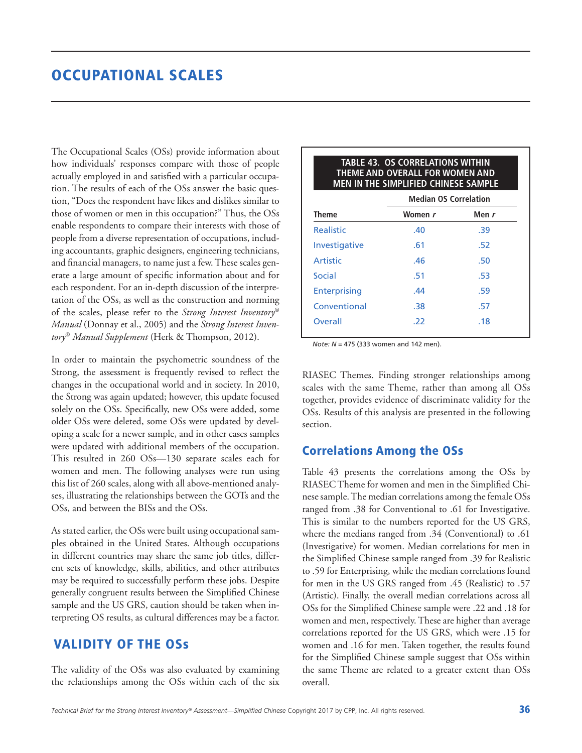# OCCUPATIONAL SCALES

The Occupational Scales (OSs) provide information about how individuals' responses compare with those of people actually employed in and satisfied with a particular occupation. The results of each of the OSs answer the basic question, "Does the respondent have likes and dislikes similar to those of women or men in this occupation?" Thus, the OSs enable respondents to compare their interests with those of people from a diverse representation of occupations, including accountants, graphic designers, engineering technicians, and financial managers, to name just a few. These scales generate a large amount of specific information about and for each respondent. For an in-depth discussion of the interpretation of the OSs, as well as the construction and norming of the scales, please refer to the *Strong Interest Inventory® Manual* (Donnay et al., 2005) and the *Strong Interest Inventory® Manual Supplement* (Herk & Thompson, 2012).

In order to maintain the psychometric soundness of the Strong, the assessment is frequently revised to reflect the changes in the occupational world and in society. In 2010, the Strong was again updated; however, this update focused solely on the OSs. Specifically, new OSs were added, some older OSs were deleted, some OSs were updated by developing a scale for a newer sample, and in other cases samples were updated with additional members of the occupation. This resulted in 260 OSs—130 separate scales each for women and men. The following analyses were run using this list of 260 scales, along with all above-mentioned analyses, illustrating the relationships between the GOTs and the OSs, and between the BISs and the OSs.

As stated earlier, the OSs were built using occupational samples obtained in the United States. Although occupations in different countries may share the same job titles, different sets of knowledge, skills, abilities, and other attributes may be required to successfully perform these jobs. Despite generally congruent results between the Simplified Chinese sample and the US GRS, caution should be taken when interpreting OS results, as cultural differences may be a factor.

## VALIDITY OF THE OSs

The validity of the OSs was also evaluated by examining the relationships among the OSs within each of the six RIASEC Themes. Finding stronger relationships among scales with the same Theme, rather than among all OSs together, provides evidence of discriminate validity for the OSs. Results of this analysis are presented in the following section.

**TABLE 43. OS CORRELATIONS WITHIN THEME AND OVERALL FOR WOMEN AND MEN IN THE SIMPLIFIED CHINESE SAMPLE**

| | Median OS Correlation | |
|---|---|---|
| **Theme** | **Women *r*** | **Men *r*** |
| Realistic | .40 | .39 |
| Investigative | .61 | .52 |
| Artistic | .46 | .50 |
| Social | .51 | .53 |
| Enterprising | .44 | .59 |
| Conventional | .38 | .57 |
| Overall | .22 | .18 |

*Note: N* = 475 (333 women and 142 men).

### Correlations Among the OSs

Table 43 presents the correlations among the OSs by RIASEC Theme for women and men in the Simplified Chinese sample. The median correlations among the female OSs ranged from .38 for Conventional to .61 for Investigative. This is similar to the numbers reported for the US GRS, where the medians ranged from .34 (Conventional) to .61 (Investigative) for women. Median correlations for men in the Simplified Chinese sample ranged from .39 for Realistic to .59 for Enterprising, while the median correlations found for men in the US GRS ranged from .45 (Realistic) to .57 (Artistic). Finally, the overall median correlations across all OSs for the Simplified Chinese sample were .22 and .18 for women and men, respectively. These are higher than average correlations reported for the US GRS, which were .15 for women and .16 for men. Taken together, the results found for the Simplified Chinese sample suggest that OSs within the same Theme are related to a greater extent than OSs overall.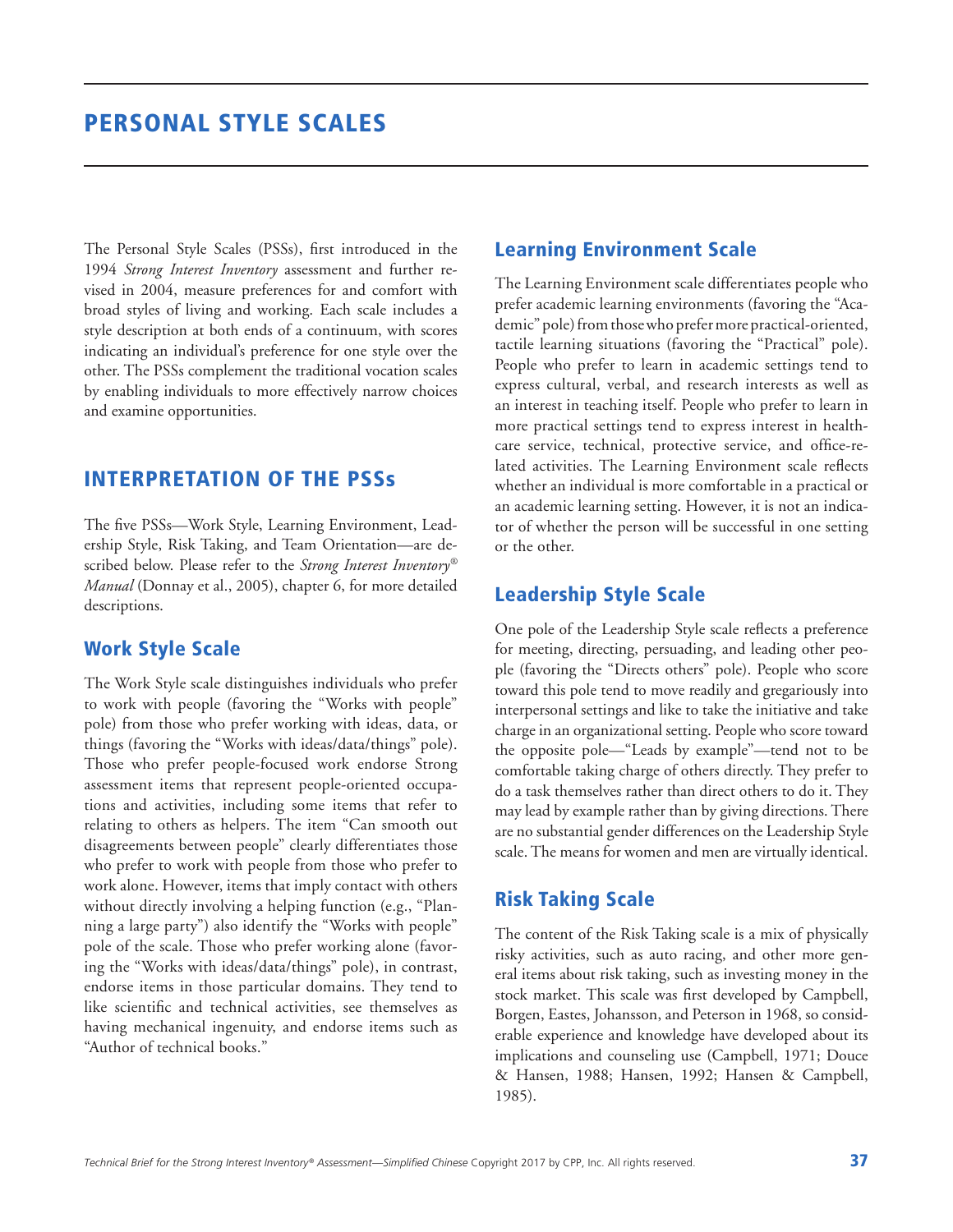# PERSONAL STYLE SCALES

The Personal Style Scales (PSSs), first introduced in the 1994 *Strong Interest Inventory* assessment and further revised in 2004, measure preferences for and comfort with broad styles of living and working. Each scale includes a style description at both ends of a continuum, with scores indicating an individual's preference for one style over the other. The PSSs complement the traditional vocation scales by enabling individuals to more effectively narrow choices and examine opportunities.

## INTERPRETATION OF THE PSSs

The five PSSs—Work Style, Learning Environment, Leadership Style, Risk Taking, and Team Orientation—are described below. Please refer to the *Strong Interest Inventory® Manual* (Donnay et al., 2005), chapter 6, for more detailed descriptions.

### Work Style Scale

The Work Style scale distinguishes individuals who prefer to work with people (favoring the "Works with people" pole) from those who prefer working with ideas, data, or things (favoring the "Works with ideas/data/things" pole). Those who prefer people-focused work endorse Strong assessment items that represent people-oriented occupations and activities, including some items that refer to relating to others as helpers. The item "Can smooth out disagreements between people" clearly differentiates those who prefer to work with people from those who prefer to work alone. However, items that imply contact with others without directly involving a helping function (e.g., "Planning a large party") also identify the "Works with people" pole of the scale. Those who prefer working alone (favoring the "Works with ideas/data/things" pole), in contrast, endorse items in those particular domains. They tend to like scientific and technical activities, see themselves as having mechanical ingenuity, and endorse items such as "Author of technical books."

### Learning Environment Scale

The Learning Environment scale differentiates people who prefer academic learning environments (favoring the "Academic" pole) from those who prefer more practical-oriented, tactile learning situations (favoring the "Practical" pole). People who prefer to learn in academic settings tend to express cultural, verbal, and research interests as well as an interest in teaching itself. People who prefer to learn in more practical settings tend to express interest in healthcare service, technical, protective service, and office-related activities. The Learning Environment scale reflects whether an individual is more comfortable in a practical or an academic learning setting. However, it is not an indicator of whether the person will be successful in one setting or the other.

### Leadership Style Scale

One pole of the Leadership Style scale reflects a preference for meeting, directing, persuading, and leading other people (favoring the "Directs others" pole). People who score toward this pole tend to move readily and gregariously into interpersonal settings and like to take the initiative and take charge in an organizational setting. People who score toward the opposite pole—"Leads by example"—tend not to be comfortable taking charge of others directly. They prefer to do a task themselves rather than direct others to do it. They may lead by example rather than by giving directions. There are no substantial gender differences on the Leadership Style scale. The means for women and men are virtually identical.

### Risk Taking Scale

The content of the Risk Taking scale is a mix of physically risky activities, such as auto racing, and other more general items about risk taking, such as investing money in the stock market. This scale was first developed by Campbell, Borgen, Eastes, Johansson, and Peterson in 1968, so considerable experience and knowledge have developed about its implications and counseling use (Campbell, 1971; Douce & Hansen, 1988; Hansen, 1992; Hansen & Campbell, 1985).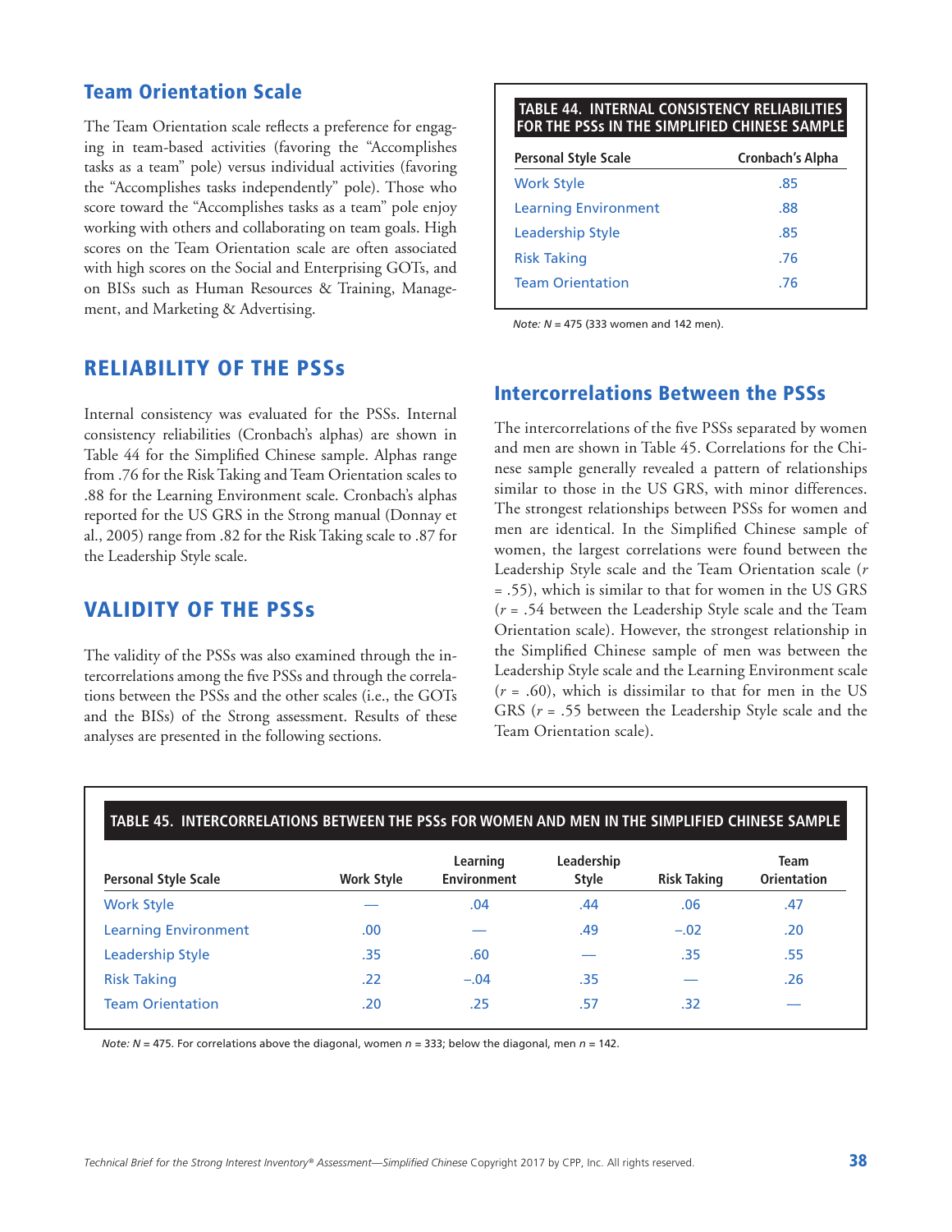## Team Orientation Scale

The Team Orientation scale reflects a preference for engaging in team-based activities (favoring the "Accomplishes tasks as a team" pole) versus individual activities (favoring the "Accomplishes tasks independently" pole). Those who score toward the "Accomplishes tasks as a team" pole enjoy working with others and collaborating on team goals. High scores on the Team Orientation scale are often associated with high scores on the Social and Enterprising GOTs, and on BISs such as Human Resources & Training, Management, and Marketing & Advertising.

# RELIABILITY OF THE PSSs

Internal consistency was evaluated for the PSSs. Internal consistency reliabilities (Cronbach's alphas) are shown in Table 44 for the Simplified Chinese sample. Alphas range from .76 for the Risk Taking and Team Orientation scales to .88 for the Learning Environment scale. Cronbach's alphas reported for the US GRS in the Strong manual (Donnay et al., 2005) range from .82 for the Risk Taking scale to .87 for the Leadership Style scale.

**TABLE 44. INTERNAL CONSISTENCY RELIABILITIES FOR THE PSSs IN THE SIMPLIFIED CHINESE SAMPLE**

| Personal Style Scale | Cronbach's Alpha |
|---|---|
| Work Style | .85 |
| Learning Environment | .88 |
| Leadership Style | .85 |
| Risk Taking | .76 |
| Team Orientation | .76 |

*Note: N* = 475 (333 women and 142 men).

# VALIDITY OF THE PSSs

The validity of the PSSs was also examined through the intercorrelations among the five PSSs and through the correlations between the PSSs and the other scales (i.e., the GOTs and the BISs) of the Strong assessment. Results of these analyses are presented in the following sections.

## Intercorrelations Between the PSSs

The intercorrelations of the five PSSs separated by women and men are shown in Table 45. Correlations for the Chinese sample generally revealed a pattern of relationships similar to those in the US GRS, with minor differences. The strongest relationships between PSSs for women and men are identical. In the Simplified Chinese sample of women, the largest correlations were found between the Leadership Style scale and the Team Orientation scale ($r$ = .55), which is similar to that for women in the US GRS ($r$ = .54 between the Leadership Style scale and the Team Orientation scale). However, the strongest relationship in the Simplified Chinese sample of men was between the Leadership Style scale and the Learning Environment scale ($r$ = .60), which is dissimilar to that for men in the US GRS ($r$ = .55 between the Leadership Style scale and the Team Orientation scale).

**TABLE 45. INTERCORRELATIONS BETWEEN THE PSSs FOR WOMEN AND MEN IN THE SIMPLIFIED CHINESE SAMPLE**

| Personal Style Scale | Work Style | Learning Environment | Leadership Style | Risk Taking | Team Orientation |
|---|---|---|---|---|---|
| Work Style | — | .04 | .44 | .06 | .47 |
| Learning Environment | .00 | — | .49 | −.02 | .20 |
| Leadership Style | .35 | .60 | — | .35 | .55 |
| Risk Taking | .22 | −.04 | .35 | — | .26 |
| Team Orientation | .20 | .25 | .57 | .32 | — |

*Note: N* = 475. For correlations above the diagonal, women *n* = 333; below the diagonal, men *n* = 142.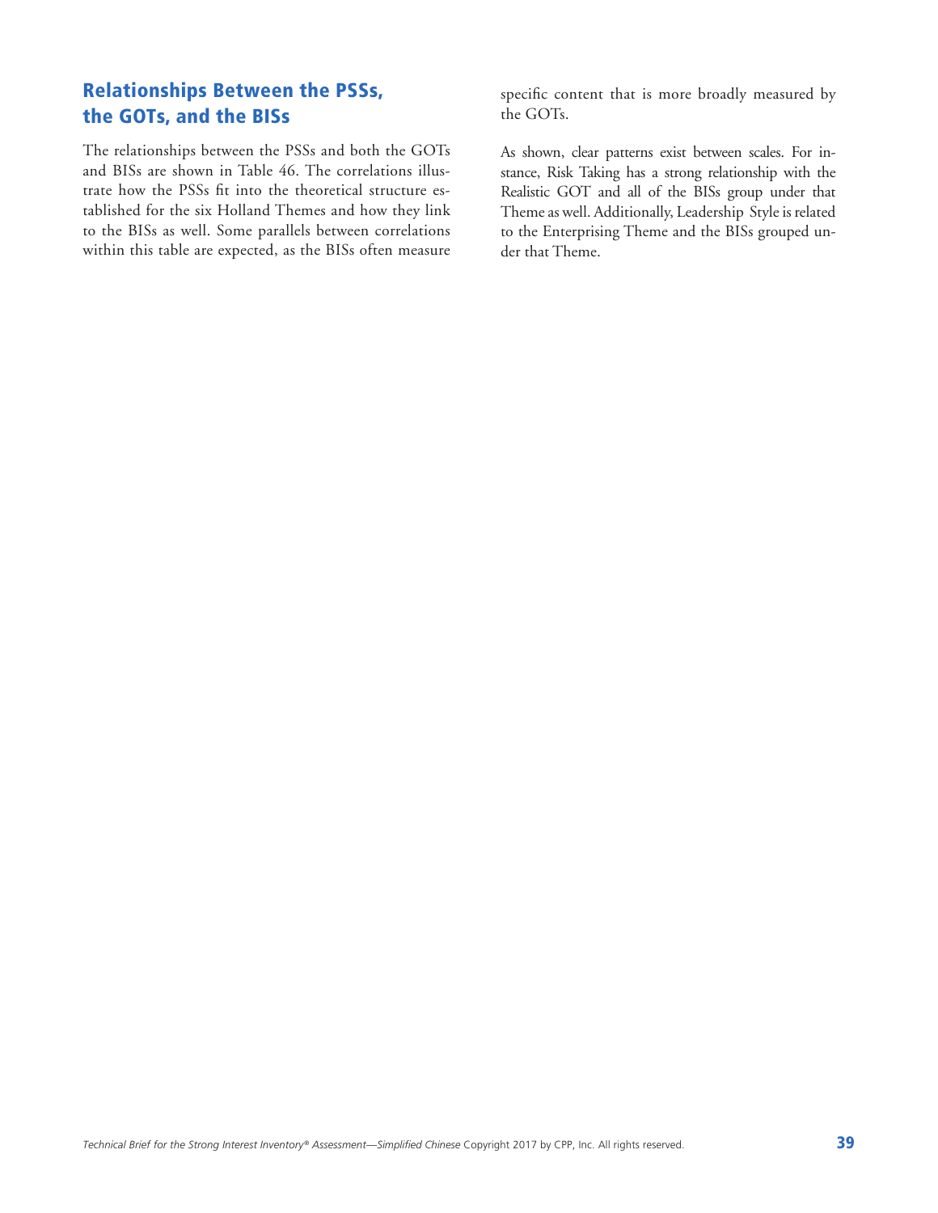## Relationships Between the PSSs, the GOTs, and the BISs

The relationships between the PSSs and both the GOTs and BISs are shown in Table 46. The correlations illustrate how the PSSs fit into the theoretical structure established for the six Holland Themes and how they link to the BISs as well. Some parallels between correlations within this table are expected, as the BISs often measure specific content that is more broadly measured by the GOTs.

As shown, clear patterns exist between scales. For instance, Risk Taking has a strong relationship with the Realistic GOT and all of the BISs group under that Theme as well. Additionally, Leadership Style is related to the Enterprising Theme and the BISs grouped under that Theme.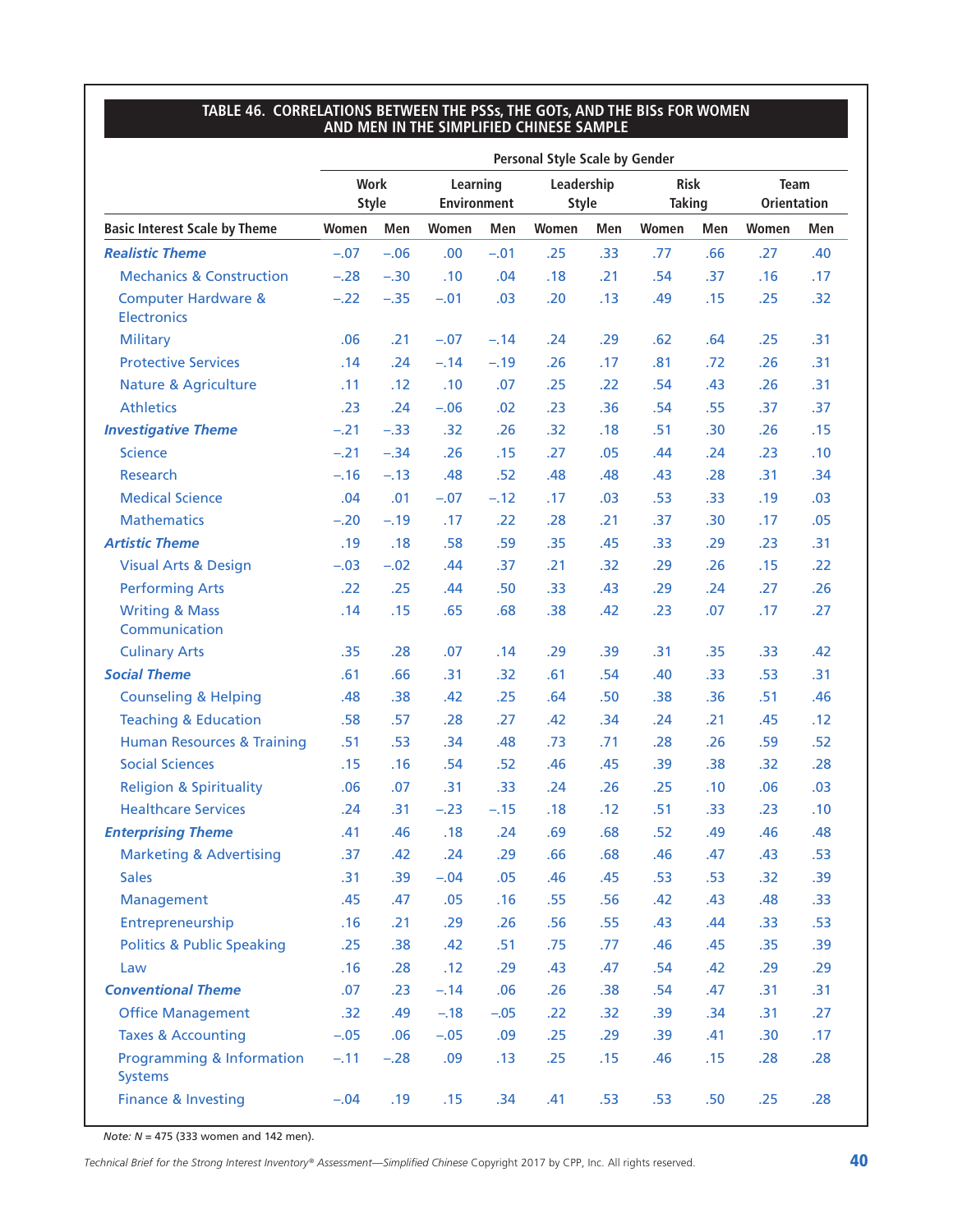**TABLE 46. CORRELATIONS BETWEEN THE PSSs, THE GOTs, AND THE BISs FOR WOMEN AND MEN IN THE SIMPLIFIED CHINESE SAMPLE**

| | Personal Style Scale by Gender | | | | | | | | | |
|---|---|---|---|---|---|---|---|---|---|---|
| | Work Style | | Learning Environment | | Leadership Style | | Risk Taking | | Team Orientation | |
| **Basic Interest Scale by Theme** | **Women** | **Men** | **Women** | **Men** | **Women** | **Men** | **Women** | **Men** | **Women** | **Men** |
| ***Realistic Theme*** | −.07 | −.06 | .00 | −.01 | .25 | .33 | .77 | .66 | .27 | .40 |
| Mechanics & Construction | −.28 | −.30 | .10 | .04 | .18 | .21 | .54 | .37 | .16 | .17 |
| Computer Hardware & Electronics | −.22 | −.35 | −.01 | .03 | .20 | .13 | .49 | .15 | .25 | .32 |
| Military | .06 | .21 | −.07 | −.14 | .24 | .29 | .62 | .64 | .25 | .31 |
| Protective Services | .14 | .24 | −.14 | −.19 | .26 | .17 | .81 | .72 | .26 | .31 |
| Nature & Agriculture | .11 | .12 | .10 | .07 | .25 | .22 | .54 | .43 | .26 | .31 |
| Athletics | .23 | .24 | −.06 | .02 | .23 | .36 | .54 | .55 | .37 | .37 |
| ***Investigative Theme*** | −.21 | −.33 | .32 | .26 | .32 | .18 | .51 | .30 | .26 | .15 |
| Science | −.21 | −.34 | .26 | .15 | .27 | .05 | .44 | .24 | .23 | .10 |
| Research | −.16 | −.13 | .48 | .52 | .48 | .48 | .43 | .28 | .31 | .34 |
| Medical Science | .04 | .01 | −.07 | −.12 | .17 | .03 | .53 | .33 | .19 | .03 |
| Mathematics | −.20 | −.19 | .17 | .22 | .28 | .21 | .37 | .30 | .17 | .05 |
| ***Artistic Theme*** | .19 | .18 | .58 | .59 | .35 | .45 | .33 | .29 | .23 | .31 |
| Visual Arts & Design | −.03 | −.02 | .44 | .37 | .21 | .32 | .29 | .26 | .15 | .22 |
| Performing Arts | .22 | .25 | .44 | .50 | .33 | .43 | .29 | .24 | .27 | .26 |
| Writing & Mass Communication | .14 | .15 | .65 | .68 | .38 | .42 | .23 | .07 | .17 | .27 |
| Culinary Arts | .35 | .28 | .07 | .14 | .29 | .39 | .31 | .35 | .33 | .42 |
| ***Social Theme*** | .61 | .66 | .31 | .32 | .61 | .54 | .40 | .33 | .53 | .31 |
| Counseling & Helping | .48 | .38 | .42 | .25 | .64 | .50 | .38 | .36 | .51 | .46 |
| Teaching & Education | .58 | .57 | .28 | .27 | .42 | .34 | .24 | .21 | .45 | .12 |
| Human Resources & Training | .51 | .53 | .34 | .48 | .73 | .71 | .28 | .26 | .59 | .52 |
| Social Sciences | .15 | .16 | .54 | .52 | .46 | .45 | .39 | .38 | .32 | .28 |
| Religion & Spirituality | .06 | .07 | .31 | .33 | .24 | .26 | .25 | .10 | .06 | .03 |
| Healthcare Services | .24 | .31 | −.23 | −.15 | .18 | .12 | .51 | .33 | .23 | .10 |
| ***Enterprising Theme*** | .41 | .46 | .18 | .24 | .69 | .68 | .52 | .49 | .46 | .48 |
| Marketing & Advertising | .37 | .42 | .24 | .29 | .66 | .68 | .46 | .47 | .43 | .53 |
| Sales | .31 | .39 | −.04 | .05 | .46 | .45 | .53 | .53 | .32 | .39 |
| Management | .45 | .47 | .05 | .16 | .55 | .56 | .42 | .43 | .48 | .33 |
| Entrepreneurship | .16 | .21 | .29 | .26 | .56 | .55 | .43 | .44 | .33 | .53 |
| Politics & Public Speaking | .25 | .38 | .42 | .51 | .75 | .77 | .46 | .45 | .35 | .39 |
| Law | .16 | .28 | .12 | .29 | .43 | .47 | .54 | .42 | .29 | .29 |
| ***Conventional Theme*** | .07 | .23 | −.14 | .06 | .26 | .38 | .54 | .47 | .31 | .31 |
| Office Management | .32 | .49 | −.18 | −.05 | .22 | .32 | .39 | .34 | .31 | .27 |
| Taxes & Accounting | −.05 | .06 | −.05 | .09 | .25 | .29 | .39 | .41 | .30 | .17 |
| Programming & Information Systems | −.11 | −.28 | .09 | .13 | .25 | .15 | .46 | .15 | .28 | .28 |
| Finance & Investing | −.04 | .19 | .15 | .34 | .41 | .53 | .53 | .50 | .25 | .28 |

*Note: N* = 475 (333 women and 142 men).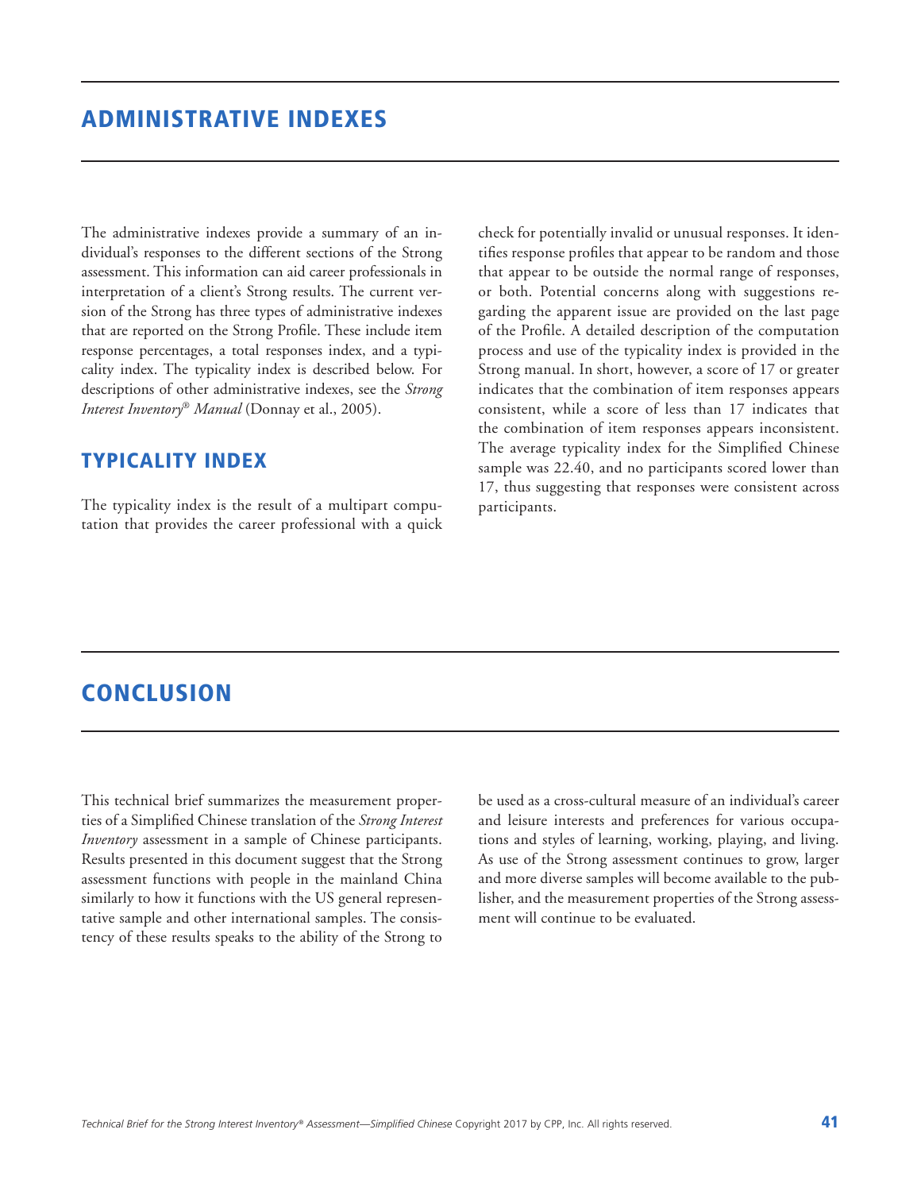## ADMINISTRATIVE INDEXES

The administrative indexes provide a summary of an individual's responses to the different sections of the Strong assessment. This information can aid career professionals in interpretation of a client's Strong results. The current version of the Strong has three types of administrative indexes that are reported on the Strong Profile. These include item response percentages, a total responses index, and a typicality index. The typicality index is described below. For descriptions of other administrative indexes, see the *Strong Interest Inventory® Manual* (Donnay et al., 2005).

### TYPICALITY INDEX

The typicality index is the result of a multipart computation that provides the career professional with a quick check for potentially invalid or unusual responses. It identifies response profiles that appear to be random and those that appear to be outside the normal range of responses, or both. Potential concerns along with suggestions regarding the apparent issue are provided on the last page of the Profile. A detailed description of the computation process and use of the typicality index is provided in the Strong manual. In short, however, a score of 17 or greater indicates that the combination of item responses appears consistent, while a score of less than 17 indicates that the combination of item responses appears inconsistent. The average typicality index for the Simplified Chinese sample was 22.40, and no participants scored lower than 17, thus suggesting that responses were consistent across participants.

## CONCLUSION

This technical brief summarizes the measurement properties of a Simplified Chinese translation of the *Strong Interest Inventory* assessment in a sample of Chinese participants. Results presented in this document suggest that the Strong assessment functions with people in the mainland China similarly to how it functions with the US general representative sample and other international samples. The consistency of these results speaks to the ability of the Strong to be used as a cross-cultural measure of an individual's career and leisure interests and preferences for various occupations and styles of learning, working, playing, and living. As use of the Strong assessment continues to grow, larger and more diverse samples will become available to the publisher, and the measurement properties of the Strong assessment will continue to be evaluated.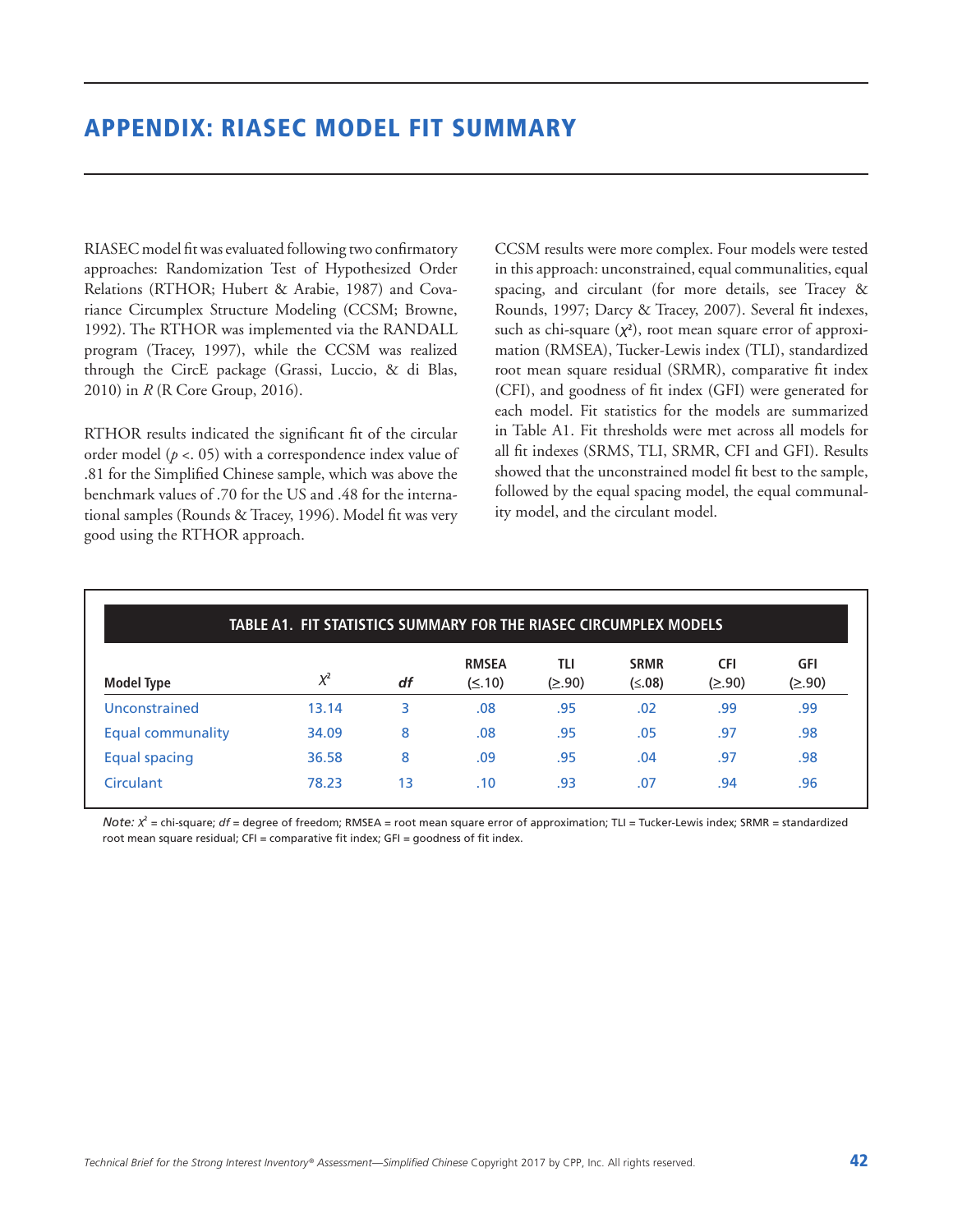# APPENDIX: RIASEC MODEL FIT SUMMARY

RIASEC model fit was evaluated following two confirmatory approaches: Randomization Test of Hypothesized Order Relations (RTHOR; Hubert & Arabie, 1987) and Covariance Circumplex Structure Modeling (CCSM; Browne, 1992). The RTHOR was implemented via the RANDALL program (Tracey, 1997), while the CCSM was realized through the CircE package (Grassi, Luccio, & di Blas, 2010) in *R* (R Core Group, 2016).

RTHOR results indicated the significant fit of the circular order model ($p < .05$) with a correspondence index value of .81 for the Simplified Chinese sample, which was above the benchmark values of .70 for the US and .48 for the international samples (Rounds & Tracey, 1996). Model fit was very good using the RTHOR approach.

CCSM results were more complex. Four models were tested in this approach: unconstrained, equal communalities, equal spacing, and circulant (for more details, see Tracey & Rounds, 1997; Darcy & Tracey, 2007). Several fit indexes, such as chi-square ($\chi^2$), root mean square error of approximation (RMSEA), Tucker-Lewis index (TLI), standardized root mean square residual (SRMR), comparative fit index (CFI), and goodness of fit index (GFI) were generated for each model. Fit statistics for the models are summarized in Table A1. Fit thresholds were met across all models for all fit indexes (SRMS, TLI, SRMR, CFI and GFI). Results showed that the unconstrained model fit best to the sample, followed by the equal spacing model, the equal communality model, and the circulant model.

**TABLE A1. FIT STATISTICS SUMMARY FOR THE RIASEC CIRCUMPLEX MODELS**

| Model Type | $\chi^2$ | *df* | RMSEA (≤.10) | TLI (≥.90) | SRMR (≤.08) | CFI (≥.90) | GFI (≥.90) |
|---|---|---|---|---|---|---|---|
| Unconstrained | 13.14 | 3 | .08 | .95 | .02 | .99 | .99 |
| Equal communality | 34.09 | 8 | .08 | .95 | .05 | .97 | .98 |
| Equal spacing | 36.58 | 8 | .09 | .95 | .04 | .97 | .98 |
| Circulant | 78.23 | 13 | .10 | .93 | .07 | .94 | .96 |

*Note:* $\chi^2$ = chi-square; *df* = degree of freedom; RMSEA = root mean square error of approximation; TLI = Tucker-Lewis index; SRMR = standardized root mean square residual; CFI = comparative fit index; GFI = goodness of fit index.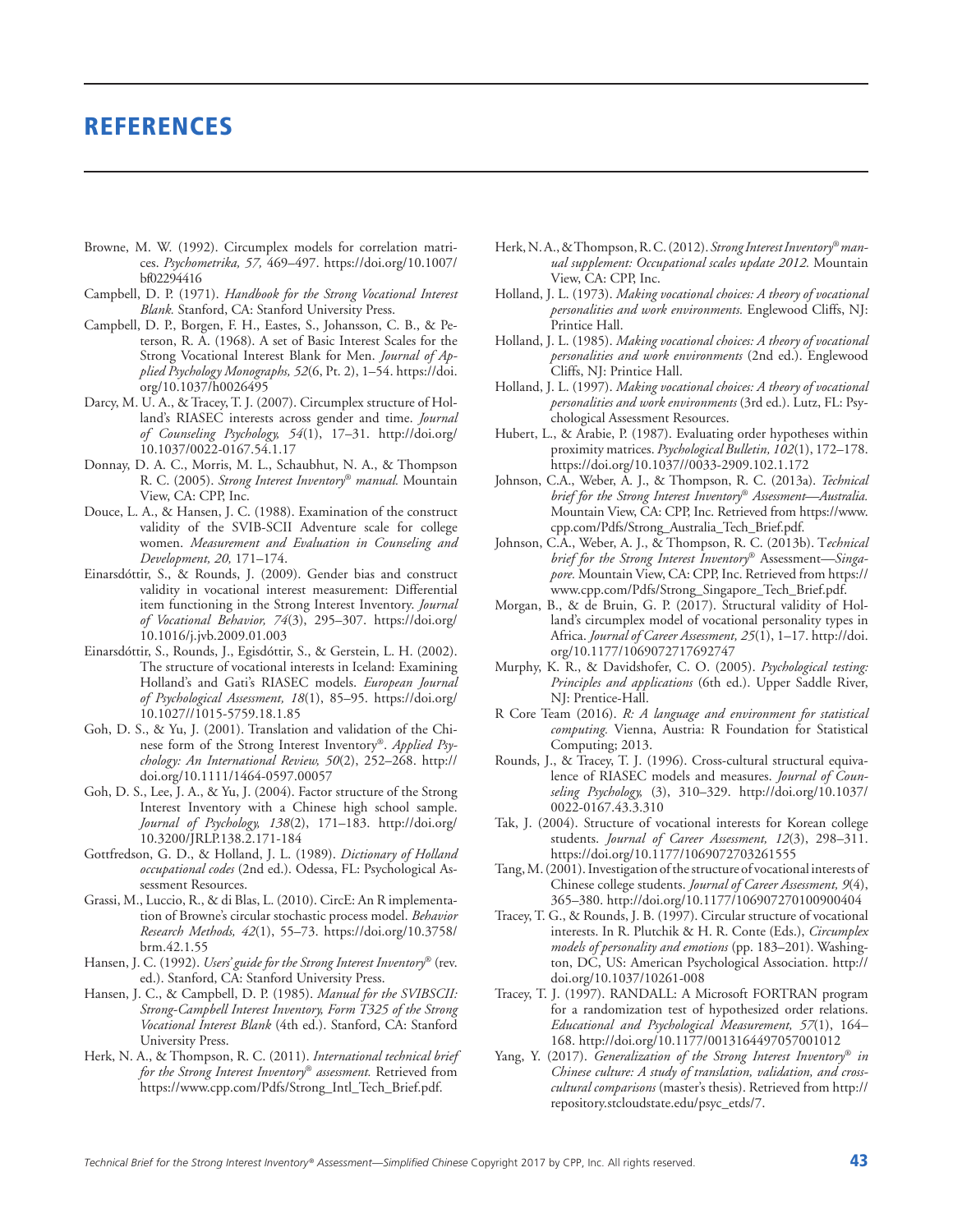# REFERENCES

Browne, M. W. (1992). Circumplex models for correlation matrices. *Psychometrika, 57,* 469–497. https://doi.org/10.1007/bf02294416

Campbell, D. P. (1971). *Handbook for the Strong Vocational Interest Blank.* Stanford, CA: Stanford University Press.

Campbell, D. P., Borgen, F. H., Eastes, S., Johansson, C. B., & Peterson, R. A. (1968). A set of Basic Interest Scales for the Strong Vocational Interest Blank for Men. *Journal of Applied Psychology Monographs, 52*(6, Pt. 2), 1–54. https://doi.org/10.1037/h0026495

Darcy, M. U. A., & Tracey, T. J. (2007). Circumplex structure of Holland's RIASEC interests across gender and time. *Journal of Counseling Psychology, 54*(1), 17–31. http://doi.org/10.1037/0022-0167.54.1.17

Donnay, D. A. C., Morris, M. L., Schaubhut, N. A., & Thompson R. C. (2005). *Strong Interest Inventory® manual.* Mountain View, CA: CPP, Inc.

Douce, L. A., & Hansen, J. C. (1988). Examination of the construct validity of the SVIB-SCII Adventure scale for college women. *Measurement and Evaluation in Counseling and Development, 20,* 171–174.

Einarsdóttir, S., & Rounds, J. (2009). Gender bias and construct validity in vocational interest measurement: Differential item functioning in the Strong Interest Inventory. *Journal of Vocational Behavior, 74*(3), 295–307. https://doi.org/10.1016/j.jvb.2009.01.003

Einarsdóttir, S., Rounds, J., Egisdóttir, S., & Gerstein, L. H. (2002). The structure of vocational interests in Iceland: Examining Holland's and Gati's RIASEC models. *European Journal of Psychological Assessment, 18*(1), 85–95. https://doi.org/10.1027//1015-5759.18.1.85

Goh, D. S., & Yu, J. (2001). Translation and validation of the Chinese form of the Strong Interest Inventory®. *Applied Psychology: An International Review, 50*(2), 252–268. http://doi.org/10.1111/1464-0597.00057

Goh, D. S., Lee, J. A., & Yu, J. (2004). Factor structure of the Strong Interest Inventory with a Chinese high school sample. *Journal of Psychology, 138*(2), 171–183. http://doi.org/10.3200/JRLP.138.2.171-184

Gottfredson, G. D., & Holland, J. L. (1989). *Dictionary of Holland occupational codes* (2nd ed.). Odessa, FL: Psychological Assessment Resources.

Grassi, M., Luccio, R., & di Blas, L. (2010). CircE: An R implementation of Browne's circular stochastic process model. *Behavior Research Methods, 42*(1), 55–73. https://doi.org/10.3758/brm.42.1.55

Hansen, J. C. (1992). *Users' guide for the Strong Interest Inventory®* (rev. ed.). Stanford, CA: Stanford University Press.

Hansen, J. C., & Campbell, D. P. (1985). *Manual for the SVIBSCII: Strong-Campbell Interest Inventory, Form T325 of the Strong Vocational Interest Blank* (4th ed.). Stanford, CA: Stanford University Press.

Herk, N. A., & Thompson, R. C. (2011). *International technical brief for the Strong Interest Inventory® assessment.* Retrieved from https://www.cpp.com/Pdfs/Strong_Intl_Tech_Brief.pdf.

Herk, N. A., & Thompson, R. C. (2012). *Strong Interest Inventory® manual supplement: Occupational scales update 2012.* Mountain View, CA: CPP, Inc.

Holland, J. L. (1973). *Making vocational choices: A theory of vocational personalities and work environments.* Englewood Cliffs, NJ: Printice Hall.

Holland, J. L. (1985). *Making vocational choices: A theory of vocational personalities and work environments* (2nd ed.). Englewood Cliffs, NJ: Printice Hall.

Holland, J. L. (1997). *Making vocational choices: A theory of vocational personalities and work environments* (3rd ed.). Lutz, FL: Psychological Assessment Resources.

Hubert, L., & Arabie, P. (1987). Evaluating order hypotheses within proximity matrices. *Psychological Bulletin, 102*(1), 172–178. https://doi.org/10.1037//0033-2909.102.1.172

Johnson, C.A., Weber, A. J., & Thompson, R. C. (2013a). *Technical brief for the Strong Interest Inventory® Assessment—Australia.* Mountain View, CA: CPP, Inc. Retrieved from https://www.cpp.com/Pdfs/Strong_Australia_Tech_Brief.pdf.

Johnson, C.A., Weber, A. J., & Thompson, R. C. (2013b). T*echnical brief for the Strong Interest Inventory*® Assessment—*Singapore.* Mountain View, CA: CPP, Inc. Retrieved from https://www.cpp.com/Pdfs/Strong_Singapore_Tech_Brief.pdf.

Morgan, B., & de Bruin, G. P. (2017). Structural validity of Holland's circumplex model of vocational personality types in Africa. *Journal of Career Assessment, 25*(1), 1–17. http://doi.org/10.1177/1069072717692747

Murphy, K. R., & Davidshofer, C. O. (2005). *Psychological testing: Principles and applications* (6th ed.). Upper Saddle River, NJ: Prentice-Hall.

R Core Team (2016). *R: A language and environment for statistical computing.* Vienna, Austria: R Foundation for Statistical Computing; 2013.

Rounds, J., & Tracey, T. J. (1996). Cross-cultural structural equivalence of RIASEC models and measures. *Journal of Counseling Psychology,* (3), 310–329. http://doi.org/10.1037/0022-0167.43.3.310

Tak, J. (2004). Structure of vocational interests for Korean college students. *Journal of Career Assessment, 12*(3), 298–311. https://doi.org/10.1177/1069072703261555

Tang, M. (2001). Investigation of the structure of vocational interests of Chinese college students. *Journal of Career Assessment, 9*(4), 365–380. http://doi.org/10.1177/106907270100900404

Tracey, T. G., & Rounds, J. B. (1997). Circular structure of vocational interests. In R. Plutchik & H. R. Conte (Eds.), *Circumplex models of personality and emotions* (pp. 183–201). Washington, DC, US: American Psychological Association. http://doi.org/10.1037/10261-008

Tracey, T. J. (1997). RANDALL: A Microsoft FORTRAN program for a randomization test of hypothesized order relations. *Educational and Psychological Measurement, 57*(1), 164–168. http://doi.org/10.1177/0013164497057001012

Yang, Y. (2017). *Generalization of the Strong Interest Inventory® in Chinese culture: A study of translation, validation, and cross-cultural comparisons* (master's thesis). Retrieved from http://repository.stcloudstate.edu/psyc_etds/7.